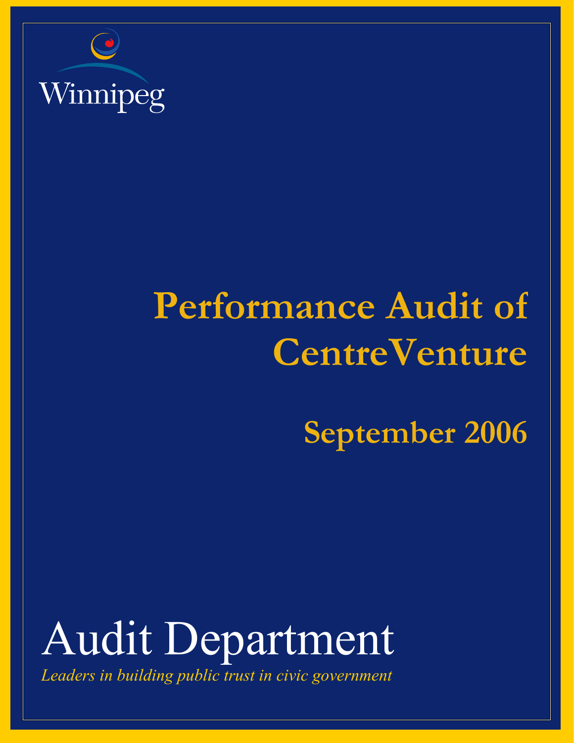Winnipeg

# Performance Audit of CentreVenture

## September 2006

# Audit Department

*Leaders in building public trust in civic government*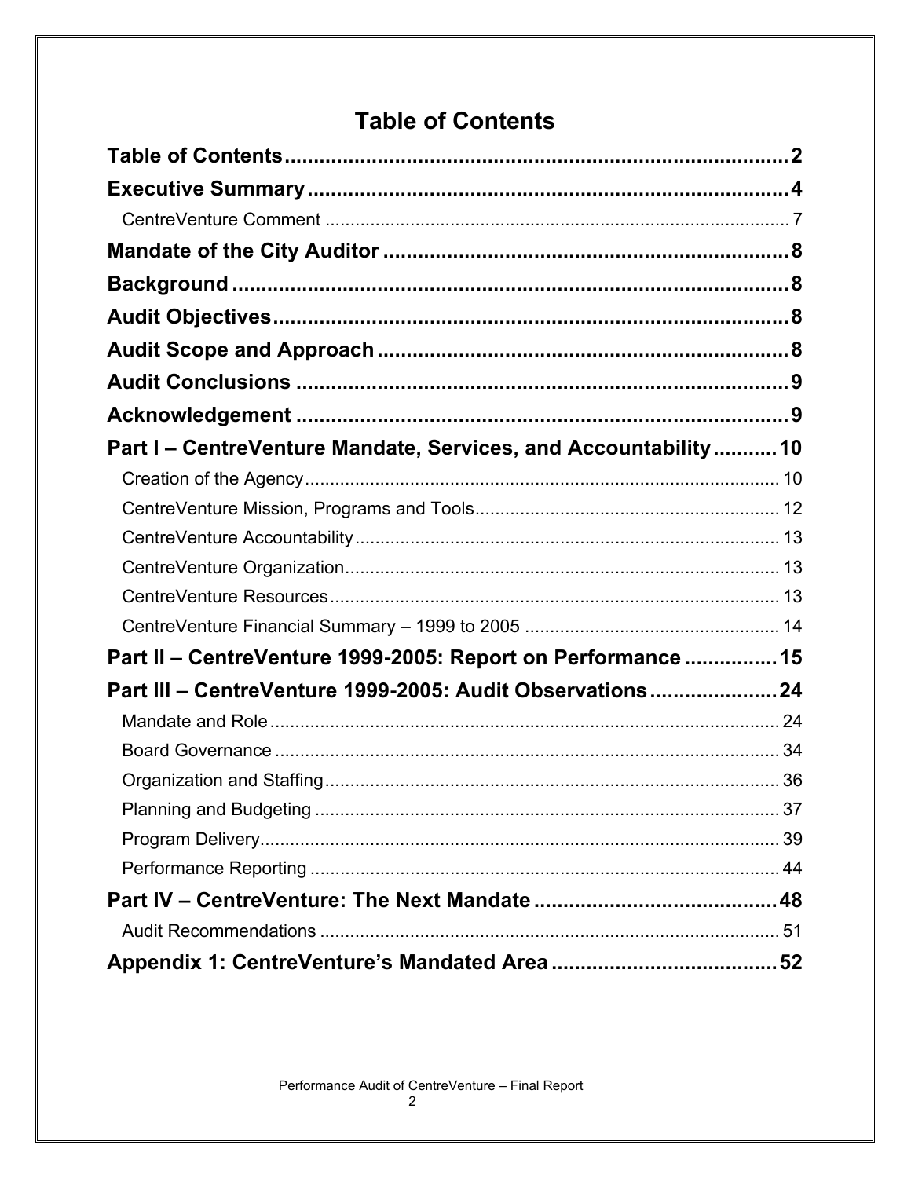# Table of Contents

**Table of Contents** ........................................ 2

**Executive Summary** ........................................ 4

- CentreVenture Comment ........................................ 7

**Mandate of the City Auditor** ........................................ 8

**Background** ........................................ 8

**Audit Objectives** ........................................ 8

**Audit Scope and Approach** ........................................ 8

**Audit Conclusions** ........................................ 9

**Acknowledgement** ........................................ 9

**Part I – CentreVenture Mandate, Services, and Accountability** ........................................ 10

- Creation of the Agency ........................................ 10
- CentreVenture Mission, Programs and Tools ........................................ 12
- CentreVenture Accountability ........................................ 13
- CentreVenture Organization ........................................ 13
- CentreVenture Resources ........................................ 13
- CentreVenture Financial Summary – 1999 to 2005 ........................................ 14

**Part II – CentreVenture 1999-2005: Report on Performance** ........................................ 15

**Part III – CentreVenture 1999-2005: Audit Observations** ........................................ 24

- Mandate and Role ........................................ 24
- Board Governance ........................................ 34
- Organization and Staffing ........................................ 36
- Planning and Budgeting ........................................ 37
- Program Delivery ........................................ 39
- Performance Reporting ........................................ 44

**Part IV – CentreVenture: The Next Mandate** ........................................ 48

- Audit Recommendations ........................................ 51

**Appendix 1: CentreVenture's Mandated Area** ........................................ 52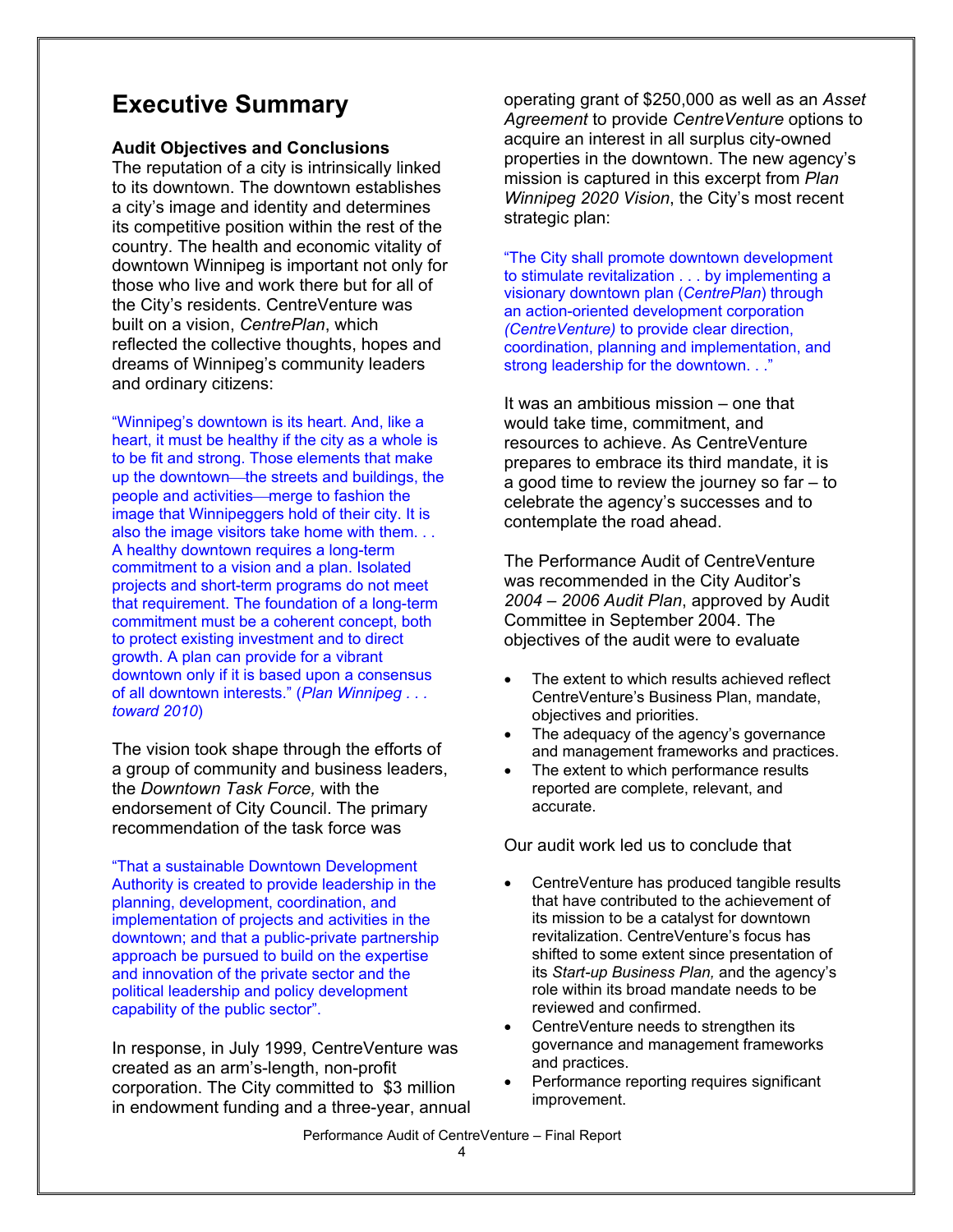# Executive Summary

**Audit Objectives and Conclusions**

The reputation of a city is intrinsically linked to its downtown. The downtown establishes a city's image and identity and determines its competitive position within the rest of the country. The health and economic vitality of downtown Winnipeg is important not only for those who live and work there but for all of the City's residents. CentreVenture was built on a vision, *CentrePlan*, which reflected the collective thoughts, hopes and dreams of Winnipeg's community leaders and ordinary citizens:

"Winnipeg's downtown is its heart. And, like a heart, it must be healthy if the city as a whole is to be fit and strong. Those elements that make up the downtown—the streets and buildings, the people and activities—merge to fashion the image that Winnipeggers hold of their city. It is also the image visitors take home with them. . . A healthy downtown requires a long-term commitment to a vision and a plan. Isolated projects and short-term programs do not meet that requirement. The foundation of a long-term commitment must be a coherent concept, both to protect existing investment and to direct growth. A plan can provide for a vibrant downtown only if it is based upon a consensus of all downtown interests." (*Plan Winnipeg . . . toward 2010*)

The vision took shape through the efforts of a group of community and business leaders, the *Downtown Task Force,* with the endorsement of City Council. The primary recommendation of the task force was

"That a sustainable Downtown Development Authority is created to provide leadership in the planning, development, coordination, and implementation of projects and activities in the downtown; and that a public-private partnership approach be pursued to build on the expertise and innovation of the private sector and the political leadership and policy development capability of the public sector".

In response, in July 1999, CentreVenture was created as an arm's-length, non-profit corporation. The City committed to $3 million in endowment funding and a three-year, annual operating grant of $250,000 as well as an *Asset Agreement* to provide *CentreVenture* options to acquire an interest in all surplus city-owned properties in the downtown. The new agency's mission is captured in this excerpt from *Plan Winnipeg 2020 Vision*, the City's most recent strategic plan:

"The City shall promote downtown development to stimulate revitalization . . . by implementing a visionary downtown plan (*CentrePlan*) through an action-oriented development corporation *(CentreVenture)* to provide clear direction, coordination, planning and implementation, and strong leadership for the downtown. . ."

It was an ambitious mission – one that would take time, commitment, and resources to achieve. As CentreVenture prepares to embrace its third mandate, it is a good time to review the journey so far – to celebrate the agency's successes and to contemplate the road ahead.

The Performance Audit of CentreVenture was recommended in the City Auditor's *2004 – 2006 Audit Plan*, approved by Audit Committee in September 2004. The objectives of the audit were to evaluate

- The extent to which results achieved reflect CentreVenture's Business Plan, mandate, objectives and priorities.
- The adequacy of the agency's governance and management frameworks and practices.
- The extent to which performance results reported are complete, relevant, and accurate.

Our audit work led us to conclude that

- CentreVenture has produced tangible results that have contributed to the achievement of its mission to be a catalyst for downtown revitalization. CentreVenture's focus has shifted to some extent since presentation of its *Start-up Business Plan,* and the agency's role within its broad mandate needs to be reviewed and confirmed.
- CentreVenture needs to strengthen its governance and management frameworks and practices.
- Performance reporting requires significant improvement.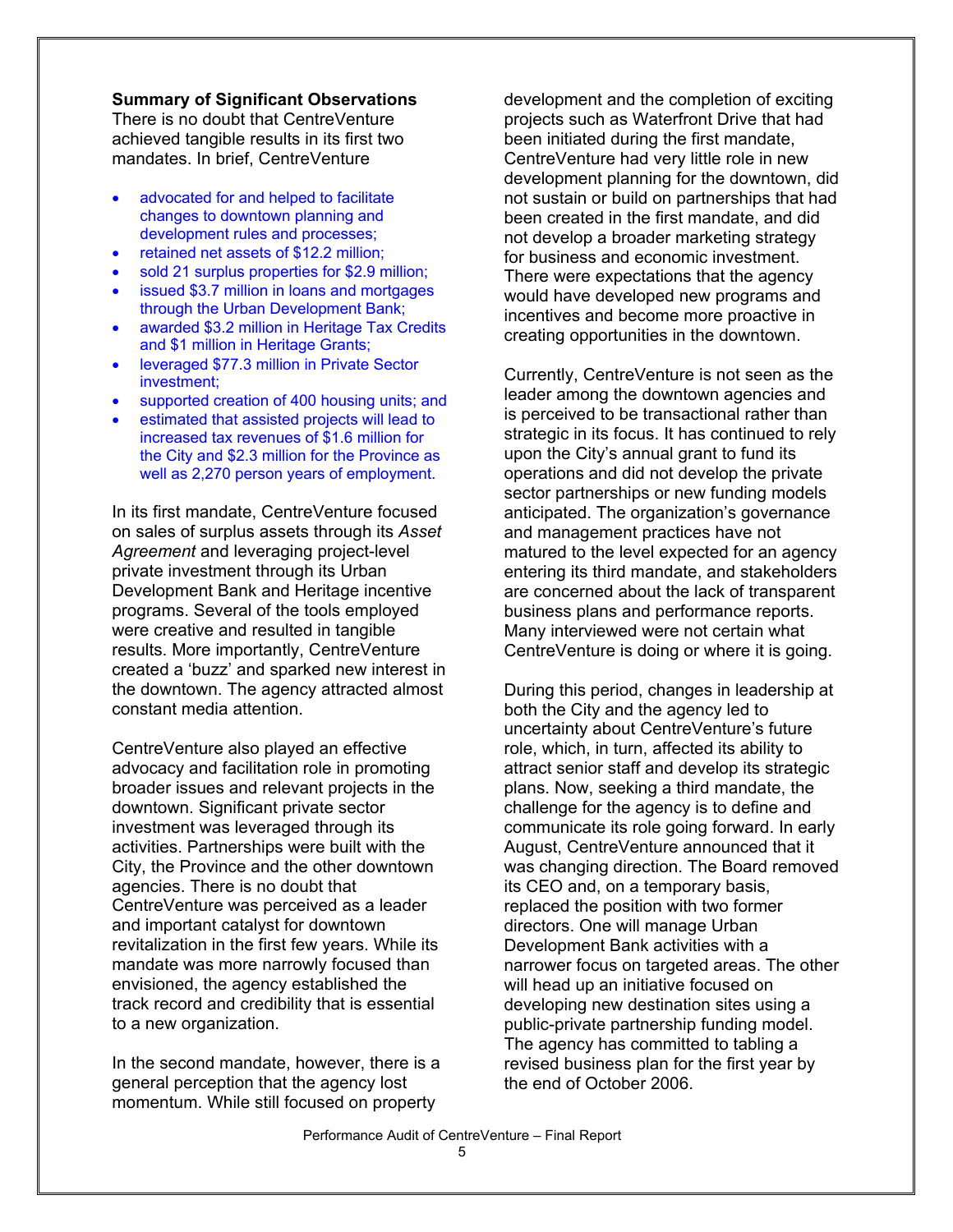**Summary of Significant Observations**

There is no doubt that CentreVenture achieved tangible results in its first two mandates. In brief, CentreVenture

- advocated for and helped to facilitate changes to downtown planning and development rules and processes;
- retained net assets of $12.2 million;
- sold 21 surplus properties for $2.9 million;
- issued $3.7 million in loans and mortgages through the Urban Development Bank;
- awarded $3.2 million in Heritage Tax Credits and $1 million in Heritage Grants;
- leveraged $77.3 million in Private Sector investment;
- supported creation of 400 housing units; and
- estimated that assisted projects will lead to increased tax revenues of $1.6 million for the City and $2.3 million for the Province as well as 2,270 person years of employment.

In its first mandate, CentreVenture focused on sales of surplus assets through its *Asset Agreement* and leveraging project-level private investment through its Urban Development Bank and Heritage incentive programs. Several of the tools employed were creative and resulted in tangible results. More importantly, CentreVenture created a 'buzz' and sparked new interest in the downtown. The agency attracted almost constant media attention.

CentreVenture also played an effective advocacy and facilitation role in promoting broader issues and relevant projects in the downtown. Significant private sector investment was leveraged through its activities. Partnerships were built with the City, the Province and the other downtown agencies. There is no doubt that CentreVenture was perceived as a leader and important catalyst for downtown revitalization in the first few years. While its mandate was more narrowly focused than envisioned, the agency established the track record and credibility that is essential to a new organization.

In the second mandate, however, there is a general perception that the agency lost momentum. While still focused on property development and the completion of exciting projects such as Waterfront Drive that had been initiated during the first mandate, CentreVenture had very little role in new development planning for the downtown, did not sustain or build on partnerships that had been created in the first mandate, and did not develop a broader marketing strategy for business and economic investment. There were expectations that the agency would have developed new programs and incentives and become more proactive in creating opportunities in the downtown.

Currently, CentreVenture is not seen as the leader among the downtown agencies and is perceived to be transactional rather than strategic in its focus. It has continued to rely upon the City's annual grant to fund its operations and did not develop the private sector partnerships or new funding models anticipated. The organization's governance and management practices have not matured to the level expected for an agency entering its third mandate, and stakeholders are concerned about the lack of transparent business plans and performance reports. Many interviewed were not certain what CentreVenture is doing or where it is going.

During this period, changes in leadership at both the City and the agency led to uncertainty about CentreVenture's future role, which, in turn, affected its ability to attract senior staff and develop its strategic plans. Now, seeking a third mandate, the challenge for the agency is to define and communicate its role going forward. In early August, CentreVenture announced that it was changing direction. The Board removed its CEO and, on a temporary basis, replaced the position with two former directors. One will manage Urban Development Bank activities with a narrower focus on targeted areas. The other will head up an initiative focused on developing new destination sites using a public-private partnership funding model. The agency has committed to tabling a revised business plan for the first year by the end of October 2006.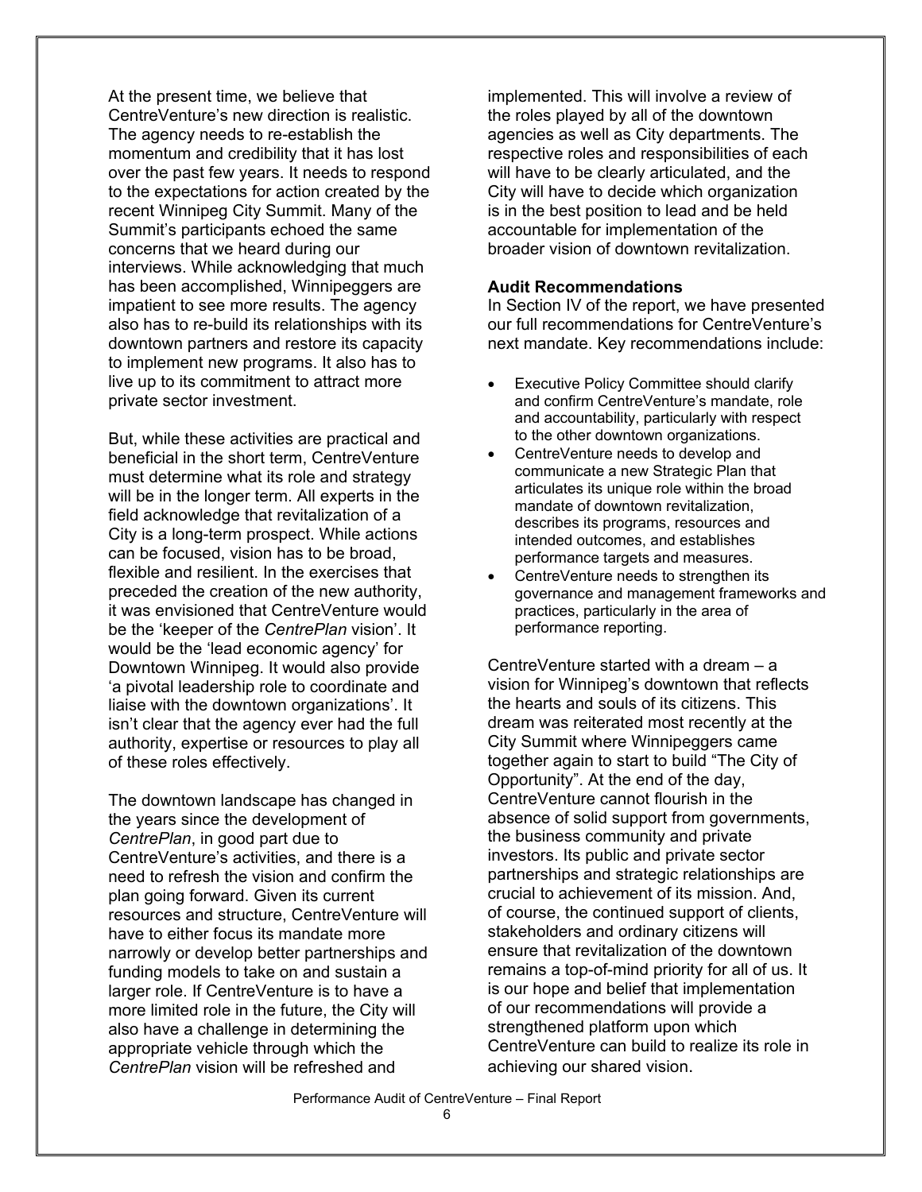At the present time, we believe that CentreVenture's new direction is realistic. The agency needs to re-establish the momentum and credibility that it has lost over the past few years. It needs to respond to the expectations for action created by the recent Winnipeg City Summit. Many of the Summit's participants echoed the same concerns that we heard during our interviews. While acknowledging that much has been accomplished, Winnipeggers are impatient to see more results. The agency also has to re-build its relationships with its downtown partners and restore its capacity to implement new programs. It also has to live up to its commitment to attract more private sector investment.

But, while these activities are practical and beneficial in the short term, CentreVenture must determine what its role and strategy will be in the longer term. All experts in the field acknowledge that revitalization of a City is a long-term prospect. While actions can be focused, vision has to be broad, flexible and resilient. In the exercises that preceded the creation of the new authority, it was envisioned that CentreVenture would be the 'keeper of the *CentrePlan* vision'. It would be the 'lead economic agency' for Downtown Winnipeg. It would also provide 'a pivotal leadership role to coordinate and liaise with the downtown organizations'. It isn't clear that the agency ever had the full authority, expertise or resources to play all of these roles effectively.

The downtown landscape has changed in the years since the development of *CentrePlan*, in good part due to CentreVenture's activities, and there is a need to refresh the vision and confirm the plan going forward. Given its current resources and structure, CentreVenture will have to either focus its mandate more narrowly or develop better partnerships and funding models to take on and sustain a larger role. If CentreVenture is to have a more limited role in the future, the City will also have a challenge in determining the appropriate vehicle through which the *CentrePlan* vision will be refreshed and implemented. This will involve a review of the roles played by all of the downtown agencies as well as City departments. The respective roles and responsibilities of each will have to be clearly articulated, and the City will have to decide which organization is in the best position to lead and be held accountable for implementation of the broader vision of downtown revitalization.

**Audit Recommendations**

In Section IV of the report, we have presented our full recommendations for CentreVenture's next mandate. Key recommendations include:

- Executive Policy Committee should clarify and confirm CentreVenture's mandate, role and accountability, particularly with respect to the other downtown organizations.
- CentreVenture needs to develop and communicate a new Strategic Plan that articulates its unique role within the broad mandate of downtown revitalization, describes its programs, resources and intended outcomes, and establishes performance targets and measures.
- CentreVenture needs to strengthen its governance and management frameworks and practices, particularly in the area of performance reporting.

CentreVenture started with a dream – a vision for Winnipeg's downtown that reflects the hearts and souls of its citizens. This dream was reiterated most recently at the City Summit where Winnipeggers came together again to start to build "The City of Opportunity". At the end of the day, CentreVenture cannot flourish in the absence of solid support from governments, the business community and private investors. Its public and private sector partnerships and strategic relationships are crucial to achievement of its mission. And, of course, the continued support of clients, stakeholders and ordinary citizens will ensure that revitalization of the downtown remains a top-of-mind priority for all of us. It is our hope and belief that implementation of our recommendations will provide a strengthened platform upon which CentreVenture can build to realize its role in achieving our shared vision.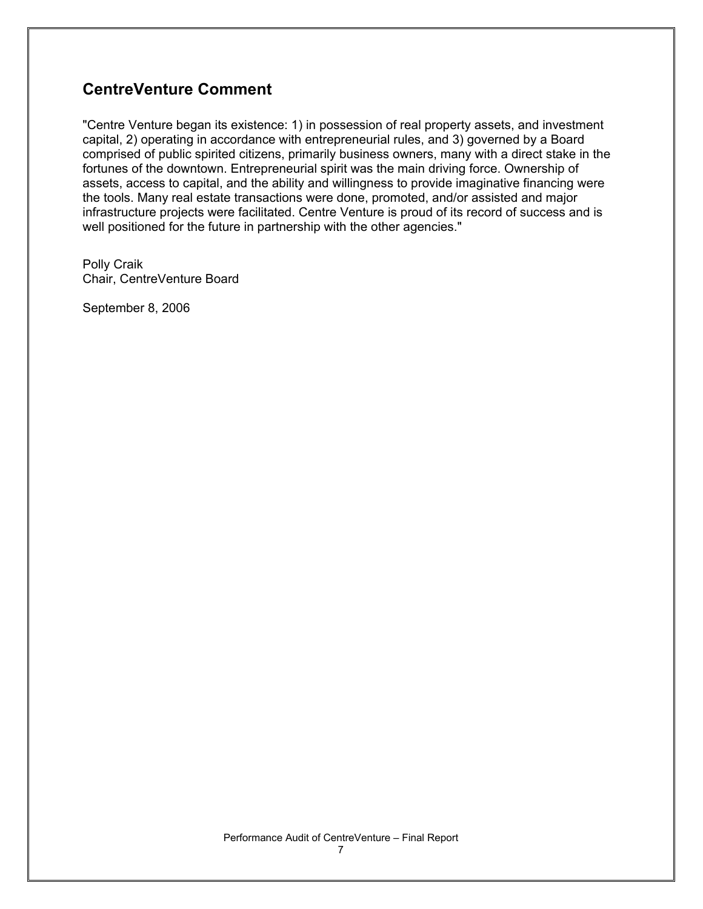## CentreVenture Comment

"Centre Venture began its existence: 1) in possession of real property assets, and investment capital, 2) operating in accordance with entrepreneurial rules, and 3) governed by a Board comprised of public spirited citizens, primarily business owners, many with a direct stake in the fortunes of the downtown. Entrepreneurial spirit was the main driving force. Ownership of assets, access to capital, and the ability and willingness to provide imaginative financing were the tools. Many real estate transactions were done, promoted, and/or assisted and major infrastructure projects were facilitated. Centre Venture is proud of its record of success and is well positioned for the future in partnership with the other agencies."

Polly Craik
Chair, CentreVenture Board

September 8, 2006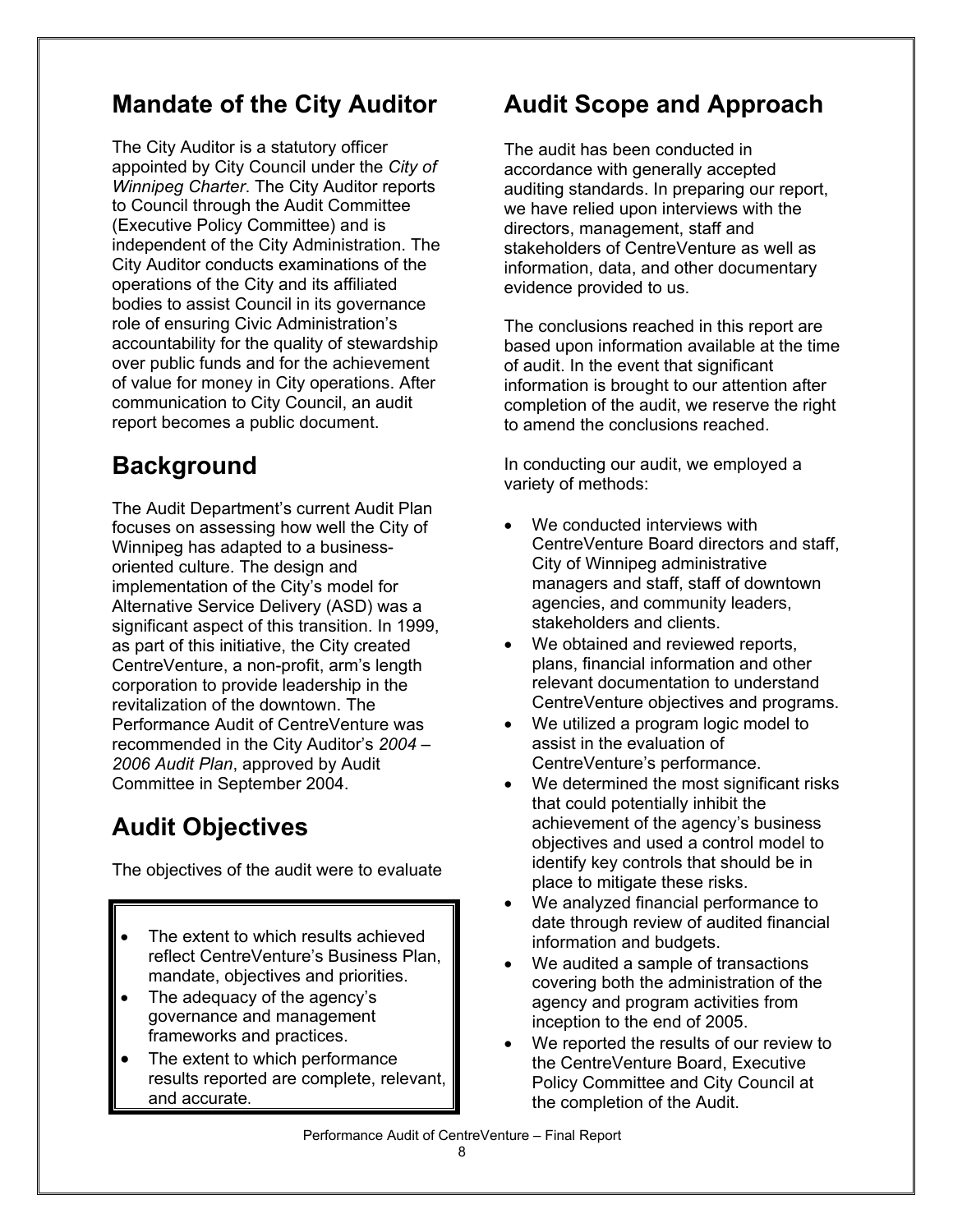## Mandate of the City Auditor

The City Auditor is a statutory officer appointed by City Council under the *City of Winnipeg Charter*. The City Auditor reports to Council through the Audit Committee (Executive Policy Committee) and is independent of the City Administration. The City Auditor conducts examinations of the operations of the City and its affiliated bodies to assist Council in its governance role of ensuring Civic Administration's accountability for the quality of stewardship over public funds and for the achievement of value for money in City operations. After communication to City Council, an audit report becomes a public document.

## Background

The Audit Department's current Audit Plan focuses on assessing how well the City of Winnipeg has adapted to a business-oriented culture. The design and implementation of the City's model for Alternative Service Delivery (ASD) was a significant aspect of this transition. In 1999, as part of this initiative, the City created CentreVenture, a non-profit, arm's length corporation to provide leadership in the revitalization of the downtown. The Performance Audit of CentreVenture was recommended in the City Auditor's *2004 – 2006 Audit Plan*, approved by Audit Committee in September 2004.

## Audit Objectives

The objectives of the audit were to evaluate

- The extent to which results achieved reflect CentreVenture's Business Plan, mandate, objectives and priorities.
- The adequacy of the agency's governance and management frameworks and practices.
- The extent to which performance results reported are complete, relevant, and accurate.

## Audit Scope and Approach

The audit has been conducted in accordance with generally accepted auditing standards. In preparing our report, we have relied upon interviews with the directors, management, staff and stakeholders of CentreVenture as well as information, data, and other documentary evidence provided to us.

The conclusions reached in this report are based upon information available at the time of audit. In the event that significant information is brought to our attention after completion of the audit, we reserve the right to amend the conclusions reached.

In conducting our audit, we employed a variety of methods:

- We conducted interviews with CentreVenture Board directors and staff, City of Winnipeg administrative managers and staff, staff of downtown agencies, and community leaders, stakeholders and clients.
- We obtained and reviewed reports, plans, financial information and other relevant documentation to understand CentreVenture objectives and programs.
- We utilized a program logic model to assist in the evaluation of CentreVenture's performance.
- We determined the most significant risks that could potentially inhibit the achievement of the agency's business objectives and used a control model to identify key controls that should be in place to mitigate these risks.
- We analyzed financial performance to date through review of audited financial information and budgets.
- We audited a sample of transactions covering both the administration of the agency and program activities from inception to the end of 2005.
- We reported the results of our review to the CentreVenture Board, Executive Policy Committee and City Council at the completion of the Audit.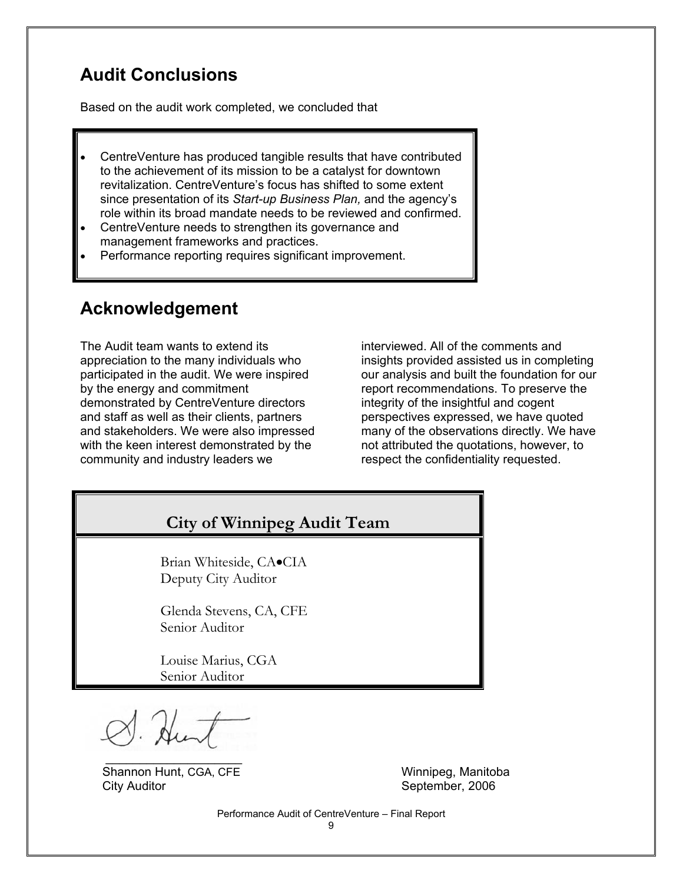## Audit Conclusions

Based on the audit work completed, we concluded that

- CentreVenture has produced tangible results that have contributed to the achievement of its mission to be a catalyst for downtown revitalization. CentreVenture's focus has shifted to some extent since presentation of its *Start-up Business Plan,* and the agency's role within its broad mandate needs to be reviewed and confirmed.
- CentreVenture needs to strengthen its governance and management frameworks and practices.
- Performance reporting requires significant improvement.

## Acknowledgement

The Audit team wants to extend its appreciation to the many individuals who participated in the audit. We were inspired by the energy and commitment demonstrated by CentreVenture directors and staff as well as their clients, partners and stakeholders. We were also impressed with the keen interest demonstrated by the community and industry leaders we interviewed. All of the comments and insights provided assisted us in completing our analysis and built the foundation for our report recommendations. To preserve the integrity of the insightful and cogent perspectives expressed, we have quoted many of the observations directly. We have not attributed the quotations, however, to respect the confidentiality requested.

**City of Winnipeg Audit Team**

Brian Whiteside, CA•CIA
Deputy City Auditor

Glenda Stevens, CA, CFE
Senior Auditor

Louise Marius, CGA
Senior Auditor

Shannon Hunt, CGA, CFE
City Auditor

Winnipeg, Manitoba
September, 2006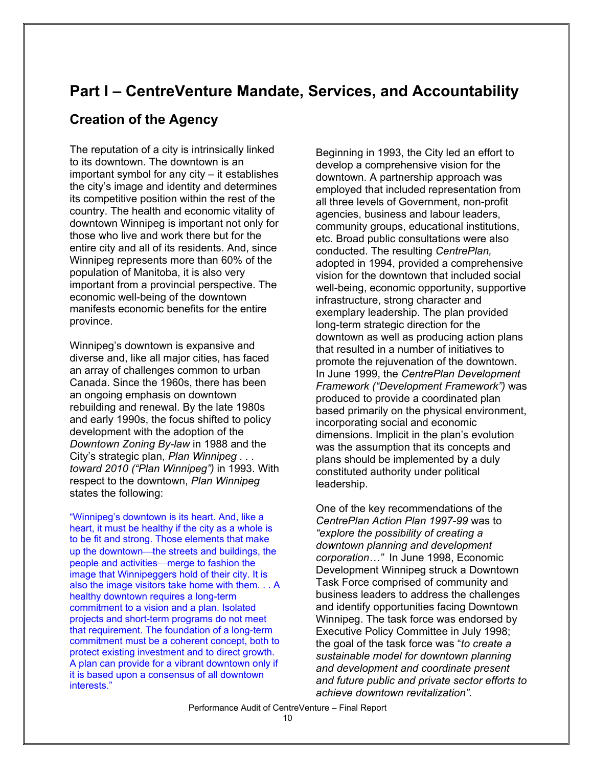# Part I – CentreVenture Mandate, Services, and Accountability

## Creation of the Agency

The reputation of a city is intrinsically linked to its downtown. The downtown is an important symbol for any city – it establishes the city's image and identity and determines its competitive position within the rest of the country. The health and economic vitality of downtown Winnipeg is important not only for those who live and work there but for the entire city and all of its residents. And, since Winnipeg represents more than 60% of the population of Manitoba, it is also very important from a provincial perspective. The economic well-being of the downtown manifests economic benefits for the entire province.

Winnipeg's downtown is expansive and diverse and, like all major cities, has faced an array of challenges common to urban Canada. Since the 1960s, there has been an ongoing emphasis on downtown rebuilding and renewal. By the late 1980s and early 1990s, the focus shifted to policy development with the adoption of the *Downtown Zoning By-law* in 1988 and the City's strategic plan, *Plan Winnipeg . . . toward 2010 ("Plan Winnipeg")* in 1993. With respect to the downtown, *Plan Winnipeg* states the following:

"Winnipeg's downtown is its heart. And, like a heart, it must be healthy if the city as a whole is to be fit and strong. Those elements that make up the downtown—the streets and buildings, the people and activities—merge to fashion the image that Winnipeggers hold of their city. It is also the image visitors take home with them. . . A healthy downtown requires a long-term commitment to a vision and a plan. Isolated projects and short-term programs do not meet that requirement. The foundation of a long-term commitment must be a coherent concept, both to protect existing investment and to direct growth. A plan can provide for a vibrant downtown only if it is based upon a consensus of all downtown interests."

Beginning in 1993, the City led an effort to develop a comprehensive vision for the downtown. A partnership approach was employed that included representation from all three levels of Government, non-profit agencies, business and labour leaders, community groups, educational institutions, etc. Broad public consultations were also conducted. The resulting *CentrePlan,* adopted in 1994, provided a comprehensive vision for the downtown that included social well-being, economic opportunity, supportive infrastructure, strong character and exemplary leadership. The plan provided long-term strategic direction for the downtown as well as producing action plans that resulted in a number of initiatives to promote the rejuvenation of the downtown. In June 1999, the *CentrePlan Development Framework ("Development Framework")* was produced to provide a coordinated plan based primarily on the physical environment, incorporating social and economic dimensions. Implicit in the plan's evolution was the assumption that its concepts and plans should be implemented by a duly constituted authority under political leadership.

One of the key recommendations of the *CentrePlan Action Plan 1997-99* was to *"explore the possibility of creating a downtown planning and development corporation…"* In June 1998, Economic Development Winnipeg struck a Downtown Task Force comprised of community and business leaders to address the challenges and identify opportunities facing Downtown Winnipeg. The task force was endorsed by Executive Policy Committee in July 1998; the goal of the task force was "*to create a sustainable model for downtown planning and development and coordinate present and future public and private sector efforts to achieve downtown revitalization".*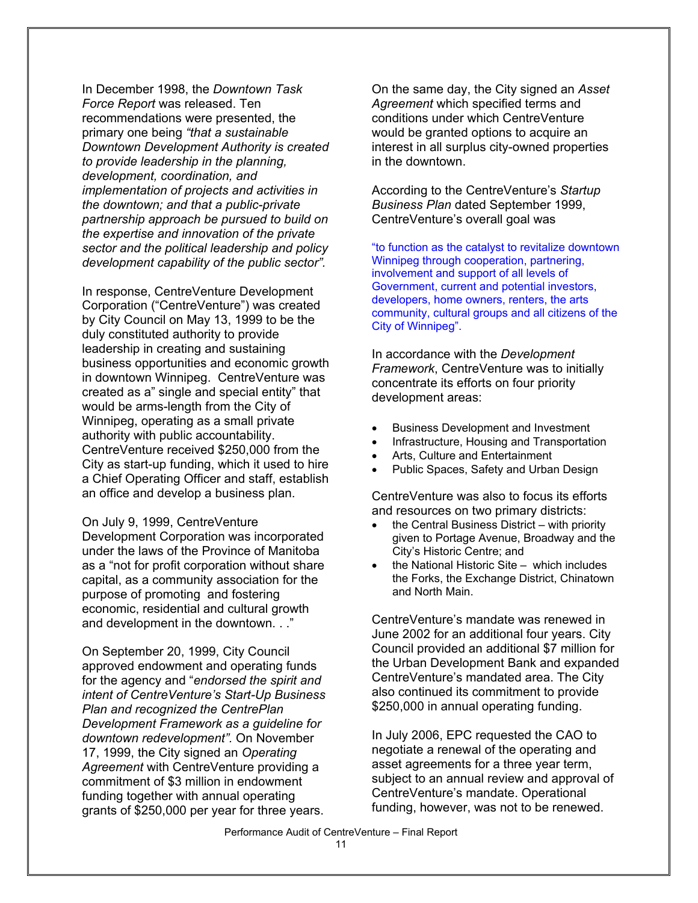In December 1998, the *Downtown Task Force Report* was released. Ten recommendations were presented, the primary one being *"that a sustainable Downtown Development Authority is created to provide leadership in the planning, development, coordination, and implementation of projects and activities in the downtown; and that a public-private partnership approach be pursued to build on the expertise and innovation of the private sector and the political leadership and policy development capability of the public sector"*.

In response, CentreVenture Development Corporation ("CentreVenture") was created by City Council on May 13, 1999 to be the duly constituted authority to provide leadership in creating and sustaining business opportunities and economic growth in downtown Winnipeg. CentreVenture was created as a" single and special entity" that would be arms-length from the City of Winnipeg, operating as a small private authority with public accountability. CentreVenture received $250,000 from the City as start-up funding, which it used to hire a Chief Operating Officer and staff, establish an office and develop a business plan.

On July 9, 1999, CentreVenture Development Corporation was incorporated under the laws of the Province of Manitoba as a "not for profit corporation without share capital, as a community association for the purpose of promoting and fostering economic, residential and cultural growth and development in the downtown. . ."

On September 20, 1999, City Council approved endowment and operating funds for the agency and "*endorsed the spirit and intent of CentreVenture's Start-Up Business Plan and recognized the CentrePlan Development Framework as a guideline for downtown redevelopment".* On November 17, 1999, the City signed an *Operating Agreement* with CentreVenture providing a commitment of $3 million in endowment funding together with annual operating grants of $250,000 per year for three years.

On the same day, the City signed an *Asset Agreement* which specified terms and conditions under which CentreVenture would be granted options to acquire an interest in all surplus city-owned properties in the downtown.

According to the CentreVenture's *Startup Business Plan* dated September 1999, CentreVenture's overall goal was

"to function as the catalyst to revitalize downtown Winnipeg through cooperation, partnering, involvement and support of all levels of Government, current and potential investors, developers, home owners, renters, the arts community, cultural groups and all citizens of the City of Winnipeg".

In accordance with the *Development Framework*, CentreVenture was to initially concentrate its efforts on four priority development areas:

- Business Development and Investment
- Infrastructure, Housing and Transportation
- Arts, Culture and Entertainment
- Public Spaces, Safety and Urban Design

CentreVenture was also to focus its efforts and resources on two primary districts:

- the Central Business District – with priority given to Portage Avenue, Broadway and the City's Historic Centre; and
- the National Historic Site – which includes the Forks, the Exchange District, Chinatown and North Main.

CentreVenture's mandate was renewed in June 2002 for an additional four years. City Council provided an additional $7 million for the Urban Development Bank and expanded CentreVenture's mandated area. The City also continued its commitment to provide $250,000 in annual operating funding.

In July 2006, EPC requested the CAO to negotiate a renewal of the operating and asset agreements for a three year term, subject to an annual review and approval of CentreVenture's mandate. Operational funding, however, was not to be renewed.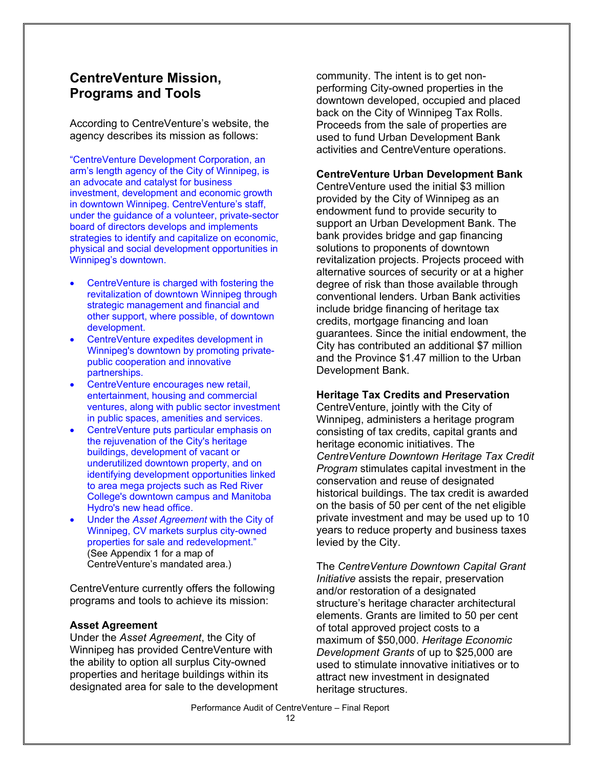## CentreVenture Mission, Programs and Tools

According to CentreVenture's website, the agency describes its mission as follows:

"CentreVenture Development Corporation, an arm's length agency of the City of Winnipeg, is an advocate and catalyst for business investment, development and economic growth in downtown Winnipeg. CentreVenture's staff, under the guidance of a volunteer, private-sector board of directors develops and implements strategies to identify and capitalize on economic, physical and social development opportunities in Winnipeg's downtown.

- CentreVenture is charged with fostering the revitalization of downtown Winnipeg through strategic management and financial and other support, where possible, of downtown development.
- CentreVenture expedites development in Winnipeg's downtown by promoting private-public cooperation and innovative partnerships.
- CentreVenture encourages new retail, entertainment, housing and commercial ventures, along with public sector investment in public spaces, amenities and services.
- CentreVenture puts particular emphasis on the rejuvenation of the City's heritage buildings, development of vacant or underutilized downtown property, and on identifying development opportunities linked to area mega projects such as Red River College's downtown campus and Manitoba Hydro's new head office.
- Under the *Asset Agreement* with the City of Winnipeg, CV markets surplus city-owned properties for sale and redevelopment."
  (See Appendix 1 for a map of CentreVenture's mandated area.)

CentreVenture currently offers the following programs and tools to achieve its mission:

**Asset Agreement**
Under the *Asset Agreement*, the City of Winnipeg has provided CentreVenture with the ability to option all surplus City-owned properties and heritage buildings within its designated area for sale to the development community. The intent is to get non-performing City-owned properties in the downtown developed, occupied and placed back on the City of Winnipeg Tax Rolls. Proceeds from the sale of properties are used to fund Urban Development Bank activities and CentreVenture operations.

**CentreVenture Urban Development Bank**
CentreVenture used the initial $3 million provided by the City of Winnipeg as an endowment fund to provide security to support an Urban Development Bank. The bank provides bridge and gap financing solutions to proponents of downtown revitalization projects. Projects proceed with alternative sources of security or at a higher degree of risk than those available through conventional lenders. Urban Bank activities include bridge financing of heritage tax credits, mortgage financing and loan guarantees. Since the initial endowment, the City has contributed an additional $7 million and the Province $1.47 million to the Urban Development Bank.

**Heritage Tax Credits and Preservation**
CentreVenture, jointly with the City of Winnipeg, administers a heritage program consisting of tax credits, capital grants and heritage economic initiatives. The *CentreVenture Downtown Heritage Tax Credit Program* stimulates capital investment in the conservation and reuse of designated historical buildings. The tax credit is awarded on the basis of 50 per cent of the net eligible private investment and may be used up to 10 years to reduce property and business taxes levied by the City.

The *CentreVenture Downtown Capital Grant Initiative* assists the repair, preservation and/or restoration of a designated structure's heritage character architectural elements. Grants are limited to 50 per cent of total approved project costs to a maximum of $50,000. *Heritage Economic Development Grants* of up to $25,000 are used to stimulate innovative initiatives or to attract new investment in designated heritage structures.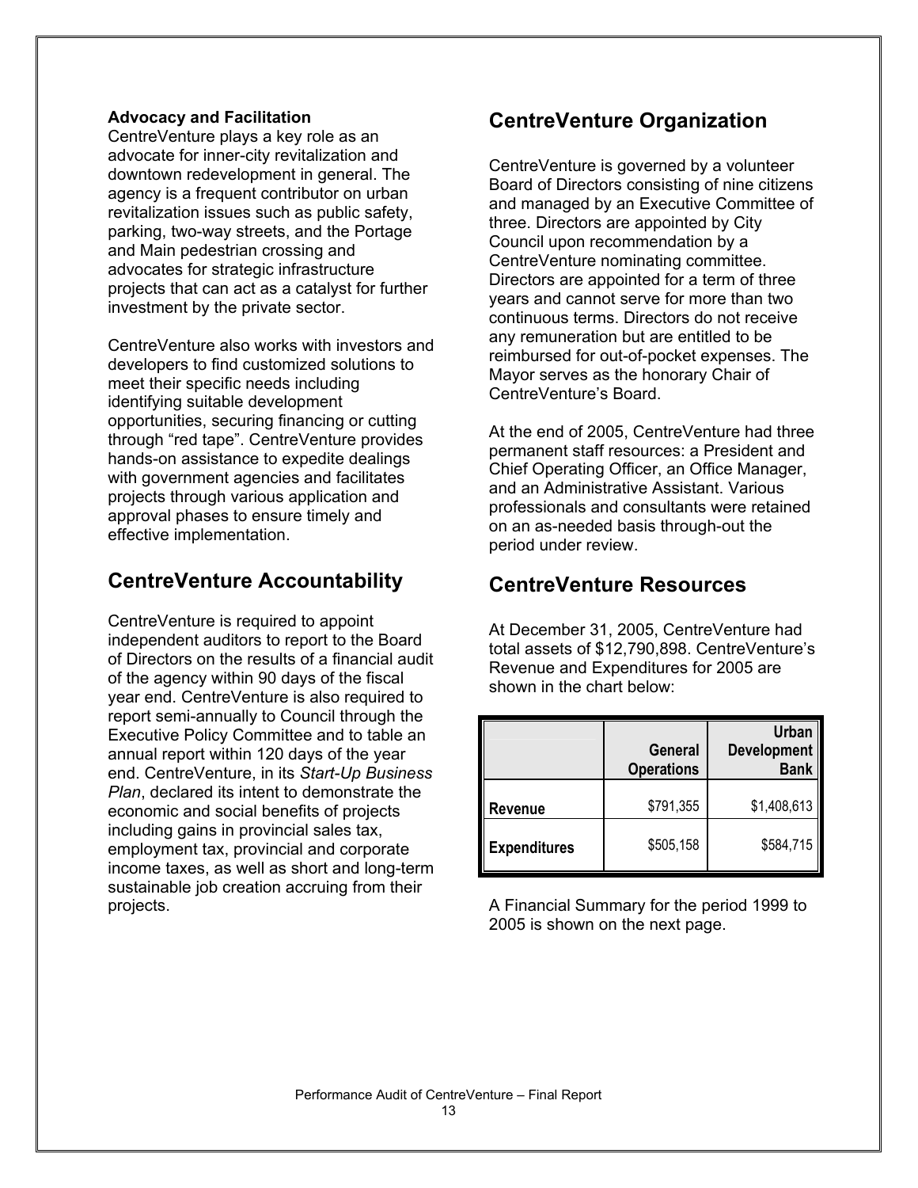**Advocacy and Facilitation**
CentreVenture plays a key role as an advocate for inner-city revitalization and downtown redevelopment in general. The agency is a frequent contributor on urban revitalization issues such as public safety, parking, two-way streets, and the Portage and Main pedestrian crossing and advocates for strategic infrastructure projects that can act as a catalyst for further investment by the private sector.

CentreVenture also works with investors and developers to find customized solutions to meet their specific needs including identifying suitable development opportunities, securing financing or cutting through "red tape". CentreVenture provides hands-on assistance to expedite dealings with government agencies and facilitates projects through various application and approval phases to ensure timely and effective implementation.

## CentreVenture Accountability

CentreVenture is required to appoint independent auditors to report to the Board of Directors on the results of a financial audit of the agency within 90 days of the fiscal year end. CentreVenture is also required to report semi-annually to Council through the Executive Policy Committee and to table an annual report within 120 days of the year end. CentreVenture, in its *Start-Up Business Plan*, declared its intent to demonstrate the economic and social benefits of projects including gains in provincial sales tax, employment tax, provincial and corporate income taxes, as well as short and long-term sustainable job creation accruing from their projects.

## CentreVenture Organization

CentreVenture is governed by a volunteer Board of Directors consisting of nine citizens and managed by an Executive Committee of three. Directors are appointed by City Council upon recommendation by a CentreVenture nominating committee. Directors are appointed for a term of three years and cannot serve for more than two continuous terms. Directors do not receive any remuneration but are entitled to be reimbursed for out-of-pocket expenses. The Mayor serves as the honorary Chair of CentreVenture's Board.

At the end of 2005, CentreVenture had three permanent staff resources: a President and Chief Operating Officer, an Office Manager, and an Administrative Assistant. Various professionals and consultants were retained on an as-needed basis through-out the period under review.

## CentreVenture Resources

At December 31, 2005, CentreVenture had total assets of $12,790,898. CentreVenture's Revenue and Expenditures for 2005 are shown in the chart below:

| | General Operations | Urban Development Bank |
|---|---|---|
| **Revenue** | $791,355 | $1,408,613 |
| **Expenditures** | $505,158 | $584,715 |

A Financial Summary for the period 1999 to 2005 is shown on the next page.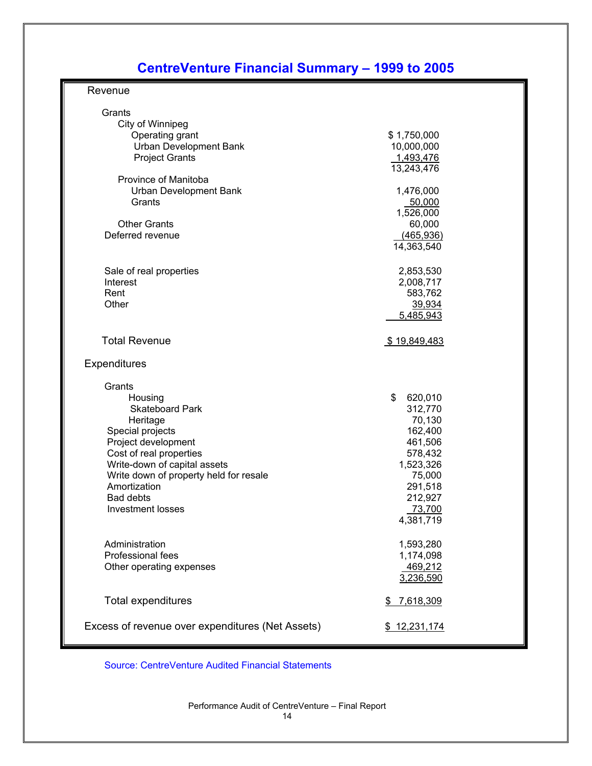## CentreVenture Financial Summary – 1999 to 2005

| | |
|---|---|
| **Revenue** | |
| Grants | |
| City of Winnipeg | |
| Operating grant | $ 1,750,000 |
| Urban Development Bank | 10,000,000 |
| Project Grants | 1,493,476 |
| | 13,243,476 |
| Province of Manitoba | |
| Urban Development Bank | 1,476,000 |
| Grants | 50,000 |
| | 1,526,000 |
| Other Grants | 60,000 |
| Deferred revenue | (465,936) |
| | 14,363,540 |
| Sale of real properties | 2,853,530 |
| Interest | 2,008,717 |
| Rent | 583,762 |
| Other | 39,934 |
| | 5,485,943 |
| Total Revenue | $ 19,849,483 |
| **Expenditures** | |
| Grants | |
| Housing | $ 620,010 |
| Skateboard Park | 312,770 |
| Heritage | 70,130 |
| Special projects | 162,400 |
| Project development | 461,506 |
| Cost of real properties | 578,432 |
| Write-down of capital assets | 1,523,326 |
| Write down of property held for resale | 75,000 |
| Amortization | 291,518 |
| Bad debts | 212,927 |
| Investment losses | 73,700 |
| | 4,381,719 |
| Administration | 1,593,280 |
| Professional fees | 1,174,098 |
| Other operating expenses | 469,212 |
| | 3,236,590 |
| Total expenditures | $ 7,618,309 |
| Excess of revenue over expenditures (Net Assets) | $ 12,231,174 |

Source: CentreVenture Audited Financial Statements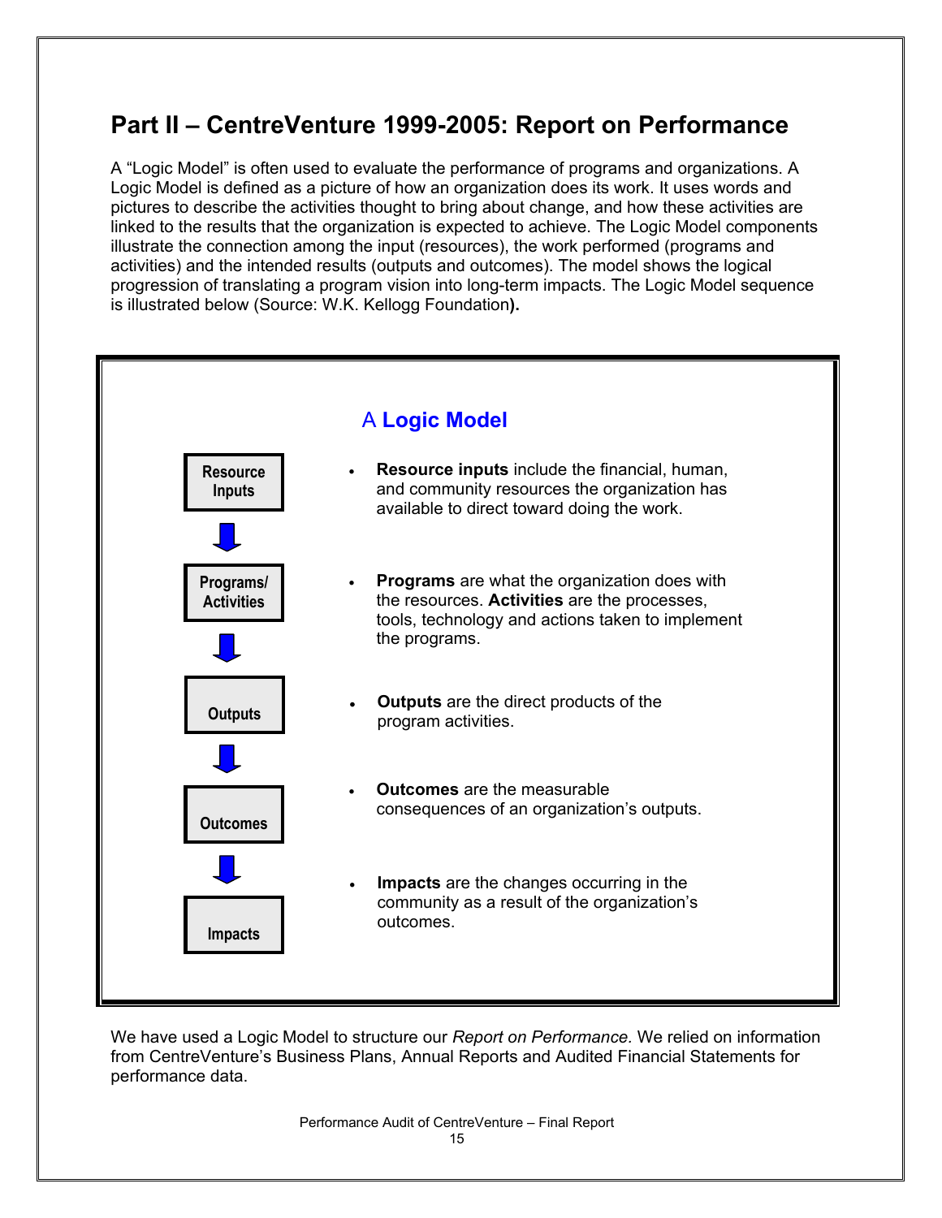## Part II – CentreVenture 1999-2005: Report on Performance

A "Logic Model" is often used to evaluate the performance of programs and organizations. A Logic Model is defined as a picture of how an organization does its work. It uses words and pictures to describe the activities thought to bring about change, and how these activities are linked to the results that the organization is expected to achieve. The Logic Model components illustrate the connection among the input (resources), the work performed (programs and activities) and the intended results (outputs and outcomes). The model shows the logical progression of translating a program vision into long-term impacts. The Logic Model sequence is illustrated below (Source: W.K. Kellogg Foundation**).**

### A **Logic Model**

**Resource Inputs** → **Programs/ Activities** → **Outputs** → **Outcomes** → **Impacts**

- **Resource inputs** include the financial, human, and community resources the organization has available to direct toward doing the work.
- **Programs** are what the organization does with the resources. **Activities** are the processes, tools, technology and actions taken to implement the programs.
- **Outputs** are the direct products of the program activities.
- **Outcomes** are the measurable consequences of an organization's outputs.
- **Impacts** are the changes occurring in the community as a result of the organization's outcomes.

We have used a Logic Model to structure our *Report on Performance.* We relied on information from CentreVenture's Business Plans, Annual Reports and Audited Financial Statements for performance data.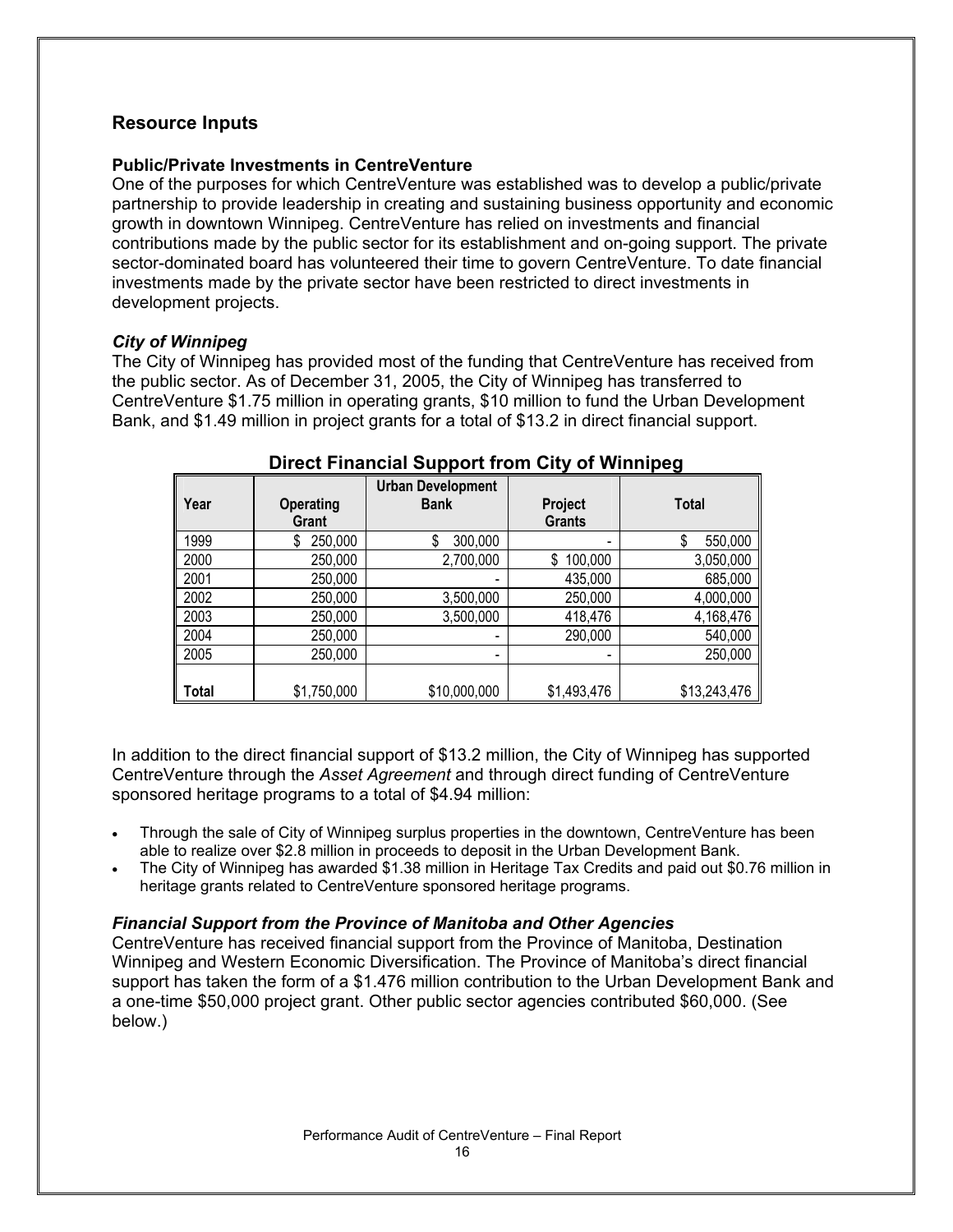## Resource Inputs

### Public/Private Investments in CentreVenture

One of the purposes for which CentreVenture was established was to develop a public/private partnership to provide leadership in creating and sustaining business opportunity and economic growth in downtown Winnipeg. CentreVenture has relied on investments and financial contributions made by the public sector for its establishment and on-going support. The private sector-dominated board has volunteered their time to govern CentreVenture. To date financial investments made by the private sector have been restricted to direct investments in development projects.

### *City of Winnipeg*

The City of Winnipeg has provided most of the funding that CentreVenture has received from the public sector. As of December 31, 2005, the City of Winnipeg has transferred to CentreVenture $1.75 million in operating grants, $10 million to fund the Urban Development Bank, and $1.49 million in project grants for a total of $13.2 in direct financial support.

**Direct Financial Support from City of Winnipeg**

| Year | Operating Grant | Urban Development Bank | Project Grants | Total |
|---|---|---|---|---|
| 1999 | $ 250,000 | $ 300,000 | - | $ 550,000 |
| 2000 | 250,000 | 2,700,000 | $ 100,000 | 3,050,000 |
| 2001 | 250,000 | - | 435,000 | 685,000 |
| 2002 | 250,000 | 3,500,000 | 250,000 | 4,000,000 |
| 2003 | 250,000 | 3,500,000 | 418,476 | 4,168,476 |
| 2004 | 250,000 | - | 290,000 | 540,000 |
| 2005 | 250,000 | - | - | 250,000 |
| Total | $1,750,000 | $10,000,000 | $1,493,476 | $13,243,476 |

In addition to the direct financial support of $13.2 million, the City of Winnipeg has supported CentreVenture through the *Asset Agreement* and through direct funding of CentreVenture sponsored heritage programs to a total of $4.94 million:

- Through the sale of City of Winnipeg surplus properties in the downtown, CentreVenture has been able to realize over $2.8 million in proceeds to deposit in the Urban Development Bank.
- The City of Winnipeg has awarded $1.38 million in Heritage Tax Credits and paid out $0.76 million in heritage grants related to CentreVenture sponsored heritage programs.

### *Financial Support from the Province of Manitoba and Other Agencies*

CentreVenture has received financial support from the Province of Manitoba, Destination Winnipeg and Western Economic Diversification. The Province of Manitoba's direct financial support has taken the form of a $1.476 million contribution to the Urban Development Bank and a one-time $50,000 project grant. Other public sector agencies contributed $60,000. (See below.)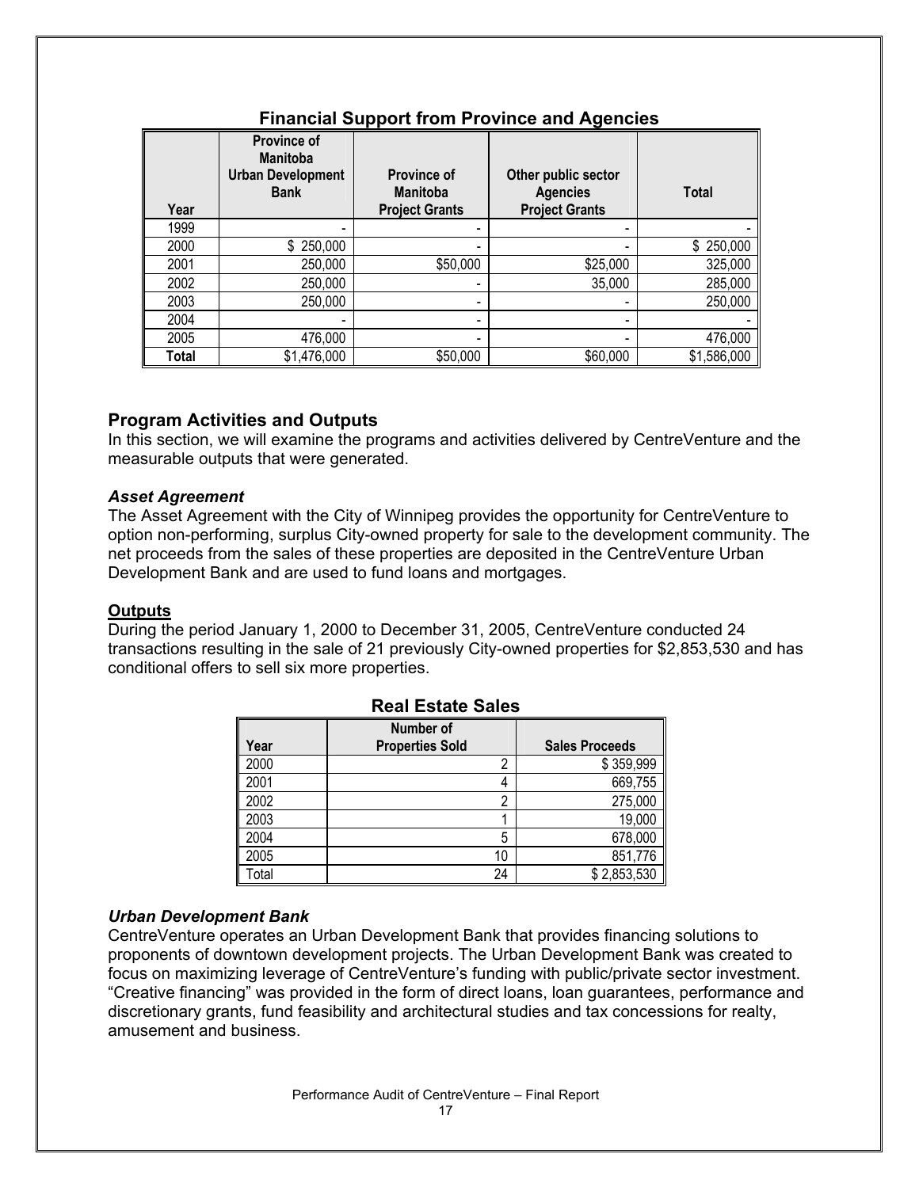**Financial Support from Province and Agencies**

| Year | Province of Manitoba Urban Development Bank | Province of Manitoba Project Grants | Other public sector Agencies Project Grants | Total |
|---|---|---|---|---|
| 1999 | - | - | - | - |
| 2000 | $ 250,000 | - | - | $ 250,000 |
| 2001 | 250,000 | $50,000 | $25,000 | 325,000 |
| 2002 | 250,000 | - | 35,000 | 285,000 |
| 2003 | 250,000 | - | - | 250,000 |
| 2004 | - | - | - | - |
| 2005 | 476,000 | - | - | 476,000 |
| **Total** | $1,476,000 | $50,000 | $60,000 | $1,586,000 |

## Program Activities and Outputs

In this section, we will examine the programs and activities delivered by CentreVenture and the measurable outputs that were generated.

### *Asset Agreement*

The Asset Agreement with the City of Winnipeg provides the opportunity for CentreVenture to option non-performing, surplus City-owned property for sale to the development community. The net proceeds from the sales of these properties are deposited in the CentreVenture Urban Development Bank and are used to fund loans and mortgages.

**Outputs**

During the period January 1, 2000 to December 31, 2005, CentreVenture conducted 24 transactions resulting in the sale of 21 previously City-owned properties for $2,853,530 and has conditional offers to sell six more properties.

**Real Estate Sales**

| Year | Number of Properties Sold | Sales Proceeds |
|---|---|---|
| 2000 | 2 | $ 359,999 |
| 2001 | 4 | 669,755 |
| 2002 | 2 | 275,000 |
| 2003 | 1 | 19,000 |
| 2004 | 5 | 678,000 |
| 2005 | 10 | 851,776 |
| Total | 24 | $ 2,853,530 |

### *Urban Development Bank*

CentreVenture operates an Urban Development Bank that provides financing solutions to proponents of downtown development projects. The Urban Development Bank was created to focus on maximizing leverage of CentreVenture's funding with public/private sector investment. "Creative financing" was provided in the form of direct loans, loan guarantees, performance and discretionary grants, fund feasibility and architectural studies and tax concessions for realty, amusement and business.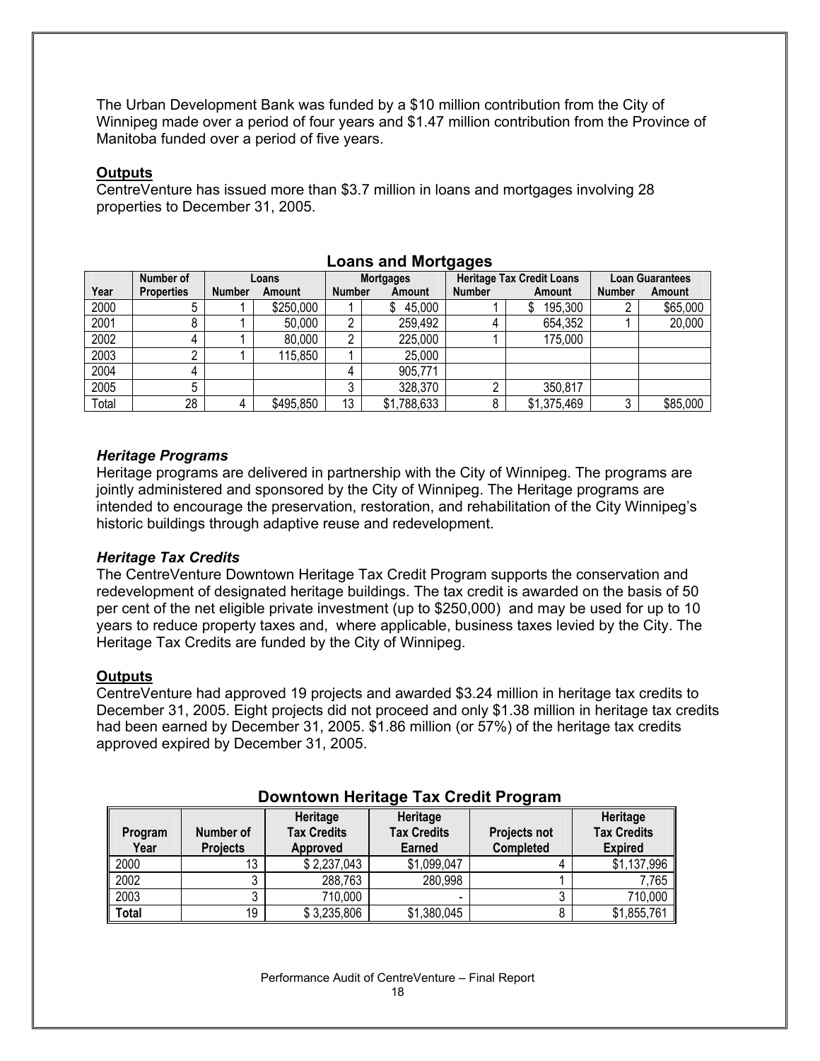The Urban Development Bank was funded by a $10 million contribution from the City of Winnipeg made over a period of four years and $1.47 million contribution from the Province of Manitoba funded over a period of five years.

**Outputs**

CentreVenture has issued more than $3.7 million in loans and mortgages involving 28 properties to December 31, 2005.

**Loans and Mortgages**

| Year | Number of Properties | Loans | | Mortgages | | Heritage Tax Credit Loans | | Loan Guarantees | |
|---|---|---|---|---|---|---|---|---|---|
| | | Number | Amount | Number | Amount | Number | Amount | Number | Amount |
| 2000 | 5 | 1 | $250,000 | 1 | $ 45,000 | 1 | $ 195,300 | 2 | $65,000 |
| 2001 | 8 | 1 | 50,000 | 2 | 259,492 | 4 | 654,352 | 1 | 20,000 |
| 2002 | 4 | 1 | 80,000 | 2 | 225,000 | 1 | 175,000 | | |
| 2003 | 2 | 1 | 115,850 | 1 | 25,000 | | | | |
| 2004 | 4 | | | 4 | 905,771 | | | | |
| 2005 | 5 | | | 3 | 328,370 | 2 | 350,817 | | |
| Total | 28 | 4 | $495,850 | 13 | $1,788,633 | 8 | $1,375,469 | 3 | $85,000 |

***Heritage Programs***

Heritage programs are delivered in partnership with the City of Winnipeg. The programs are jointly administered and sponsored by the City of Winnipeg. The Heritage programs are intended to encourage the preservation, restoration, and rehabilitation of the City Winnipeg's historic buildings through adaptive reuse and redevelopment.

***Heritage Tax Credits***

The CentreVenture Downtown Heritage Tax Credit Program supports the conservation and redevelopment of designated heritage buildings. The tax credit is awarded on the basis of 50 per cent of the net eligible private investment (up to $250,000) and may be used for up to 10 years to reduce property taxes and, where applicable, business taxes levied by the City. The Heritage Tax Credits are funded by the City of Winnipeg.

**Outputs**

CentreVenture had approved 19 projects and awarded $3.24 million in heritage tax credits to December 31, 2005. Eight projects did not proceed and only $1.38 million in heritage tax credits had been earned by December 31, 2005. $1.86 million (or 57%) of the heritage tax credits approved expired by December 31, 2005.

**Downtown Heritage Tax Credit Program**

| Program Year | Number of Projects | Heritage Tax Credits Approved | Heritage Tax Credits Earned | Projects not Completed | Heritage Tax Credits Expired |
|---|---|---|---|---|---|
| 2000 | 13 | $ 2,237,043 | $1,099,047 | 4 | $1,137,996 |
| 2002 | 3 | 288,763 | 280,998 | 1 | 7,765 |
| 2003 | 3 | 710,000 | - | 3 | 710,000 |
| **Total** | 19 | $ 3,235,806 | $1,380,045 | 8 | $1,855,761 |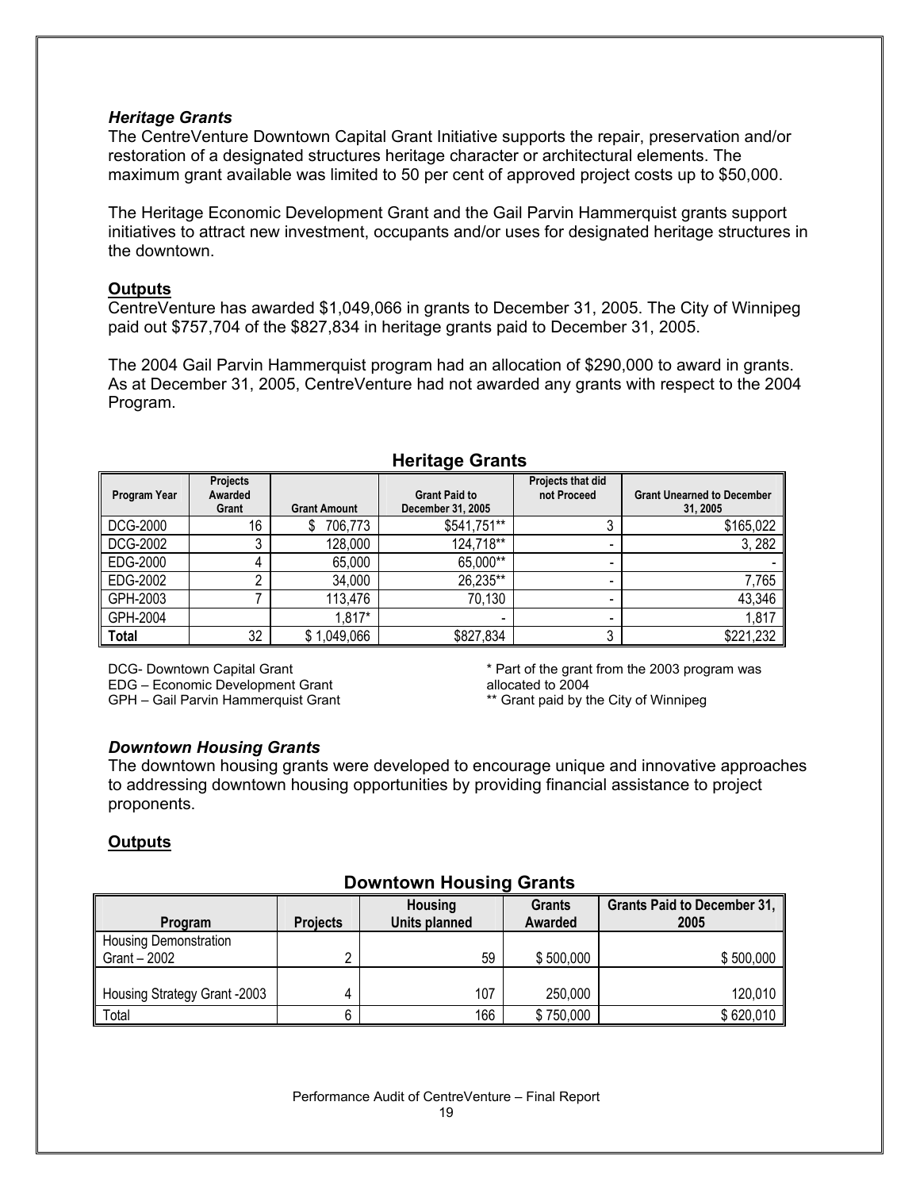### *Heritage Grants*

The CentreVenture Downtown Capital Grant Initiative supports the repair, preservation and/or restoration of a designated structures heritage character or architectural elements. The maximum grant available was limited to 50 per cent of approved project costs up to $50,000.

The Heritage Economic Development Grant and the Gail Parvin Hammerquist grants support initiatives to attract new investment, occupants and/or uses for designated heritage structures in the downtown.

**Outputs**

CentreVenture has awarded $1,049,066 in grants to December 31, 2005. The City of Winnipeg paid out $757,704 of the $827,834 in heritage grants paid to December 31, 2005.

The 2004 Gail Parvin Hammerquist program had an allocation of $290,000 to award in grants. As at December 31, 2005, CentreVenture had not awarded any grants with respect to the 2004 Program.

**Heritage Grants**

| Program Year | Projects Awarded Grant | Grant Amount | Grant Paid to December 31, 2005 | Projects that did not Proceed | Grant Unearned to December 31, 2005 |
|---|---|---|---|---|---|
| DCG-2000 | 16 | $ 706,773 | $541,751** | 3 | $165,022 |
| DCG-2002 | 3 | 128,000 | 124,718** | - | 3, 282 |
| EDG-2000 | 4 | 65,000 | 65,000** | - | - |
| EDG-2002 | 2 | 34,000 | 26,235** | - | 7,765 |
| GPH-2003 | 7 | 113,476 | 70,130 | - | 43,346 |
| GPH-2004 | | 1,817* | - | - | 1,817 |
| **Total** | 32 | $ 1,049,066 | $827,834 | 3 | $221,232 |

DCG- Downtown Capital Grant
EDG – Economic Development Grant
GPH – Gail Parvin Hammerquist Grant

* Part of the grant from the 2003 program was allocated to 2004
** Grant paid by the City of Winnipeg

### *Downtown Housing Grants*

The downtown housing grants were developed to encourage unique and innovative approaches to addressing downtown housing opportunities by providing financial assistance to project proponents.

**Outputs**

**Downtown Housing Grants**

| Program | Projects | Housing Units planned | Grants Awarded | Grants Paid to December 31, 2005 |
|---|---|---|---|---|
| Housing Demonstration Grant – 2002 | 2 | 59 | $ 500,000 | $ 500,000 |
| Housing Strategy Grant -2003 | 4 | 107 | 250,000 | 120,010 |
| Total | 6 | 166 | $ 750,000 | $ 620,010 |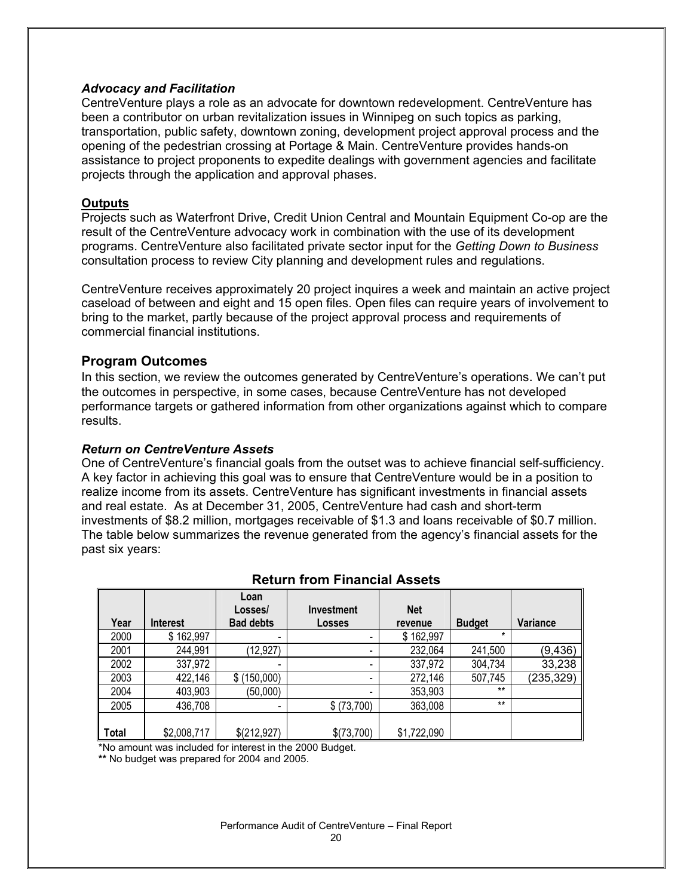### *Advocacy and Facilitation*

CentreVenture plays a role as an advocate for downtown redevelopment. CentreVenture has been a contributor on urban revitalization issues in Winnipeg on such topics as parking, transportation, public safety, downtown zoning, development project approval process and the opening of the pedestrian crossing at Portage & Main. CentreVenture provides hands-on assistance to project proponents to expedite dealings with government agencies and facilitate projects through the application and approval phases.

**Outputs**

Projects such as Waterfront Drive, Credit Union Central and Mountain Equipment Co-op are the result of the CentreVenture advocacy work in combination with the use of its development programs. CentreVenture also facilitated private sector input for the *Getting Down to Business* consultation process to review City planning and development rules and regulations.

CentreVenture receives approximately 20 project inquires a week and maintain an active project caseload of between and eight and 15 open files. Open files can require years of involvement to bring to the market, partly because of the project approval process and requirements of commercial financial institutions.

## Program Outcomes

In this section, we review the outcomes generated by CentreVenture's operations. We can't put the outcomes in perspective, in some cases, because CentreVenture has not developed performance targets or gathered information from other organizations against which to compare results.

### *Return on CentreVenture Assets*

One of CentreVenture's financial goals from the outset was to achieve financial self-sufficiency. A key factor in achieving this goal was to ensure that CentreVenture would be in a position to realize income from its assets. CentreVenture has significant investments in financial assets and real estate. As at December 31, 2005, CentreVenture had cash and short-term investments of $8.2 million, mortgages receivable of $1.3 and loans receivable of $0.7 million. The table below summarizes the revenue generated from the agency's financial assets for the past six years:

**Return from Financial Assets**

| Year | Interest | Loan Losses/ Bad debts | Investment Losses | Net revenue | Budget | Variance |
|---|---|---|---|---|---|---|
| 2000 | $ 162,997 | - | - | $ 162,997 | * | |
| 2001 | 244,991 | (12,927) | - | 232,064 | 241,500 | (9,436) |
| 2002 | 337,972 | - | - | 337,972 | 304,734 | 33,238 |
| 2003 | 422,146 | $ (150,000) | - | 272,146 | 507,745 | (235,329) |
| 2004 | 403,903 | (50,000) | - | 353,903 | ** | |
| 2005 | 436,708 | - | $ (73,700) | 363,008 | ** | |
| Total | $2,008,717 | $(212,927) | $(73,700) | $1,722,090 | | |

*No amount was included for interest in the 2000 Budget.

** No budget was prepared for 2004 and 2005.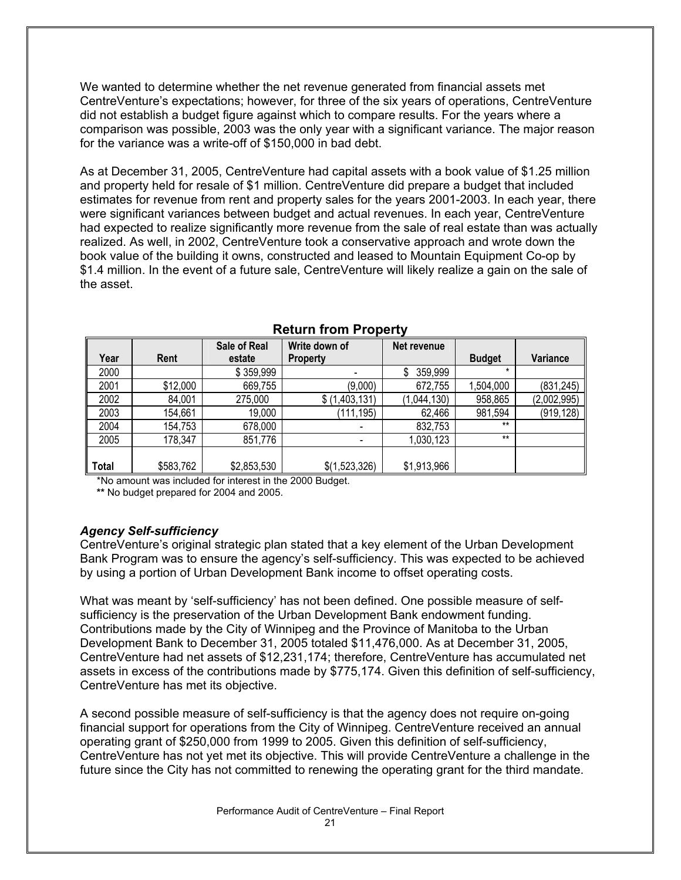We wanted to determine whether the net revenue generated from financial assets met CentreVenture's expectations; however, for three of the six years of operations, CentreVenture did not establish a budget figure against which to compare results. For the years where a comparison was possible, 2003 was the only year with a significant variance. The major reason for the variance was a write-off of $150,000 in bad debt.

As at December 31, 2005, CentreVenture had capital assets with a book value of $1.25 million and property held for resale of $1 million. CentreVenture did prepare a budget that included estimates for revenue from rent and property sales for the years 2001-2003. In each year, there were significant variances between budget and actual revenues. In each year, CentreVenture had expected to realize significantly more revenue from the sale of real estate than was actually realized. As well, in 2002, CentreVenture took a conservative approach and wrote down the book value of the building it owns, constructed and leased to Mountain Equipment Co-op by $1.4 million. In the event of a future sale, CentreVenture will likely realize a gain on the sale of the asset.

**Return from Property**

| Year | Rent | Sale of Real estate | Write down of Property | Net revenue | Budget | Variance |
|---|---|---|---|---|---|---|
| 2000 | | $ 359,999 | - | $ 359,999 | * | |
| 2001 | $12,000 | 669,755 | (9,000) | 672,755 | 1,504,000 | (831,245) |
| 2002 | 84,001 | 275,000 | $ (1,403,131) | (1,044,130) | 958,865 | (2,002,995) |
| 2003 | 154,661 | 19,000 | (111,195) | 62,466 | 981,594 | (919,128) |
| 2004 | 154,753 | 678,000 | - | 832,753 | ** | |
| 2005 | 178,347 | 851,776 | - | 1,030,123 | ** | |
| **Total** | $583,762 | $2,853,530 | $(1,523,326) | $1,913,966 | | |

*No amount was included for interest in the 2000 Budget.
** No budget prepared for 2004 and 2005.

### *Agency Self-sufficiency*

CentreVenture's original strategic plan stated that a key element of the Urban Development Bank Program was to ensure the agency's self-sufficiency. This was expected to be achieved by using a portion of Urban Development Bank income to offset operating costs.

What was meant by 'self-sufficiency' has not been defined. One possible measure of self-sufficiency is the preservation of the Urban Development Bank endowment funding. Contributions made by the City of Winnipeg and the Province of Manitoba to the Urban Development Bank to December 31, 2005 totaled $11,476,000. As at December 31, 2005, CentreVenture had net assets of $12,231,174; therefore, CentreVenture has accumulated net assets in excess of the contributions made by $775,174. Given this definition of self-sufficiency, CentreVenture has met its objective.

A second possible measure of self-sufficiency is that the agency does not require on-going financial support for operations from the City of Winnipeg. CentreVenture received an annual operating grant of $250,000 from 1999 to 2005. Given this definition of self-sufficiency, CentreVenture has not yet met its objective. This will provide CentreVenture a challenge in the future since the City has not committed to renewing the operating grant for the third mandate.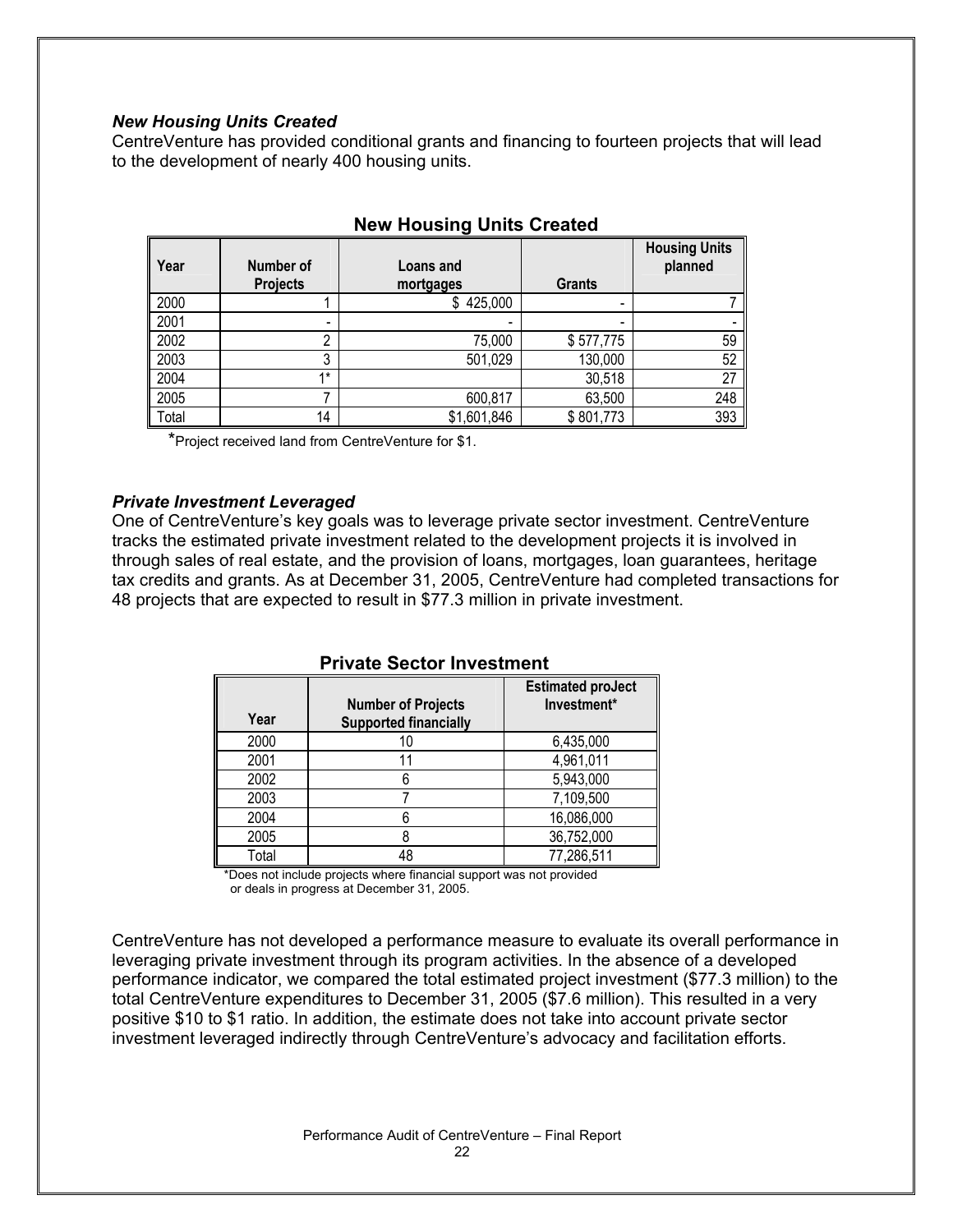### *New Housing Units Created*

CentreVenture has provided conditional grants and financing to fourteen projects that will lead to the development of nearly 400 housing units.

**New Housing Units Created**

| Year | Number of Projects | Loans and mortgages | Grants | Housing Units planned |
|---|---|---|---|---|
| 2000 | 1 | $ 425,000 | - | 7 |
| 2001 | - | - | - | - |
| 2002 | 2 | 75,000 | $ 577,775 | 59 |
| 2003 | 3 | 501,029 | 130,000 | 52 |
| 2004 | 1* | | 30,518 | 27 |
| 2005 | 7 | 600,817 | 63,500 | 248 |
| Total | 14 | $1,601,846 | $ 801,773 | 393 |

*Project received land from CentreVenture for $1.

### *Private Investment Leveraged*

One of CentreVenture's key goals was to leverage private sector investment. CentreVenture tracks the estimated private investment related to the development projects it is involved in through sales of real estate, and the provision of loans, mortgages, loan guarantees, heritage tax credits and grants. As at December 31, 2005, CentreVenture had completed transactions for 48 projects that are expected to result in $77.3 million in private investment.

**Private Sector Investment**

| Year | Number of Projects Supported financially | Estimated proJect Investment* |
|---|---|---|
| 2000 | 10 | 6,435,000 |
| 2001 | 11 | 4,961,011 |
| 2002 | 6 | 5,943,000 |
| 2003 | 7 | 7,109,500 |
| 2004 | 6 | 16,086,000 |
| 2005 | 8 | 36,752,000 |
| Total | 48 | 77,286,511 |

*Does not include projects where financial support was not provided or deals in progress at December 31, 2005.

CentreVenture has not developed a performance measure to evaluate its overall performance in leveraging private investment through its program activities. In the absence of a developed performance indicator, we compared the total estimated project investment ($77.3 million) to the total CentreVenture expenditures to December 31, 2005 ($7.6 million). This resulted in a very positive $10 to $1 ratio. In addition, the estimate does not take into account private sector investment leveraged indirectly through CentreVenture's advocacy and facilitation efforts.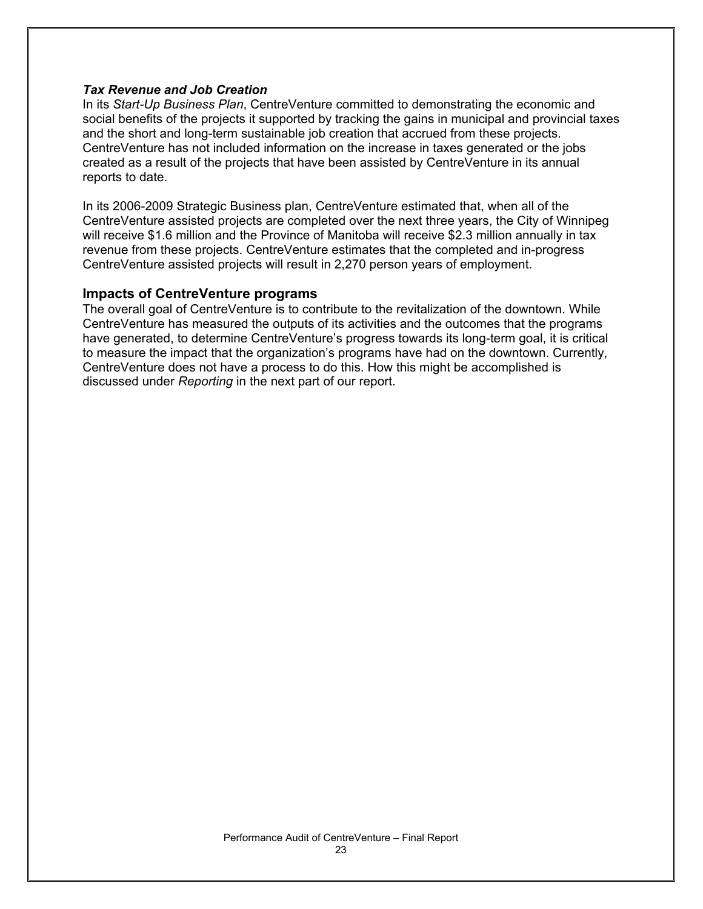***Tax Revenue and Job Creation***

In its *Start-Up Business Plan*, CentreVenture committed to demonstrating the economic and social benefits of the projects it supported by tracking the gains in municipal and provincial taxes and the short and long-term sustainable job creation that accrued from these projects. CentreVenture has not included information on the increase in taxes generated or the jobs created as a result of the projects that have been assisted by CentreVenture in its annual reports to date.

In its 2006-2009 Strategic Business plan, CentreVenture estimated that, when all of the CentreVenture assisted projects are completed over the next three years, the City of Winnipeg will receive $1.6 million and the Province of Manitoba will receive $2.3 million annually in tax revenue from these projects. CentreVenture estimates that the completed and in-progress CentreVenture assisted projects will result in 2,270 person years of employment.

## Impacts of CentreVenture programs

The overall goal of CentreVenture is to contribute to the revitalization of the downtown. While CentreVenture has measured the outputs of its activities and the outcomes that the programs have generated, to determine CentreVenture's progress towards its long-term goal, it is critical to measure the impact that the organization's programs have had on the downtown. Currently, CentreVenture does not have a process to do this. How this might be accomplished is discussed under *Reporting* in the next part of our report.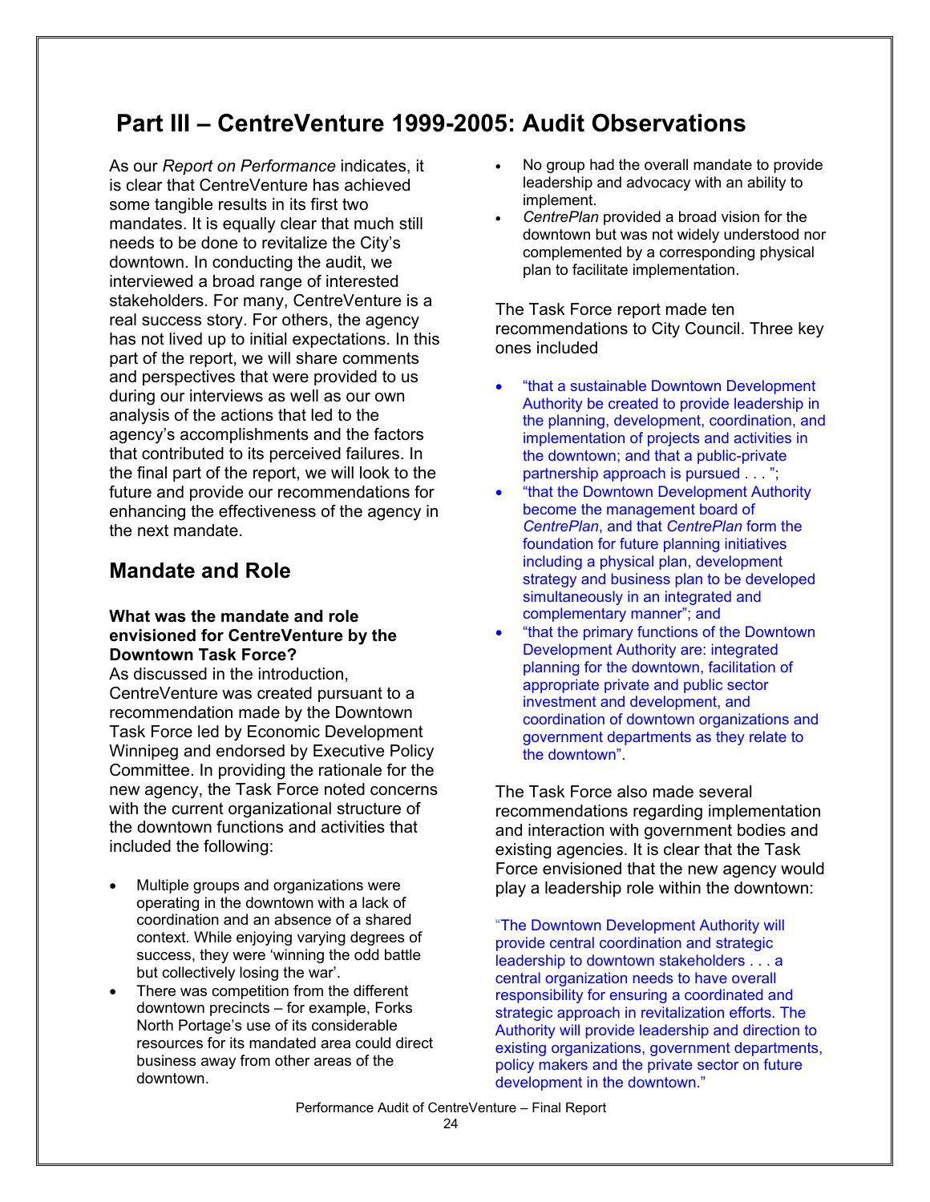# Part III – CentreVenture 1999-2005: Audit Observations

As our *Report on Performance* indicates, it is clear that CentreVenture has achieved some tangible results in its first two mandates. It is equally clear that much still needs to be done to revitalize the City's downtown. In conducting the audit, we interviewed a broad range of interested stakeholders. For many, CentreVenture is a real success story. For others, the agency has not lived up to initial expectations. In this part of the report, we will share comments and perspectives that were provided to us during our interviews as well as our own analysis of the actions that led to the agency's accomplishments and the factors that contributed to its perceived failures. In the final part of the report, we will look to the future and provide our recommendations for enhancing the effectiveness of the agency in the next mandate.

## Mandate and Role

**What was the mandate and role envisioned for CentreVenture by the Downtown Task Force?**

As discussed in the introduction, CentreVenture was created pursuant to a recommendation made by the Downtown Task Force led by Economic Development Winnipeg and endorsed by Executive Policy Committee. In providing the rationale for the new agency, the Task Force noted concerns with the current organizational structure of the downtown functions and activities that included the following:

- Multiple groups and organizations were operating in the downtown with a lack of coordination and an absence of a shared context. While enjoying varying degrees of success, they were 'winning the odd battle but collectively losing the war'.
- There was competition from the different downtown precincts – for example, Forks North Portage's use of its considerable resources for its mandated area could direct business away from other areas of the downtown.
- No group had the overall mandate to provide leadership and advocacy with an ability to implement.
- *CentrePlan* provided a broad vision for the downtown but was not widely understood nor complemented by a corresponding physical plan to facilitate implementation.

The Task Force report made ten recommendations to City Council. Three key ones included

- "that a sustainable Downtown Development Authority be created to provide leadership in the planning, development, coordination, and implementation of projects and activities in the downtown; and that a public-private partnership approach is pursued . . . ";
- "that the Downtown Development Authority become the management board of *CentrePlan*, and that *CentrePlan* form the foundation for future planning initiatives including a physical plan, development strategy and business plan to be developed simultaneously in an integrated and complementary manner"; and
- "that the primary functions of the Downtown Development Authority are: integrated planning for the downtown, facilitation of appropriate private and public sector investment and development, and coordination of downtown organizations and government departments as they relate to the downtown".

The Task Force also made several recommendations regarding implementation and interaction with government bodies and existing agencies. It is clear that the Task Force envisioned that the new agency would play a leadership role within the downtown:

"The Downtown Development Authority will provide central coordination and strategic leadership to downtown stakeholders . . . a central organization needs to have overall responsibility for ensuring a coordinated and strategic approach in revitalization efforts. The Authority will provide leadership and direction to existing organizations, government departments, policy makers and the private sector on future development in the downtown."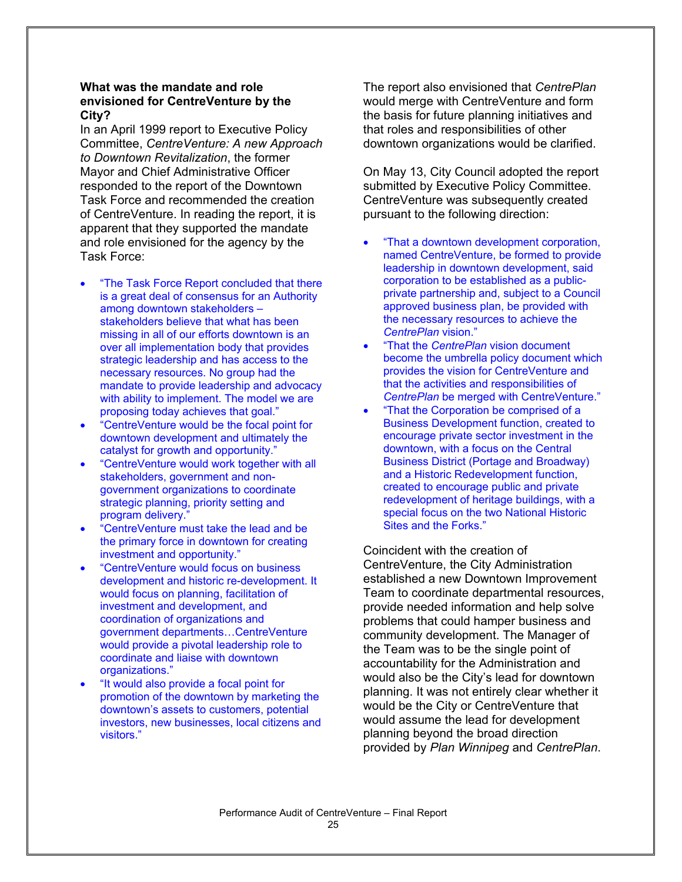**What was the mandate and role envisioned for CentreVenture by the City?**

In an April 1999 report to Executive Policy Committee, *CentreVenture: A new Approach to Downtown Revitalization*, the former Mayor and Chief Administrative Officer responded to the report of the Downtown Task Force and recommended the creation of CentreVenture. In reading the report, it is apparent that they supported the mandate and role envisioned for the agency by the Task Force:

- "The Task Force Report concluded that there is a great deal of consensus for an Authority among downtown stakeholders – stakeholders believe that what has been missing in all of our efforts downtown is an over all implementation body that provides strategic leadership and has access to the necessary resources. No group had the mandate to provide leadership and advocacy with ability to implement. The model we are proposing today achieves that goal."
- "CentreVenture would be the focal point for downtown development and ultimately the catalyst for growth and opportunity."
- "CentreVenture would work together with all stakeholders, government and non-government organizations to coordinate strategic planning, priority setting and program delivery."
- "CentreVenture must take the lead and be the primary force in downtown for creating investment and opportunity."
- "CentreVenture would focus on business development and historic re-development. It would focus on planning, facilitation of investment and development, and coordination of organizations and government departments…CentreVenture would provide a pivotal leadership role to coordinate and liaise with downtown organizations."
- "It would also provide a focal point for promotion of the downtown by marketing the downtown's assets to customers, potential investors, new businesses, local citizens and visitors."

The report also envisioned that *CentrePlan* would merge with CentreVenture and form the basis for future planning initiatives and that roles and responsibilities of other downtown organizations would be clarified.

On May 13, City Council adopted the report submitted by Executive Policy Committee. CentreVenture was subsequently created pursuant to the following direction:

- "That a downtown development corporation, named CentreVenture, be formed to provide leadership in downtown development, said corporation to be established as a public-private partnership and, subject to a Council approved business plan, be provided with the necessary resources to achieve the *CentrePlan* vision."
- "That the *CentrePlan* vision document become the umbrella policy document which provides the vision for CentreVenture and that the activities and responsibilities of *CentrePlan* be merged with CentreVenture."
- "That the Corporation be comprised of a Business Development function, created to encourage private sector investment in the downtown, with a focus on the Central Business District (Portage and Broadway) and a Historic Redevelopment function, created to encourage public and private redevelopment of heritage buildings, with a special focus on the two National Historic Sites and the Forks."

Coincident with the creation of CentreVenture, the City Administration established a new Downtown Improvement Team to coordinate departmental resources, provide needed information and help solve problems that could hamper business and community development. The Manager of the Team was to be the single point of accountability for the Administration and would also be the City's lead for downtown planning. It was not entirely clear whether it would be the City or CentreVenture that would assume the lead for development planning beyond the broad direction provided by *Plan Winnipeg* and *CentrePlan*.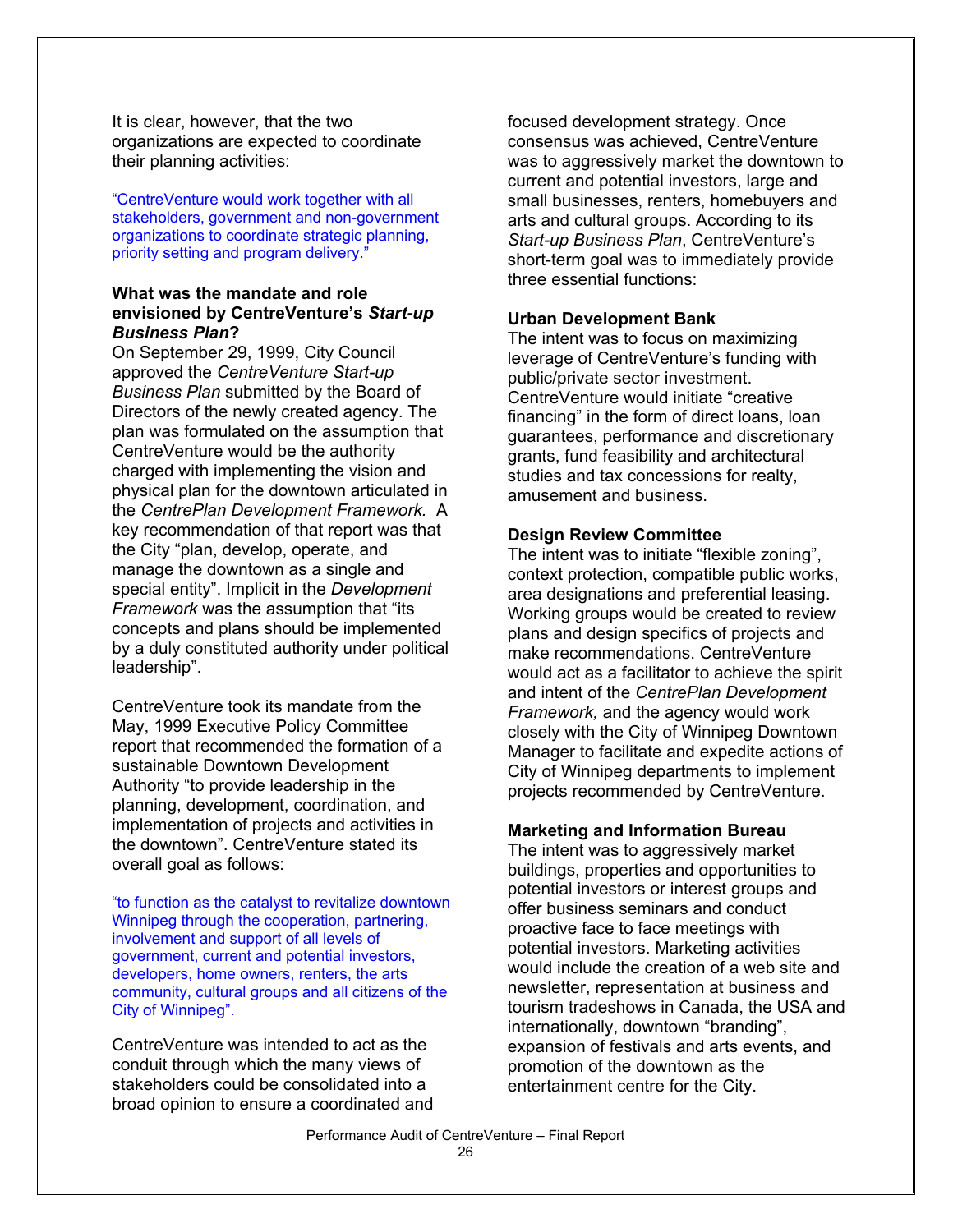It is clear, however, that the two organizations are expected to coordinate their planning activities:

> "CentreVenture would work together with all stakeholders, government and non-government organizations to coordinate strategic planning, priority setting and program delivery."

### What was the mandate and role envisioned by CentreVenture's *Start-up Business Plan*?

On September 29, 1999, City Council approved the *CentreVenture Start-up Business Plan* submitted by the Board of Directors of the newly created agency. The plan was formulated on the assumption that CentreVenture would be the authority charged with implementing the vision and physical plan for the downtown articulated in the *CentrePlan Development Framework.* A key recommendation of that report was that the City "plan, develop, operate, and manage the downtown as a single and special entity". Implicit in the *Development Framework* was the assumption that "its concepts and plans should be implemented by a duly constituted authority under political leadership".

CentreVenture took its mandate from the May, 1999 Executive Policy Committee report that recommended the formation of a sustainable Downtown Development Authority "to provide leadership in the planning, development, coordination, and implementation of projects and activities in the downtown". CentreVenture stated its overall goal as follows:

> "to function as the catalyst to revitalize downtown Winnipeg through the cooperation, partnering, involvement and support of all levels of government, current and potential investors, developers, home owners, renters, the arts community, cultural groups and all citizens of the City of Winnipeg".

CentreVenture was intended to act as the conduit through which the many views of stakeholders could be consolidated into a broad opinion to ensure a coordinated and focused development strategy. Once consensus was achieved, CentreVenture was to aggressively market the downtown to current and potential investors, large and small businesses, renters, homebuyers and arts and cultural groups. According to its *Start-up Business Plan*, CentreVenture's short-term goal was to immediately provide three essential functions:

#### Urban Development Bank

The intent was to focus on maximizing leverage of CentreVenture's funding with public/private sector investment. CentreVenture would initiate "creative financing" in the form of direct loans, loan guarantees, performance and discretionary grants, fund feasibility and architectural studies and tax concessions for realty, amusement and business.

#### Design Review Committee

The intent was to initiate "flexible zoning", context protection, compatible public works, area designations and preferential leasing. Working groups would be created to review plans and design specifics of projects and make recommendations. CentreVenture would act as a facilitator to achieve the spirit and intent of the *CentrePlan Development Framework,* and the agency would work closely with the City of Winnipeg Downtown Manager to facilitate and expedite actions of City of Winnipeg departments to implement projects recommended by CentreVenture.

#### Marketing and Information Bureau

The intent was to aggressively market buildings, properties and opportunities to potential investors or interest groups and offer business seminars and conduct proactive face to face meetings with potential investors. Marketing activities would include the creation of a web site and newsletter, representation at business and tourism tradeshows in Canada, the USA and internationally, downtown "branding", expansion of festivals and arts events, and promotion of the downtown as the entertainment centre for the City.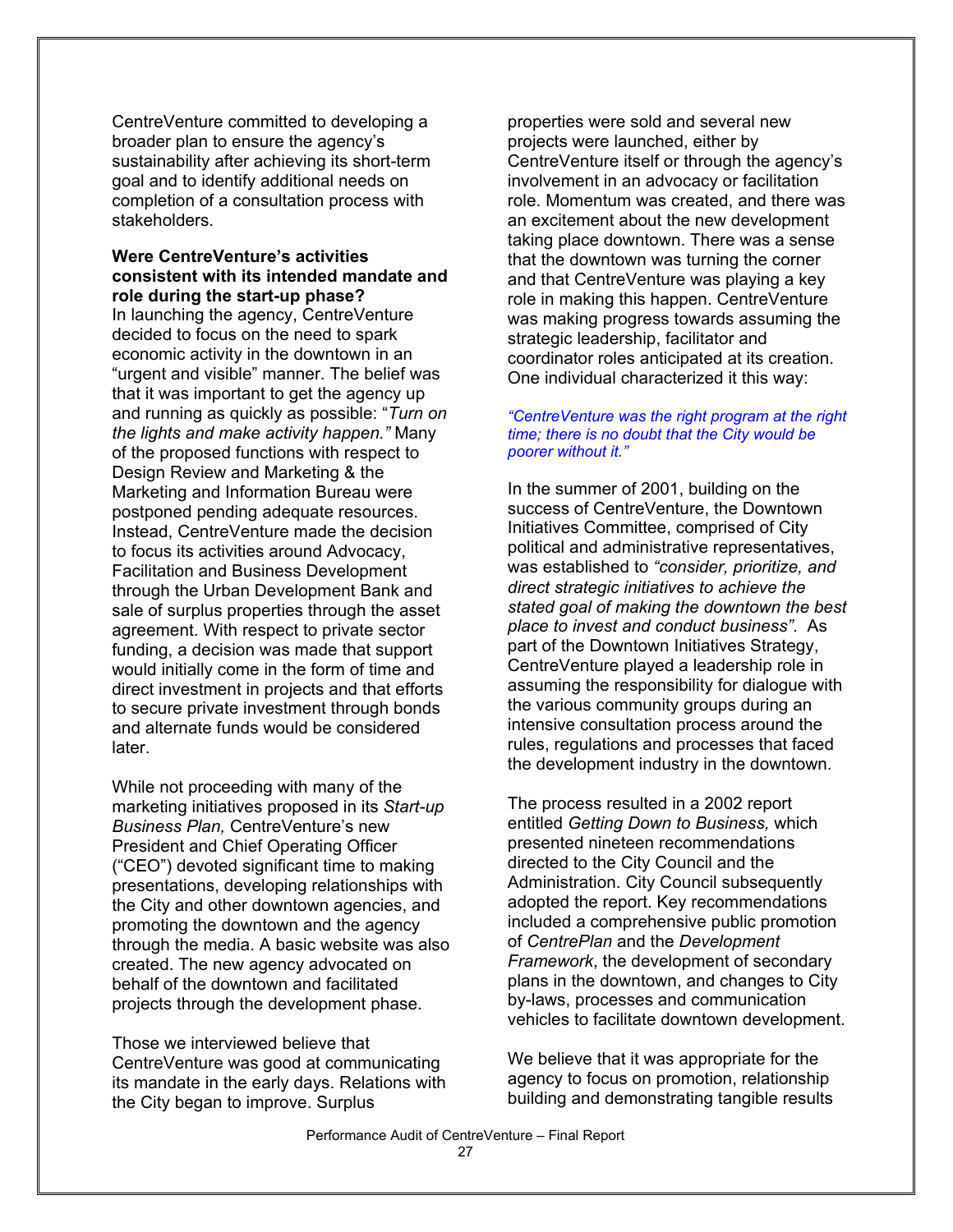CentreVenture committed to developing a broader plan to ensure the agency's sustainability after achieving its short-term goal and to identify additional needs on completion of a consultation process with stakeholders.

**Were CentreVenture's activities consistent with its intended mandate and role during the start-up phase?**

In launching the agency, CentreVenture decided to focus on the need to spark economic activity in the downtown in an "urgent and visible" manner. The belief was that it was important to get the agency up and running as quickly as possible: "*Turn on the lights and make activity happen."* Many of the proposed functions with respect to Design Review and Marketing & the Marketing and Information Bureau were postponed pending adequate resources. Instead, CentreVenture made the decision to focus its activities around Advocacy, Facilitation and Business Development through the Urban Development Bank and sale of surplus properties through the asset agreement. With respect to private sector funding, a decision was made that support would initially come in the form of time and direct investment in projects and that efforts to secure private investment through bonds and alternate funds would be considered later.

While not proceeding with many of the marketing initiatives proposed in its *Start-up Business Plan,* CentreVenture's new President and Chief Operating Officer ("CEO") devoted significant time to making presentations, developing relationships with the City and other downtown agencies, and promoting the downtown and the agency through the media. A basic website was also created. The new agency advocated on behalf of the downtown and facilitated projects through the development phase.

Those we interviewed believe that CentreVenture was good at communicating its mandate in the early days. Relations with the City began to improve. Surplus properties were sold and several new projects were launched, either by CentreVenture itself or through the agency's involvement in an advocacy or facilitation role. Momentum was created, and there was an excitement about the new development taking place downtown. There was a sense that the downtown was turning the corner and that CentreVenture was playing a key role in making this happen. CentreVenture was making progress towards assuming the strategic leadership, facilitator and coordinator roles anticipated at its creation. One individual characterized it this way:

*"CentreVenture was the right program at the right time; there is no doubt that the City would be poorer without it."*

In the summer of 2001, building on the success of CentreVenture, the Downtown Initiatives Committee, comprised of City political and administrative representatives, was established to *"consider, prioritize, and direct strategic initiatives to achieve the stated goal of making the downtown the best place to invest and conduct business".* As part of the Downtown Initiatives Strategy, CentreVenture played a leadership role in assuming the responsibility for dialogue with the various community groups during an intensive consultation process around the rules, regulations and processes that faced the development industry in the downtown.

The process resulted in a 2002 report entitled *Getting Down to Business,* which presented nineteen recommendations directed to the City Council and the Administration. City Council subsequently adopted the report. Key recommendations included a comprehensive public promotion of *CentrePlan* and the *Development Framework*, the development of secondary plans in the downtown, and changes to City by-laws, processes and communication vehicles to facilitate downtown development.

We believe that it was appropriate for the agency to focus on promotion, relationship building and demonstrating tangible results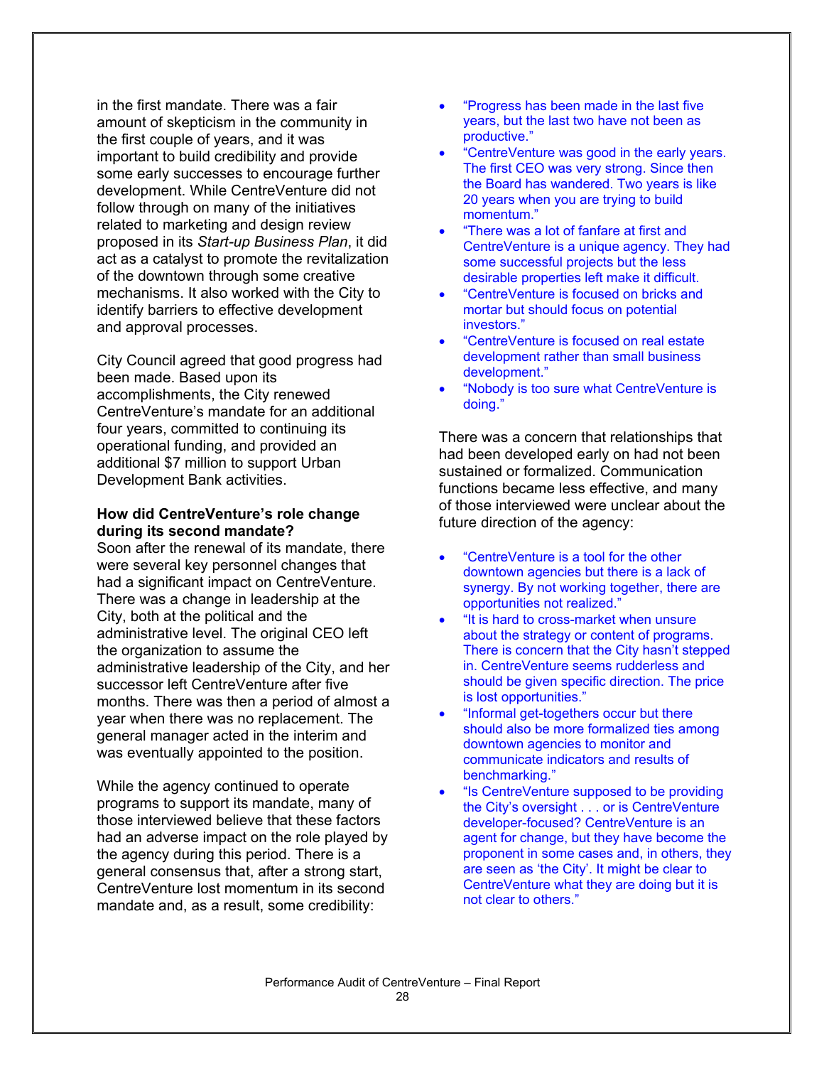in the first mandate. There was a fair amount of skepticism in the community in the first couple of years, and it was important to build credibility and provide some early successes to encourage further development. While CentreVenture did not follow through on many of the initiatives related to marketing and design review proposed in its *Start-up Business Plan*, it did act as a catalyst to promote the revitalization of the downtown through some creative mechanisms. It also worked with the City to identify barriers to effective development and approval processes.

City Council agreed that good progress had been made. Based upon its accomplishments, the City renewed CentreVenture's mandate for an additional four years, committed to continuing its operational funding, and provided an additional $7 million to support Urban Development Bank activities.

**How did CentreVenture's role change during its second mandate?**

Soon after the renewal of its mandate, there were several key personnel changes that had a significant impact on CentreVenture. There was a change in leadership at the City, both at the political and the administrative level. The original CEO left the organization to assume the administrative leadership of the City, and her successor left CentreVenture after five months. There was then a period of almost a year when there was no replacement. The general manager acted in the interim and was eventually appointed to the position.

While the agency continued to operate programs to support its mandate, many of those interviewed believe that these factors had an adverse impact on the role played by the agency during this period. There is a general consensus that, after a strong start, CentreVenture lost momentum in its second mandate and, as a result, some credibility:

- "Progress has been made in the last five years, but the last two have not been as productive."
- "CentreVenture was good in the early years. The first CEO was very strong. Since then the Board has wandered. Two years is like 20 years when you are trying to build momentum."
- "There was a lot of fanfare at first and CentreVenture is a unique agency. They had some successful projects but the less desirable properties left make it difficult.
- "CentreVenture is focused on bricks and mortar but should focus on potential investors."
- "CentreVenture is focused on real estate development rather than small business development."
- "Nobody is too sure what CentreVenture is doing."

There was a concern that relationships that had been developed early on had not been sustained or formalized. Communication functions became less effective, and many of those interviewed were unclear about the future direction of the agency:

- "CentreVenture is a tool for the other downtown agencies but there is a lack of synergy. By not working together, there are opportunities not realized."
- "It is hard to cross-market when unsure about the strategy or content of programs. There is concern that the City hasn't stepped in. CentreVenture seems rudderless and should be given specific direction. The price is lost opportunities."
- "Informal get-togethers occur but there should also be more formalized ties among downtown agencies to monitor and communicate indicators and results of benchmarking."
- "Is CentreVenture supposed to be providing the City's oversight . . . or is CentreVenture developer-focused? CentreVenture is an agent for change, but they have become the proponent in some cases and, in others, they are seen as 'the City'. It might be clear to CentreVenture what they are doing but it is not clear to others."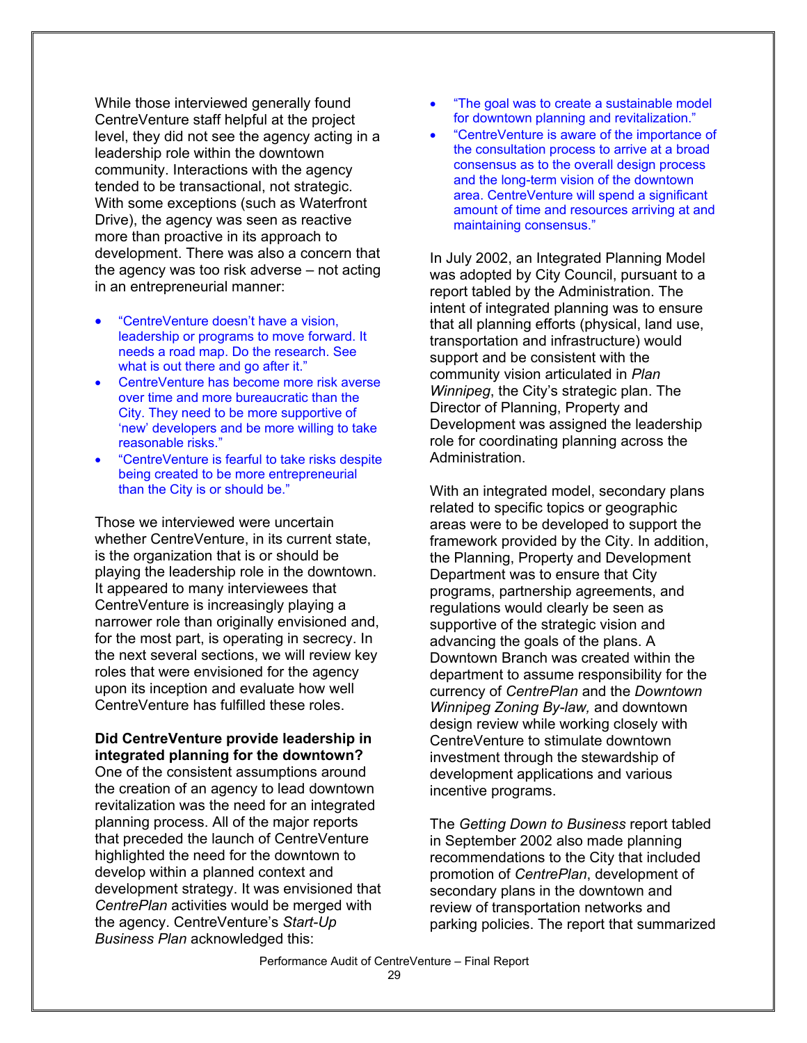While those interviewed generally found CentreVenture staff helpful at the project level, they did not see the agency acting in a leadership role within the downtown community. Interactions with the agency tended to be transactional, not strategic. With some exceptions (such as Waterfront Drive), the agency was seen as reactive more than proactive in its approach to development. There was also a concern that the agency was too risk adverse – not acting in an entrepreneurial manner:

- "CentreVenture doesn't have a vision, leadership or programs to move forward. It needs a road map. Do the research. See what is out there and go after it."
- CentreVenture has become more risk averse over time and more bureaucratic than the City. They need to be more supportive of 'new' developers and be more willing to take reasonable risks."
- "CentreVenture is fearful to take risks despite being created to be more entrepreneurial than the City is or should be."

Those we interviewed were uncertain whether CentreVenture, in its current state, is the organization that is or should be playing the leadership role in the downtown. It appeared to many interviewees that CentreVenture is increasingly playing a narrower role than originally envisioned and, for the most part, is operating in secrecy. In the next several sections, we will review key roles that were envisioned for the agency upon its inception and evaluate how well CentreVenture has fulfilled these roles.

**Did CentreVenture provide leadership in integrated planning for the downtown?**

One of the consistent assumptions around the creation of an agency to lead downtown revitalization was the need for an integrated planning process. All of the major reports that preceded the launch of CentreVenture highlighted the need for the downtown to develop within a planned context and development strategy. It was envisioned that *CentrePlan* activities would be merged with the agency. CentreVenture's *Start-Up Business Plan* acknowledged this:

- "The goal was to create a sustainable model for downtown planning and revitalization."
- "CentreVenture is aware of the importance of the consultation process to arrive at a broad consensus as to the overall design process and the long-term vision of the downtown area. CentreVenture will spend a significant amount of time and resources arriving at and maintaining consensus."

In July 2002, an Integrated Planning Model was adopted by City Council, pursuant to a report tabled by the Administration. The intent of integrated planning was to ensure that all planning efforts (physical, land use, transportation and infrastructure) would support and be consistent with the community vision articulated in *Plan Winnipeg*, the City's strategic plan. The Director of Planning, Property and Development was assigned the leadership role for coordinating planning across the Administration.

With an integrated model, secondary plans related to specific topics or geographic areas were to be developed to support the framework provided by the City. In addition, the Planning, Property and Development Department was to ensure that City programs, partnership agreements, and regulations would clearly be seen as supportive of the strategic vision and advancing the goals of the plans. A Downtown Branch was created within the department to assume responsibility for the currency of *CentrePlan* and the *Downtown Winnipeg Zoning By-law,* and downtown design review while working closely with CentreVenture to stimulate downtown investment through the stewardship of development applications and various incentive programs.

The *Getting Down to Business* report tabled in September 2002 also made planning recommendations to the City that included promotion of *CentrePlan*, development of secondary plans in the downtown and review of transportation networks and parking policies. The report that summarized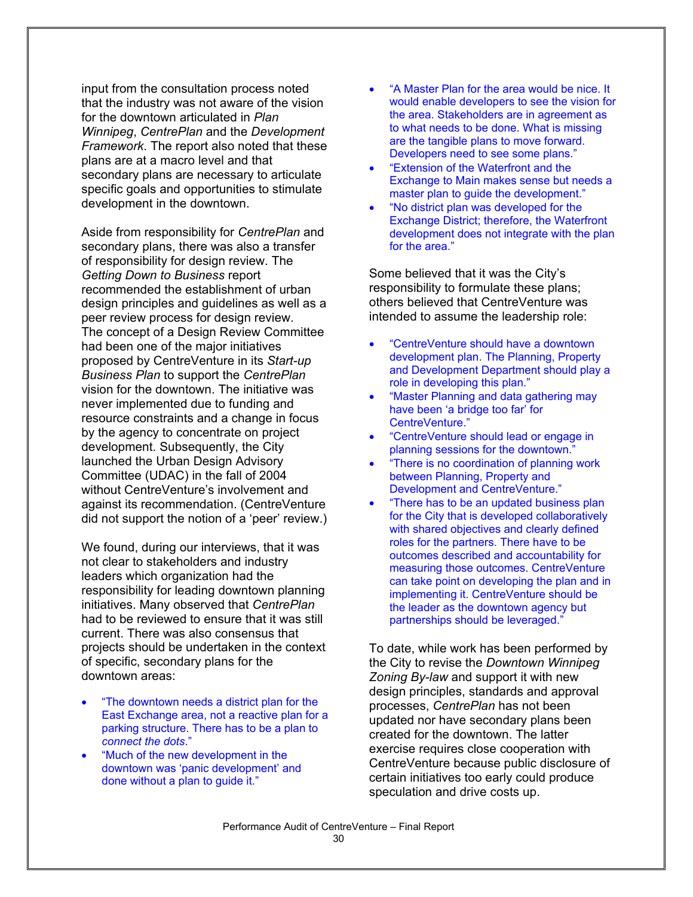input from the consultation process noted that the industry was not aware of the vision for the downtown articulated in *Plan Winnipeg*, *CentrePlan* and the *Development Framework*. The report also noted that these plans are at a macro level and that secondary plans are necessary to articulate specific goals and opportunities to stimulate development in the downtown.

Aside from responsibility for *CentrePlan* and secondary plans, there was also a transfer of responsibility for design review. The *Getting Down to Business* report recommended the establishment of urban design principles and guidelines as well as a peer review process for design review. The concept of a Design Review Committee had been one of the major initiatives proposed by CentreVenture in its *Start-up Business Plan* to support the *CentrePlan* vision for the downtown. The initiative was never implemented due to funding and resource constraints and a change in focus by the agency to concentrate on project development. Subsequently, the City launched the Urban Design Advisory Committee (UDAC) in the fall of 2004 without CentreVenture's involvement and against its recommendation. (CentreVenture did not support the notion of a 'peer' review.)

We found, during our interviews, that it was not clear to stakeholders and industry leaders which organization had the responsibility for leading downtown planning initiatives. Many observed that *CentrePlan* had to be reviewed to ensure that it was still current. There was also consensus that projects should be undertaken in the context of specific, secondary plans for the downtown areas:

- "The downtown needs a district plan for the East Exchange area, not a reactive plan for a parking structure. There has to be a plan to *connect the dots*."
- "Much of the new development in the downtown was 'panic development' and done without a plan to guide it."
- "A Master Plan for the area would be nice. It would enable developers to see the vision for the area. Stakeholders are in agreement as to what needs to be done. What is missing are the tangible plans to move forward. Developers need to see some plans."
- "Extension of the Waterfront and the Exchange to Main makes sense but needs a master plan to guide the development."
- "No district plan was developed for the Exchange District; therefore, the Waterfront development does not integrate with the plan for the area."

Some believed that it was the City's responsibility to formulate these plans; others believed that CentreVenture was intended to assume the leadership role:

- "CentreVenture should have a downtown development plan. The Planning, Property and Development Department should play a role in developing this plan."
- "Master Planning and data gathering may have been 'a bridge too far' for CentreVenture."
- "CentreVenture should lead or engage in planning sessions for the downtown."
- "There is no coordination of planning work between Planning, Property and Development and CentreVenture."
- "There has to be an updated business plan for the City that is developed collaboratively with shared objectives and clearly defined roles for the partners. There have to be outcomes described and accountability for measuring those outcomes. CentreVenture can take point on developing the plan and in implementing it. CentreVenture should be the leader as the downtown agency but partnerships should be leveraged."

To date, while work has been performed by the City to revise the *Downtown Winnipeg Zoning By-law* and support it with new design principles, standards and approval processes, *CentrePlan* has not been updated nor have secondary plans been created for the downtown. The latter exercise requires close cooperation with CentreVenture because public disclosure of certain initiatives too early could produce speculation and drive costs up.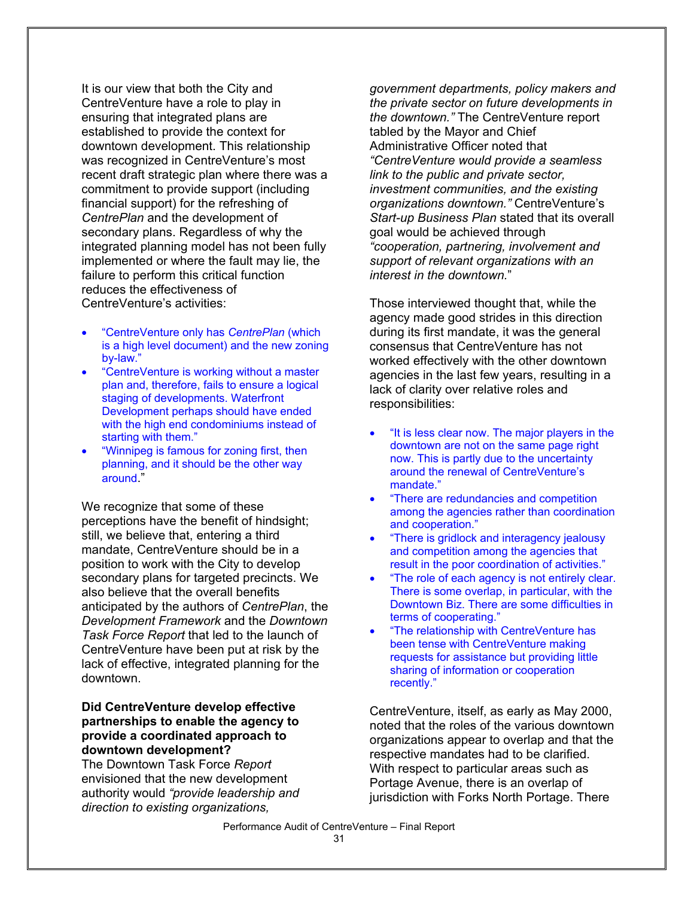It is our view that both the City and CentreVenture have a role to play in ensuring that integrated plans are established to provide the context for downtown development. This relationship was recognized in CentreVenture's most recent draft strategic plan where there was a commitment to provide support (including financial support) for the refreshing of *CentrePlan* and the development of secondary plans. Regardless of why the integrated planning model has not been fully implemented or where the fault may lie, the failure to perform this critical function reduces the effectiveness of CentreVenture's activities:

- "CentreVenture only has *CentrePlan* (which is a high level document) and the new zoning by-law."
- "CentreVenture is working without a master plan and, therefore, fails to ensure a logical staging of developments. Waterfront Development perhaps should have ended with the high end condominiums instead of starting with them."
- "Winnipeg is famous for zoning first, then planning, and it should be the other way around."

We recognize that some of these perceptions have the benefit of hindsight; still, we believe that, entering a third mandate, CentreVenture should be in a position to work with the City to develop secondary plans for targeted precincts. We also believe that the overall benefits anticipated by the authors of *CentrePlan*, the *Development Framework* and the *Downtown Task Force Report* that led to the launch of CentreVenture have been put at risk by the lack of effective, integrated planning for the downtown.

**Did CentreVenture develop effective partnerships to enable the agency to provide a coordinated approach to downtown development?**

The Downtown Task Force *Report* envisioned that the new development authority would *"provide leadership and direction to existing organizations, government departments, policy makers and the private sector on future developments in the downtown."* The CentreVenture report tabled by the Mayor and Chief Administrative Officer noted that *"CentreVenture would provide a seamless link to the public and private sector, investment communities, and the existing organizations downtown."* CentreVenture's *Start-up Business Plan* stated that its overall goal would be achieved through *"cooperation, partnering, involvement and support of relevant organizations with an interest in the downtown.*"

Those interviewed thought that, while the agency made good strides in this direction during its first mandate, it was the general consensus that CentreVenture has not worked effectively with the other downtown agencies in the last few years, resulting in a lack of clarity over relative roles and responsibilities:

- "It is less clear now. The major players in the downtown are not on the same page right now. This is partly due to the uncertainty around the renewal of CentreVenture's mandate."
- "There are redundancies and competition among the agencies rather than coordination and cooperation."
- "There is gridlock and interagency jealousy and competition among the agencies that result in the poor coordination of activities."
- "The role of each agency is not entirely clear. There is some overlap, in particular, with the Downtown Biz. There are some difficulties in terms of cooperating."
- "The relationship with CentreVenture has been tense with CentreVenture making requests for assistance but providing little sharing of information or cooperation recently."

CentreVenture, itself, as early as May 2000, noted that the roles of the various downtown organizations appear to overlap and that the respective mandates had to be clarified. With respect to particular areas such as Portage Avenue, there is an overlap of jurisdiction with Forks North Portage. There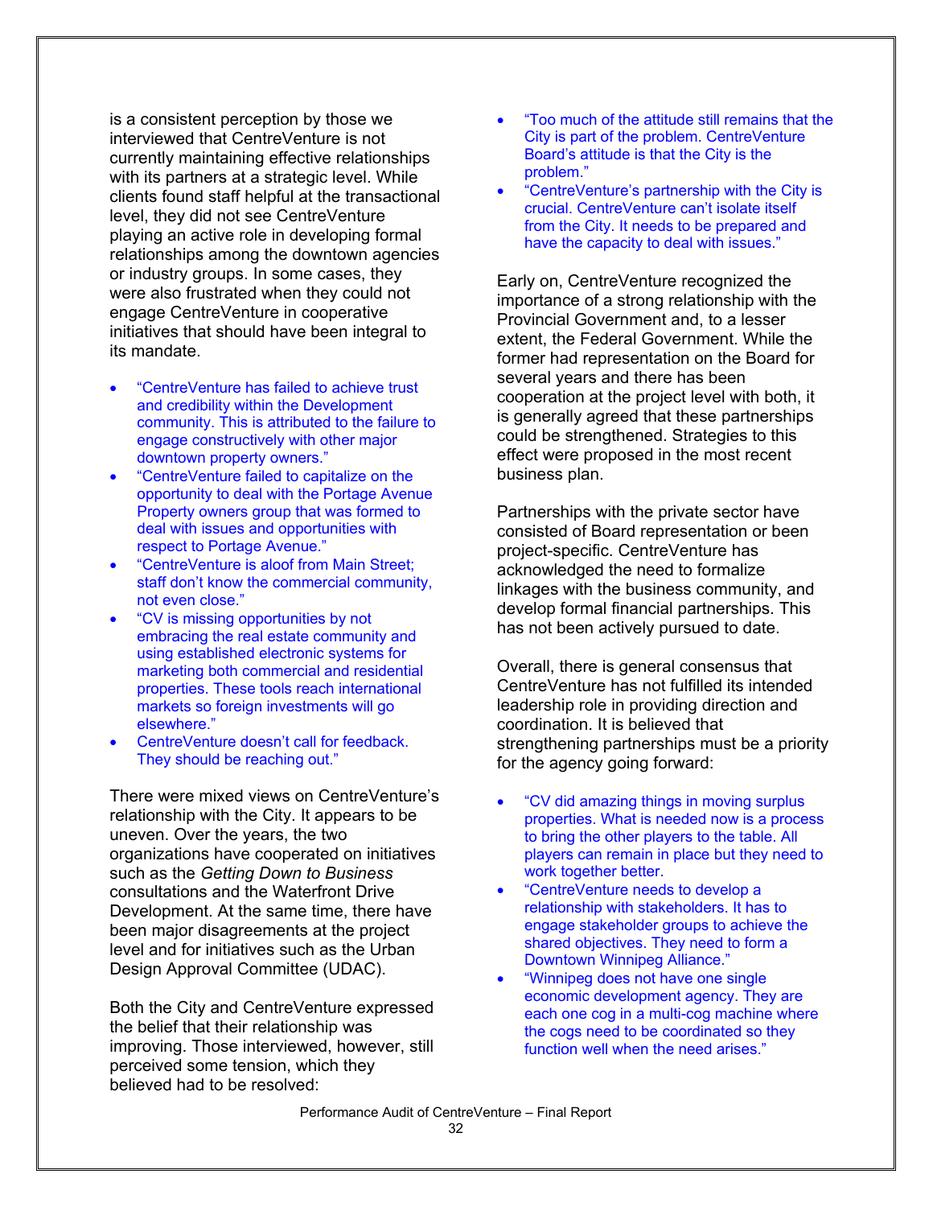is a consistent perception by those we interviewed that CentreVenture is not currently maintaining effective relationships with its partners at a strategic level. While clients found staff helpful at the transactional level, they did not see CentreVenture playing an active role in developing formal relationships among the downtown agencies or industry groups. In some cases, they were also frustrated when they could not engage CentreVenture in cooperative initiatives that should have been integral to its mandate.

- "CentreVenture has failed to achieve trust and credibility within the Development community. This is attributed to the failure to engage constructively with other major downtown property owners."
- "CentreVenture failed to capitalize on the opportunity to deal with the Portage Avenue Property owners group that was formed to deal with issues and opportunities with respect to Portage Avenue."
- "CentreVenture is aloof from Main Street; staff don't know the commercial community, not even close."
- "CV is missing opportunities by not embracing the real estate community and using established electronic systems for marketing both commercial and residential properties. These tools reach international markets so foreign investments will go elsewhere."
- CentreVenture doesn't call for feedback. They should be reaching out."

There were mixed views on CentreVenture's relationship with the City. It appears to be uneven. Over the years, the two organizations have cooperated on initiatives such as the *Getting Down to Business* consultations and the Waterfront Drive Development. At the same time, there have been major disagreements at the project level and for initiatives such as the Urban Design Approval Committee (UDAC).

Both the City and CentreVenture expressed the belief that their relationship was improving. Those interviewed, however, still perceived some tension, which they believed had to be resolved:

- "Too much of the attitude still remains that the City is part of the problem. CentreVenture Board's attitude is that the City is the problem."
- "CentreVenture's partnership with the City is crucial. CentreVenture can't isolate itself from the City. It needs to be prepared and have the capacity to deal with issues."

Early on, CentreVenture recognized the importance of a strong relationship with the Provincial Government and, to a lesser extent, the Federal Government. While the former had representation on the Board for several years and there has been cooperation at the project level with both, it is generally agreed that these partnerships could be strengthened. Strategies to this effect were proposed in the most recent business plan.

Partnerships with the private sector have consisted of Board representation or been project-specific. CentreVenture has acknowledged the need to formalize linkages with the business community, and develop formal financial partnerships. This has not been actively pursued to date.

Overall, there is general consensus that CentreVenture has not fulfilled its intended leadership role in providing direction and coordination. It is believed that strengthening partnerships must be a priority for the agency going forward:

- "CV did amazing things in moving surplus properties. What is needed now is a process to bring the other players to the table. All players can remain in place but they need to work together better.
- "CentreVenture needs to develop a relationship with stakeholders. It has to engage stakeholder groups to achieve the shared objectives. They need to form a Downtown Winnipeg Alliance."
- "Winnipeg does not have one single economic development agency. They are each one cog in a multi-cog machine where the cogs need to be coordinated so they function well when the need arises."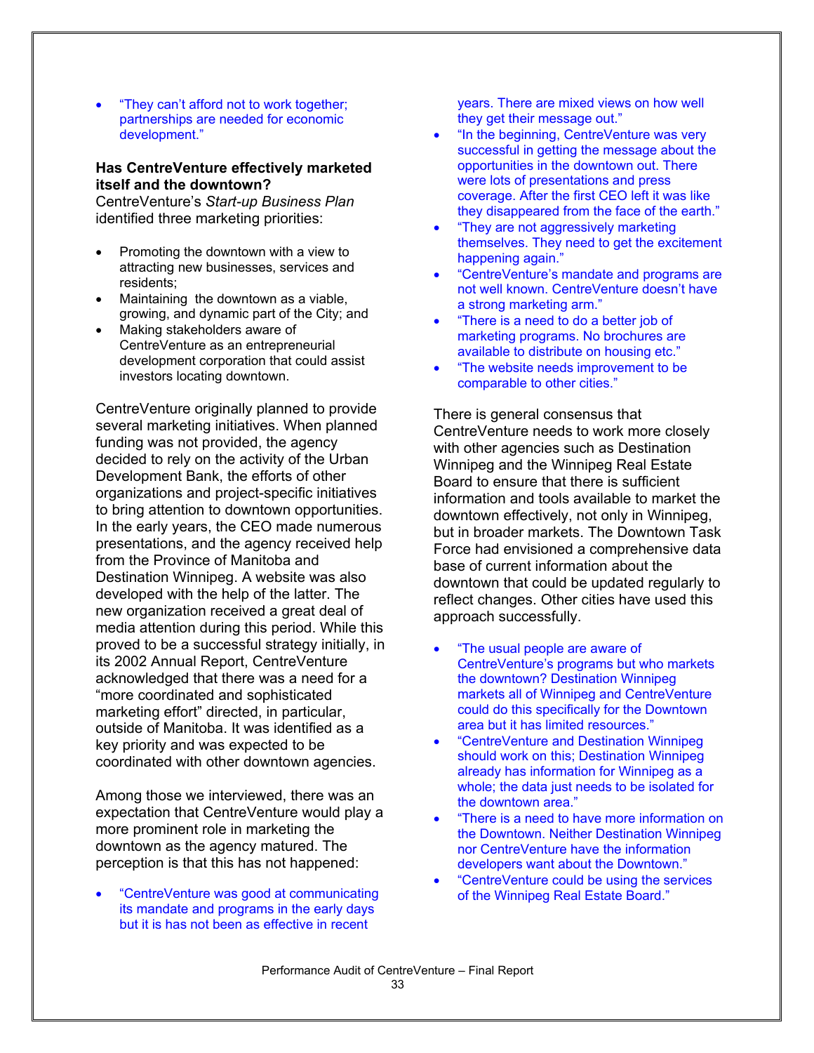- "They can't afford not to work together; partnerships are needed for economic development."

**Has CentreVenture effectively marketed itself and the downtown?**

CentreVenture's *Start-up Business Plan* identified three marketing priorities:

- Promoting the downtown with a view to attracting new businesses, services and residents;
- Maintaining the downtown as a viable, growing, and dynamic part of the City; and
- Making stakeholders aware of CentreVenture as an entrepreneurial development corporation that could assist investors locating downtown.

CentreVenture originally planned to provide several marketing initiatives. When planned funding was not provided, the agency decided to rely on the activity of the Urban Development Bank, the efforts of other organizations and project-specific initiatives to bring attention to downtown opportunities. In the early years, the CEO made numerous presentations, and the agency received help from the Province of Manitoba and Destination Winnipeg. A website was also developed with the help of the latter. The new organization received a great deal of media attention during this period. While this proved to be a successful strategy initially, in its 2002 Annual Report, CentreVenture acknowledged that there was a need for a "more coordinated and sophisticated marketing effort" directed, in particular, outside of Manitoba. It was identified as a key priority and was expected to be coordinated with other downtown agencies.

Among those we interviewed, there was an expectation that CentreVenture would play a more prominent role in marketing the downtown as the agency matured. The perception is that this has not happened:

- "CentreVenture was good at communicating its mandate and programs in the early days but it is has not been as effective in recent years. There are mixed views on how well they get their message out."
- "In the beginning, CentreVenture was very successful in getting the message about the opportunities in the downtown out. There were lots of presentations and press coverage. After the first CEO left it was like they disappeared from the face of the earth."
- "They are not aggressively marketing themselves. They need to get the excitement happening again."
- "CentreVenture's mandate and programs are not well known. CentreVenture doesn't have a strong marketing arm."
- "There is a need to do a better job of marketing programs. No brochures are available to distribute on housing etc."
- "The website needs improvement to be comparable to other cities."

There is general consensus that CentreVenture needs to work more closely with other agencies such as Destination Winnipeg and the Winnipeg Real Estate Board to ensure that there is sufficient information and tools available to market the downtown effectively, not only in Winnipeg, but in broader markets. The Downtown Task Force had envisioned a comprehensive data base of current information about the downtown that could be updated regularly to reflect changes. Other cities have used this approach successfully.

- "The usual people are aware of CentreVenture's programs but who markets the downtown? Destination Winnipeg markets all of Winnipeg and CentreVenture could do this specifically for the Downtown area but it has limited resources."
- "CentreVenture and Destination Winnipeg should work on this; Destination Winnipeg already has information for Winnipeg as a whole; the data just needs to be isolated for the downtown area."
- "There is a need to have more information on the Downtown. Neither Destination Winnipeg nor CentreVenture have the information developers want about the Downtown."
- "CentreVenture could be using the services of the Winnipeg Real Estate Board."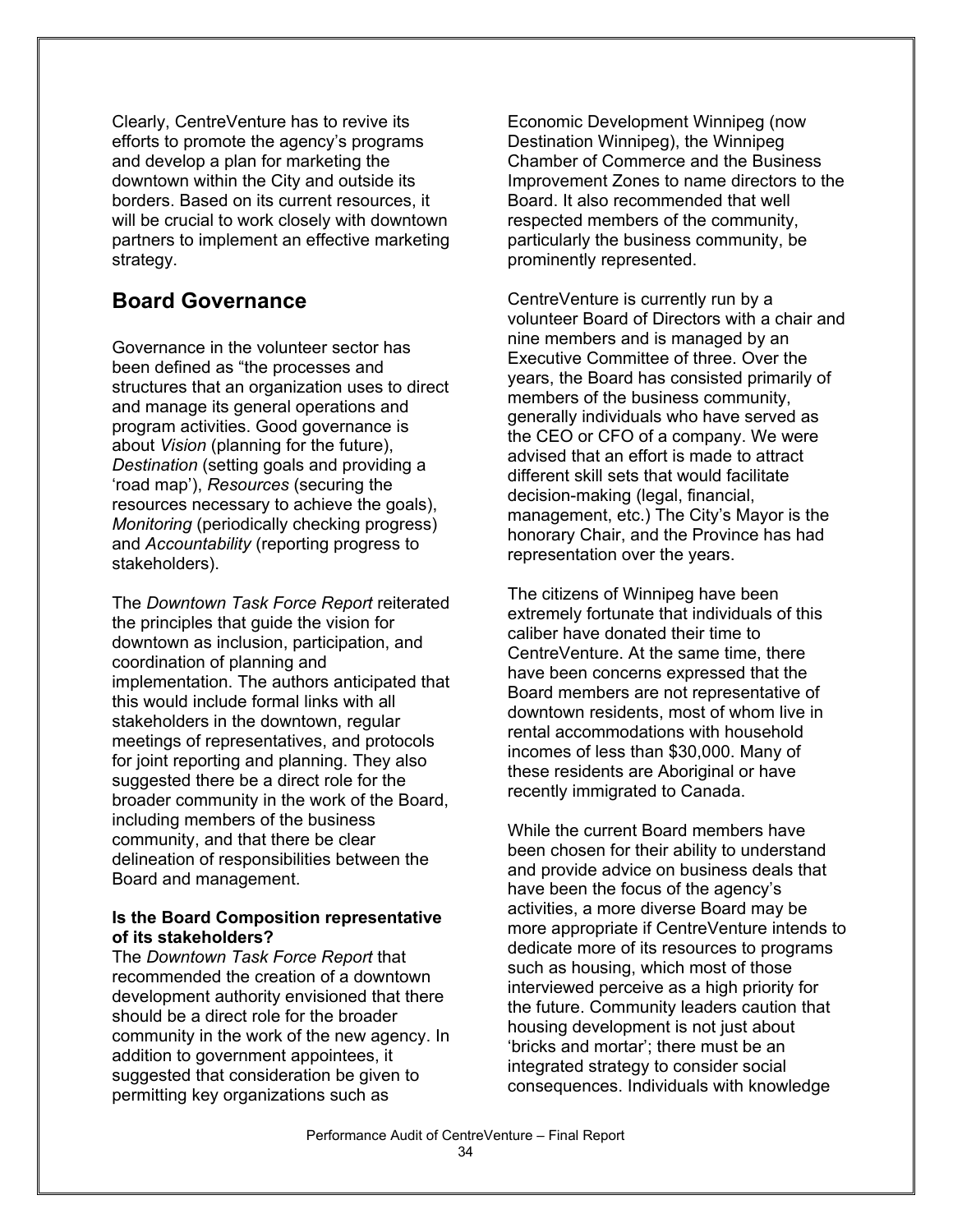Clearly, CentreVenture has to revive its efforts to promote the agency's programs and develop a plan for marketing the downtown within the City and outside its borders. Based on its current resources, it will be crucial to work closely with downtown partners to implement an effective marketing strategy.

## Board Governance

Governance in the volunteer sector has been defined as "the processes and structures that an organization uses to direct and manage its general operations and program activities. Good governance is about *Vision* (planning for the future), *Destination* (setting goals and providing a 'road map'), *Resources* (securing the resources necessary to achieve the goals), *Monitoring* (periodically checking progress) and *Accountability* (reporting progress to stakeholders).

The *Downtown Task Force Report* reiterated the principles that guide the vision for downtown as inclusion, participation, and coordination of planning and implementation. The authors anticipated that this would include formal links with all stakeholders in the downtown, regular meetings of representatives, and protocols for joint reporting and planning. They also suggested there be a direct role for the broader community in the work of the Board, including members of the business community, and that there be clear delineation of responsibilities between the Board and management.

**Is the Board Composition representative of its stakeholders?**

The *Downtown Task Force Report* that recommended the creation of a downtown development authority envisioned that there should be a direct role for the broader community in the work of the new agency. In addition to government appointees, it suggested that consideration be given to permitting key organizations such as Economic Development Winnipeg (now Destination Winnipeg), the Winnipeg Chamber of Commerce and the Business Improvement Zones to name directors to the Board. It also recommended that well respected members of the community, particularly the business community, be prominently represented.

CentreVenture is currently run by a volunteer Board of Directors with a chair and nine members and is managed by an Executive Committee of three. Over the years, the Board has consisted primarily of members of the business community, generally individuals who have served as the CEO or CFO of a company. We were advised that an effort is made to attract different skill sets that would facilitate decision-making (legal, financial, management, etc.) The City's Mayor is the honorary Chair, and the Province has had representation over the years.

The citizens of Winnipeg have been extremely fortunate that individuals of this caliber have donated their time to CentreVenture. At the same time, there have been concerns expressed that the Board members are not representative of downtown residents, most of whom live in rental accommodations with household incomes of less than $30,000. Many of these residents are Aboriginal or have recently immigrated to Canada.

While the current Board members have been chosen for their ability to understand and provide advice on business deals that have been the focus of the agency's activities, a more diverse Board may be more appropriate if CentreVenture intends to dedicate more of its resources to programs such as housing, which most of those interviewed perceive as a high priority for the future. Community leaders caution that housing development is not just about 'bricks and mortar'; there must be an integrated strategy to consider social consequences. Individuals with knowledge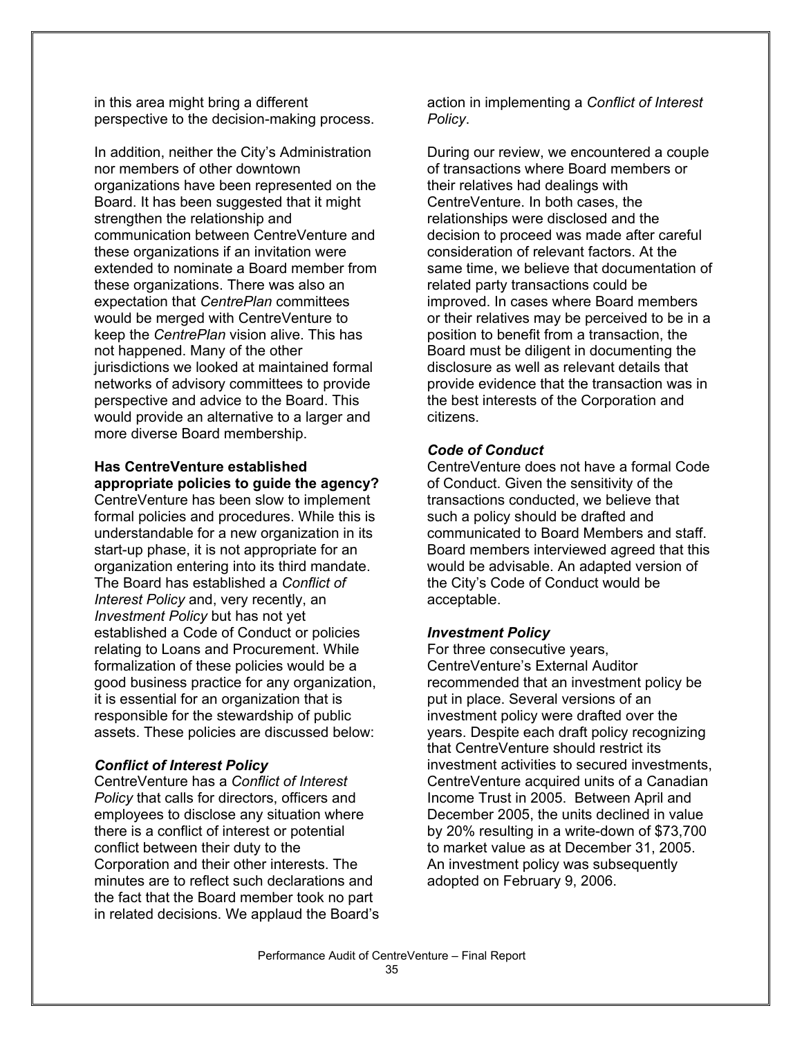in this area might bring a different perspective to the decision-making process.

In addition, neither the City's Administration nor members of other downtown organizations have been represented on the Board. It has been suggested that it might strengthen the relationship and communication between CentreVenture and these organizations if an invitation were extended to nominate a Board member from these organizations. There was also an expectation that *CentrePlan* committees would be merged with CentreVenture to keep the *CentrePlan* vision alive. This has not happened. Many of the other jurisdictions we looked at maintained formal networks of advisory committees to provide perspective and advice to the Board. This would provide an alternative to a larger and more diverse Board membership.

**Has CentreVenture established appropriate policies to guide the agency?**

CentreVenture has been slow to implement formal policies and procedures. While this is understandable for a new organization in its start-up phase, it is not appropriate for an organization entering into its third mandate. The Board has established a *Conflict of Interest Policy* and, very recently, an *Investment Policy* but has not yet established a Code of Conduct or policies relating to Loans and Procurement. While formalization of these policies would be a good business practice for any organization, it is essential for an organization that is responsible for the stewardship of public assets. These policies are discussed below:

***Conflict of Interest Policy***

CentreVenture has a *Conflict of Interest Policy* that calls for directors, officers and employees to disclose any situation where there is a conflict of interest or potential conflict between their duty to the Corporation and their other interests. The minutes are to reflect such declarations and the fact that the Board member took no part in related decisions. We applaud the Board's action in implementing a *Conflict of Interest Policy*.

During our review, we encountered a couple of transactions where Board members or their relatives had dealings with CentreVenture. In both cases, the relationships were disclosed and the decision to proceed was made after careful consideration of relevant factors. At the same time, we believe that documentation of related party transactions could be improved. In cases where Board members or their relatives may be perceived to be in a position to benefit from a transaction, the Board must be diligent in documenting the disclosure as well as relevant details that provide evidence that the transaction was in the best interests of the Corporation and citizens.

***Code of Conduct***

CentreVenture does not have a formal Code of Conduct. Given the sensitivity of the transactions conducted, we believe that such a policy should be drafted and communicated to Board Members and staff. Board members interviewed agreed that this would be advisable. An adapted version of the City's Code of Conduct would be acceptable.

***Investment Policy***

For three consecutive years, CentreVenture's External Auditor recommended that an investment policy be put in place. Several versions of an investment policy were drafted over the years. Despite each draft policy recognizing that CentreVenture should restrict its investment activities to secured investments, CentreVenture acquired units of a Canadian Income Trust in 2005. Between April and December 2005, the units declined in value by 20% resulting in a write-down of $73,700 to market value as at December 31, 2005. An investment policy was subsequently adopted on February 9, 2006.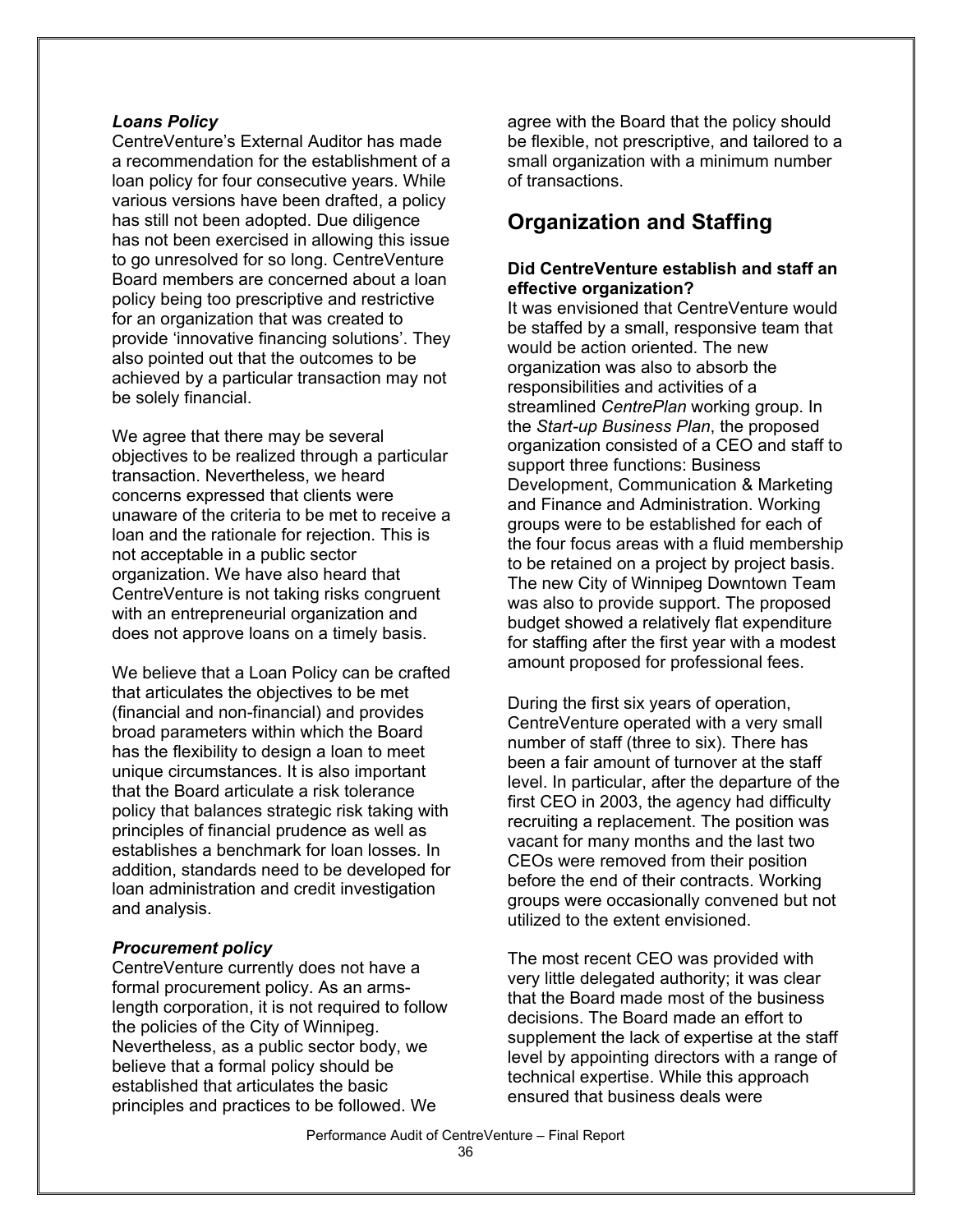*Loans Policy*

CentreVenture's External Auditor has made a recommendation for the establishment of a loan policy for four consecutive years. While various versions have been drafted, a policy has still not been adopted. Due diligence has not been exercised in allowing this issue to go unresolved for so long. CentreVenture Board members are concerned about a loan policy being too prescriptive and restrictive for an organization that was created to provide 'innovative financing solutions'. They also pointed out that the outcomes to be achieved by a particular transaction may not be solely financial.

We agree that there may be several objectives to be realized through a particular transaction. Nevertheless, we heard concerns expressed that clients were unaware of the criteria to be met to receive a loan and the rationale for rejection. This is not acceptable in a public sector organization. We have also heard that CentreVenture is not taking risks congruent with an entrepreneurial organization and does not approve loans on a timely basis.

We believe that a Loan Policy can be crafted that articulates the objectives to be met (financial and non-financial) and provides broad parameters within which the Board has the flexibility to design a loan to meet unique circumstances. It is also important that the Board articulate a risk tolerance policy that balances strategic risk taking with principles of financial prudence as well as establishes a benchmark for loan losses. In addition, standards need to be developed for loan administration and credit investigation and analysis.

*Procurement policy*

CentreVenture currently does not have a formal procurement policy. As an arms-length corporation, it is not required to follow the policies of the City of Winnipeg. Nevertheless, as a public sector body, we believe that a formal policy should be established that articulates the basic principles and practices to be followed. We agree with the Board that the policy should be flexible, not prescriptive, and tailored to a small organization with a minimum number of transactions.

## Organization and Staffing

**Did CentreVenture establish and staff an effective organization?**

It was envisioned that CentreVenture would be staffed by a small, responsive team that would be action oriented. The new organization was also to absorb the responsibilities and activities of a streamlined *CentrePlan* working group. In the *Start-up Business Plan*, the proposed organization consisted of a CEO and staff to support three functions: Business Development, Communication & Marketing and Finance and Administration. Working groups were to be established for each of the four focus areas with a fluid membership to be retained on a project by project basis. The new City of Winnipeg Downtown Team was also to provide support. The proposed budget showed a relatively flat expenditure for staffing after the first year with a modest amount proposed for professional fees.

During the first six years of operation, CentreVenture operated with a very small number of staff (three to six). There has been a fair amount of turnover at the staff level. In particular, after the departure of the first CEO in 2003, the agency had difficulty recruiting a replacement. The position was vacant for many months and the last two CEOs were removed from their position before the end of their contracts. Working groups were occasionally convened but not utilized to the extent envisioned.

The most recent CEO was provided with very little delegated authority; it was clear that the Board made most of the business decisions. The Board made an effort to supplement the lack of expertise at the staff level by appointing directors with a range of technical expertise. While this approach ensured that business deals were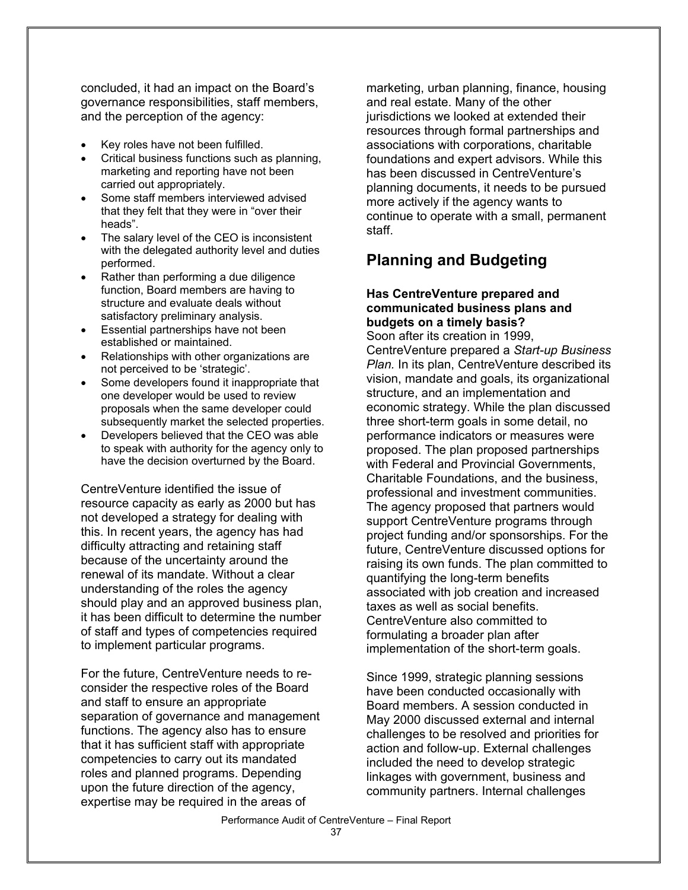concluded, it had an impact on the Board's governance responsibilities, staff members, and the perception of the agency:

- Key roles have not been fulfilled.
- Critical business functions such as planning, marketing and reporting have not been carried out appropriately.
- Some staff members interviewed advised that they felt that they were in "over their heads".
- The salary level of the CEO is inconsistent with the delegated authority level and duties performed.
- Rather than performing a due diligence function, Board members are having to structure and evaluate deals without satisfactory preliminary analysis.
- Essential partnerships have not been established or maintained.
- Relationships with other organizations are not perceived to be 'strategic'.
- Some developers found it inappropriate that one developer would be used to review proposals when the same developer could subsequently market the selected properties.
- Developers believed that the CEO was able to speak with authority for the agency only to have the decision overturned by the Board.

CentreVenture identified the issue of resource capacity as early as 2000 but has not developed a strategy for dealing with this. In recent years, the agency has had difficulty attracting and retaining staff because of the uncertainty around the renewal of its mandate. Without a clear understanding of the roles the agency should play and an approved business plan, it has been difficult to determine the number of staff and types of competencies required to implement particular programs.

For the future, CentreVenture needs to re-consider the respective roles of the Board and staff to ensure an appropriate separation of governance and management functions. The agency also has to ensure that it has sufficient staff with appropriate competencies to carry out its mandated roles and planned programs. Depending upon the future direction of the agency, expertise may be required in the areas of marketing, urban planning, finance, housing and real estate. Many of the other jurisdictions we looked at extended their resources through formal partnerships and associations with corporations, charitable foundations and expert advisors. While this has been discussed in CentreVenture's planning documents, it needs to be pursued more actively if the agency wants to continue to operate with a small, permanent staff.

## Planning and Budgeting

**Has CentreVenture prepared and communicated business plans and budgets on a timely basis?**

Soon after its creation in 1999, CentreVenture prepared a *Start-up Business Plan.* In its plan, CentreVenture described its vision, mandate and goals, its organizational structure, and an implementation and economic strategy. While the plan discussed three short-term goals in some detail, no performance indicators or measures were proposed. The plan proposed partnerships with Federal and Provincial Governments, Charitable Foundations, and the business, professional and investment communities. The agency proposed that partners would support CentreVenture programs through project funding and/or sponsorships. For the future, CentreVenture discussed options for raising its own funds. The plan committed to quantifying the long-term benefits associated with job creation and increased taxes as well as social benefits. CentreVenture also committed to formulating a broader plan after implementation of the short-term goals.

Since 1999, strategic planning sessions have been conducted occasionally with Board members. A session conducted in May 2000 discussed external and internal challenges to be resolved and priorities for action and follow-up. External challenges included the need to develop strategic linkages with government, business and community partners. Internal challenges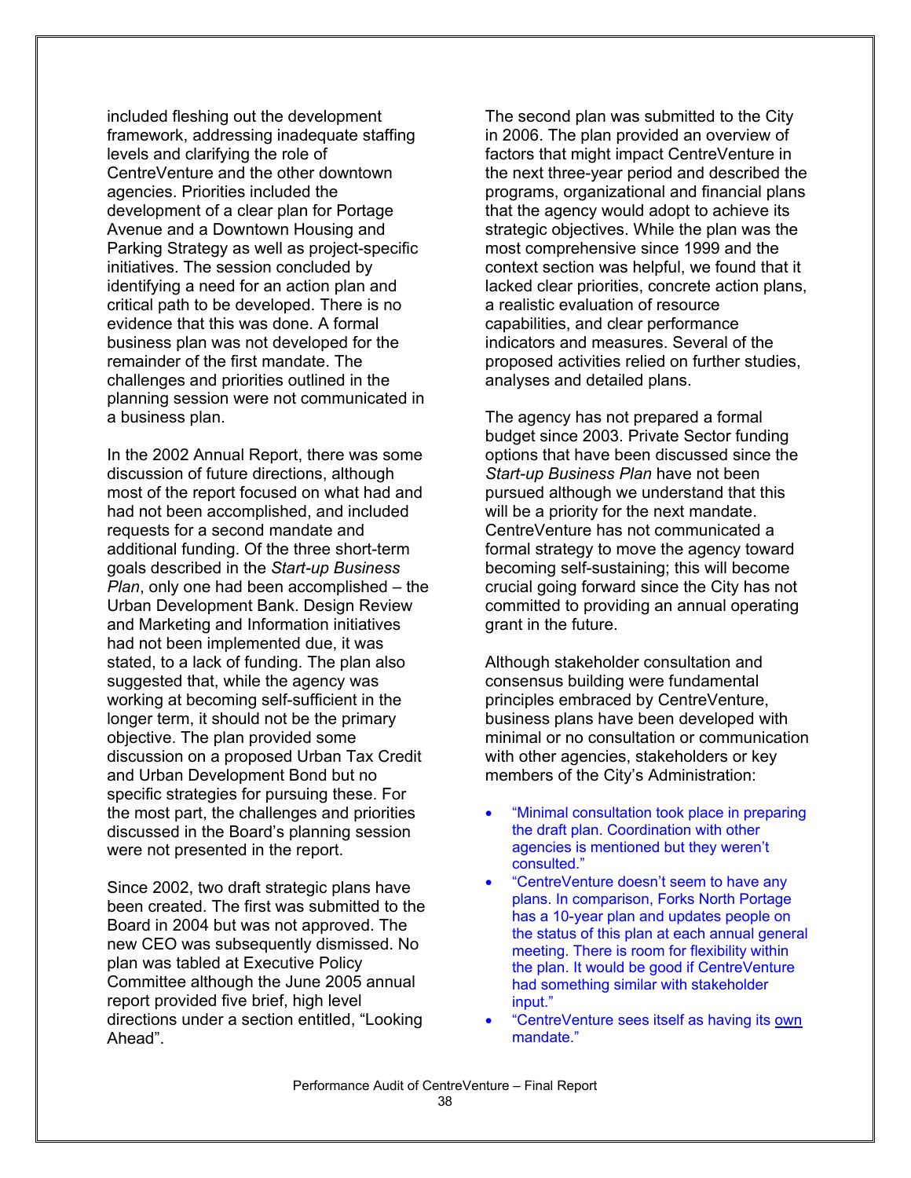included fleshing out the development framework, addressing inadequate staffing levels and clarifying the role of CentreVenture and the other downtown agencies. Priorities included the development of a clear plan for Portage Avenue and a Downtown Housing and Parking Strategy as well as project-specific initiatives. The session concluded by identifying a need for an action plan and critical path to be developed. There is no evidence that this was done. A formal business plan was not developed for the remainder of the first mandate. The challenges and priorities outlined in the planning session were not communicated in a business plan.

In the 2002 Annual Report, there was some discussion of future directions, although most of the report focused on what had and had not been accomplished, and included requests for a second mandate and additional funding. Of the three short-term goals described in the *Start-up Business Plan*, only one had been accomplished – the Urban Development Bank. Design Review and Marketing and Information initiatives had not been implemented due, it was stated, to a lack of funding. The plan also suggested that, while the agency was working at becoming self-sufficient in the longer term, it should not be the primary objective. The plan provided some discussion on a proposed Urban Tax Credit and Urban Development Bond but no specific strategies for pursuing these. For the most part, the challenges and priorities discussed in the Board's planning session were not presented in the report.

Since 2002, two draft strategic plans have been created. The first was submitted to the Board in 2004 but was not approved. The new CEO was subsequently dismissed. No plan was tabled at Executive Policy Committee although the June 2005 annual report provided five brief, high level directions under a section entitled, "Looking Ahead".

The second plan was submitted to the City in 2006. The plan provided an overview of factors that might impact CentreVenture in the next three-year period and described the programs, organizational and financial plans that the agency would adopt to achieve its strategic objectives. While the plan was the most comprehensive since 1999 and the context section was helpful, we found that it lacked clear priorities, concrete action plans, a realistic evaluation of resource capabilities, and clear performance indicators and measures. Several of the proposed activities relied on further studies, analyses and detailed plans.

The agency has not prepared a formal budget since 2003. Private Sector funding options that have been discussed since the *Start-up Business Plan* have not been pursued although we understand that this will be a priority for the next mandate. CentreVenture has not communicated a formal strategy to move the agency toward becoming self-sustaining; this will become crucial going forward since the City has not committed to providing an annual operating grant in the future.

Although stakeholder consultation and consensus building were fundamental principles embraced by CentreVenture, business plans have been developed with minimal or no consultation or communication with other agencies, stakeholders or key members of the City's Administration:

- "Minimal consultation took place in preparing the draft plan. Coordination with other agencies is mentioned but they weren't consulted."
- "CentreVenture doesn't seem to have any plans. In comparison, Forks North Portage has a 10-year plan and updates people on the status of this plan at each annual general meeting. There is room for flexibility within the plan. It would be good if CentreVenture had something similar with stakeholder input."
- "CentreVenture sees itself as having its <u>own</u> mandate."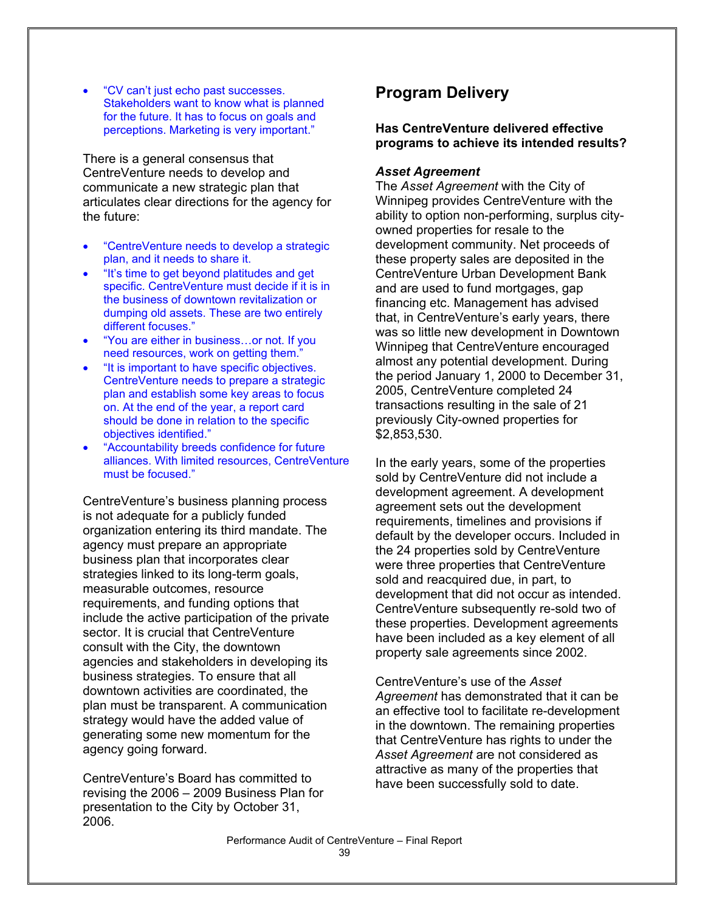- "CV can't just echo past successes. Stakeholders want to know what is planned for the future. It has to focus on goals and perceptions. Marketing is very important."

There is a general consensus that CentreVenture needs to develop and communicate a new strategic plan that articulates clear directions for the agency for the future:

- "CentreVenture needs to develop a strategic plan, and it needs to share it.
- "It's time to get beyond platitudes and get specific. CentreVenture must decide if it is in the business of downtown revitalization or dumping old assets. These are two entirely different focuses."
- "You are either in business…or not. If you need resources, work on getting them."
- "It is important to have specific objectives. CentreVenture needs to prepare a strategic plan and establish some key areas to focus on. At the end of the year, a report card should be done in relation to the specific objectives identified."
- "Accountability breeds confidence for future alliances. With limited resources, CentreVenture must be focused."

CentreVenture's business planning process is not adequate for a publicly funded organization entering its third mandate. The agency must prepare an appropriate business plan that incorporates clear strategies linked to its long-term goals, measurable outcomes, resource requirements, and funding options that include the active participation of the private sector. It is crucial that CentreVenture consult with the City, the downtown agencies and stakeholders in developing its business strategies. To ensure that all downtown activities are coordinated, the plan must be transparent. A communication strategy would have the added value of generating some new momentum for the agency going forward.

CentreVenture's Board has committed to revising the 2006 – 2009 Business Plan for presentation to the City by October 31, 2006.

## Program Delivery

**Has CentreVenture delivered effective programs to achieve its intended results?**

***Asset Agreement***

The *Asset Agreement* with the City of Winnipeg provides CentreVenture with the ability to option non-performing, surplus city-owned properties for resale to the development community. Net proceeds of these property sales are deposited in the CentreVenture Urban Development Bank and are used to fund mortgages, gap financing etc. Management has advised that, in CentreVenture's early years, there was so little new development in Downtown Winnipeg that CentreVenture encouraged almost any potential development. During the period January 1, 2000 to December 31, 2005, CentreVenture completed 24 transactions resulting in the sale of 21 previously City-owned properties for $2,853,530.

In the early years, some of the properties sold by CentreVenture did not include a development agreement. A development agreement sets out the development requirements, timelines and provisions if default by the developer occurs. Included in the 24 properties sold by CentreVenture were three properties that CentreVenture sold and reacquired due, in part, to development that did not occur as intended. CentreVenture subsequently re-sold two of these properties. Development agreements have been included as a key element of all property sale agreements since 2002.

CentreVenture's use of the *Asset Agreement* has demonstrated that it can be an effective tool to facilitate re-development in the downtown. The remaining properties that CentreVenture has rights to under the *Asset Agreement* are not considered as attractive as many of the properties that have been successfully sold to date.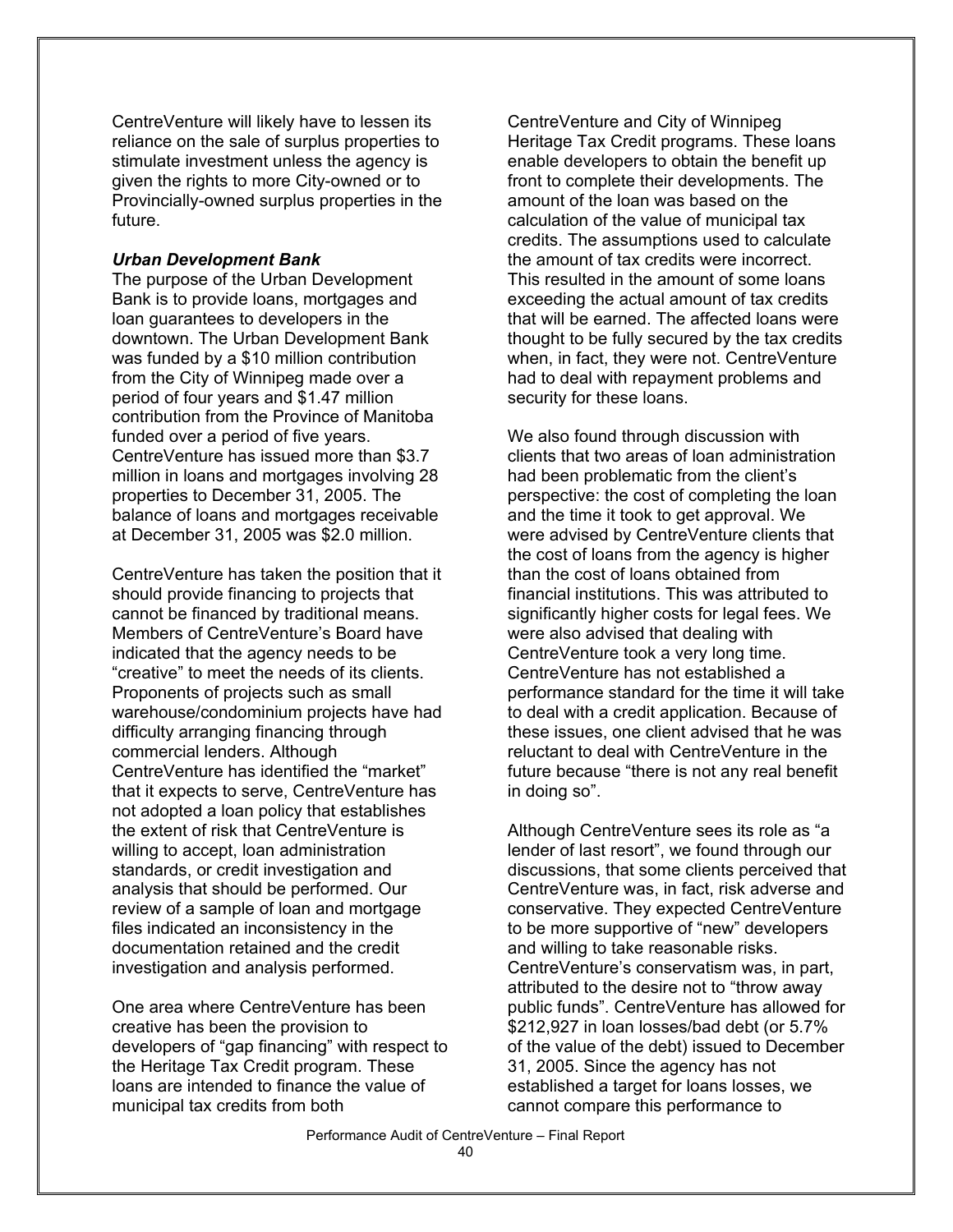CentreVenture will likely have to lessen its reliance on the sale of surplus properties to stimulate investment unless the agency is given the rights to more City-owned or to Provincially-owned surplus properties in the future.

***Urban Development Bank***

The purpose of the Urban Development Bank is to provide loans, mortgages and loan guarantees to developers in the downtown. The Urban Development Bank was funded by a $10 million contribution from the City of Winnipeg made over a period of four years and $1.47 million contribution from the Province of Manitoba funded over a period of five years. CentreVenture has issued more than $3.7 million in loans and mortgages involving 28 properties to December 31, 2005. The balance of loans and mortgages receivable at December 31, 2005 was $2.0 million.

CentreVenture has taken the position that it should provide financing to projects that cannot be financed by traditional means. Members of CentreVenture's Board have indicated that the agency needs to be "creative" to meet the needs of its clients. Proponents of projects such as small warehouse/condominium projects have had difficulty arranging financing through commercial lenders. Although CentreVenture has identified the "market" that it expects to serve, CentreVenture has not adopted a loan policy that establishes the extent of risk that CentreVenture is willing to accept, loan administration standards, or credit investigation and analysis that should be performed. Our review of a sample of loan and mortgage files indicated an inconsistency in the documentation retained and the credit investigation and analysis performed.

One area where CentreVenture has been creative has been the provision to developers of "gap financing" with respect to the Heritage Tax Credit program. These loans are intended to finance the value of municipal tax credits from both CentreVenture and City of Winnipeg Heritage Tax Credit programs. These loans enable developers to obtain the benefit up front to complete their developments. The amount of the loan was based on the calculation of the value of municipal tax credits. The assumptions used to calculate the amount of tax credits were incorrect. This resulted in the amount of some loans exceeding the actual amount of tax credits that will be earned. The affected loans were thought to be fully secured by the tax credits when, in fact, they were not. CentreVenture had to deal with repayment problems and security for these loans.

We also found through discussion with clients that two areas of loan administration had been problematic from the client's perspective: the cost of completing the loan and the time it took to get approval. We were advised by CentreVenture clients that the cost of loans from the agency is higher than the cost of loans obtained from financial institutions. This was attributed to significantly higher costs for legal fees. We were also advised that dealing with CentreVenture took a very long time. CentreVenture has not established a performance standard for the time it will take to deal with a credit application. Because of these issues, one client advised that he was reluctant to deal with CentreVenture in the future because "there is not any real benefit in doing so".

Although CentreVenture sees its role as "a lender of last resort", we found through our discussions, that some clients perceived that CentreVenture was, in fact, risk adverse and conservative. They expected CentreVenture to be more supportive of "new" developers and willing to take reasonable risks. CentreVenture's conservatism was, in part, attributed to the desire not to "throw away public funds". CentreVenture has allowed for $212,927 in loan losses/bad debt (or 5.7% of the value of the debt) issued to December 31, 2005. Since the agency has not established a target for loans losses, we cannot compare this performance to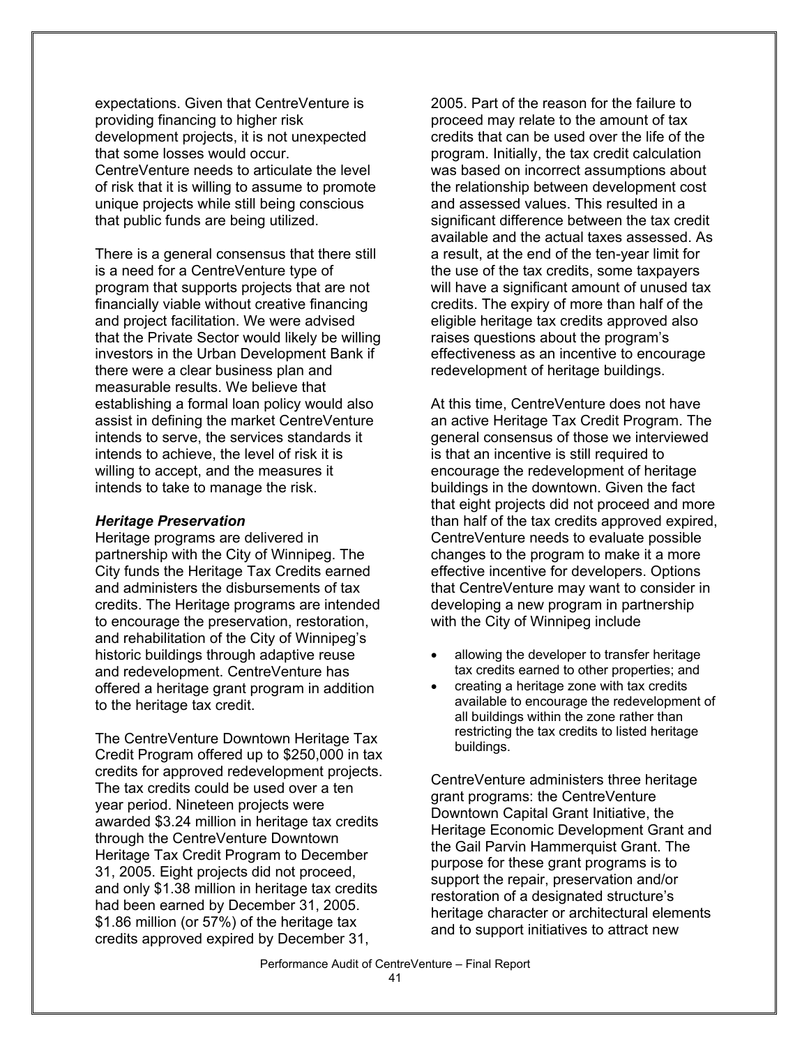expectations. Given that CentreVenture is providing financing to higher risk development projects, it is not unexpected that some losses would occur. CentreVenture needs to articulate the level of risk that it is willing to assume to promote unique projects while still being conscious that public funds are being utilized.

There is a general consensus that there still is a need for a CentreVenture type of program that supports projects that are not financially viable without creative financing and project facilitation. We were advised that the Private Sector would likely be willing investors in the Urban Development Bank if there were a clear business plan and measurable results. We believe that establishing a formal loan policy would also assist in defining the market CentreVenture intends to serve, the services standards it intends to achieve, the level of risk it is willing to accept, and the measures it intends to take to manage the risk.

***Heritage Preservation***

Heritage programs are delivered in partnership with the City of Winnipeg. The City funds the Heritage Tax Credits earned and administers the disbursements of tax credits. The Heritage programs are intended to encourage the preservation, restoration, and rehabilitation of the City of Winnipeg's historic buildings through adaptive reuse and redevelopment. CentreVenture has offered a heritage grant program in addition to the heritage tax credit.

The CentreVenture Downtown Heritage Tax Credit Program offered up to $250,000 in tax credits for approved redevelopment projects. The tax credits could be used over a ten year period. Nineteen projects were awarded $3.24 million in heritage tax credits through the CentreVenture Downtown Heritage Tax Credit Program to December 31, 2005. Eight projects did not proceed, and only $1.38 million in heritage tax credits had been earned by December 31, 2005. $1.86 million (or 57%) of the heritage tax credits approved expired by December 31, 2005. Part of the reason for the failure to proceed may relate to the amount of tax credits that can be used over the life of the program. Initially, the tax credit calculation was based on incorrect assumptions about the relationship between development cost and assessed values. This resulted in a significant difference between the tax credit available and the actual taxes assessed. As a result, at the end of the ten-year limit for the use of the tax credits, some taxpayers will have a significant amount of unused tax credits. The expiry of more than half of the eligible heritage tax credits approved also raises questions about the program's effectiveness as an incentive to encourage redevelopment of heritage buildings.

At this time, CentreVenture does not have an active Heritage Tax Credit Program. The general consensus of those we interviewed is that an incentive is still required to encourage the redevelopment of heritage buildings in the downtown. Given the fact that eight projects did not proceed and more than half of the tax credits approved expired, CentreVenture needs to evaluate possible changes to the program to make it a more effective incentive for developers. Options that CentreVenture may want to consider in developing a new program in partnership with the City of Winnipeg include

- allowing the developer to transfer heritage tax credits earned to other properties; and
- creating a heritage zone with tax credits available to encourage the redevelopment of all buildings within the zone rather than restricting the tax credits to listed heritage buildings.

CentreVenture administers three heritage grant programs: the CentreVenture Downtown Capital Grant Initiative, the Heritage Economic Development Grant and the Gail Parvin Hammerquist Grant. The purpose for these grant programs is to support the repair, preservation and/or restoration of a designated structure's heritage character or architectural elements and to support initiatives to attract new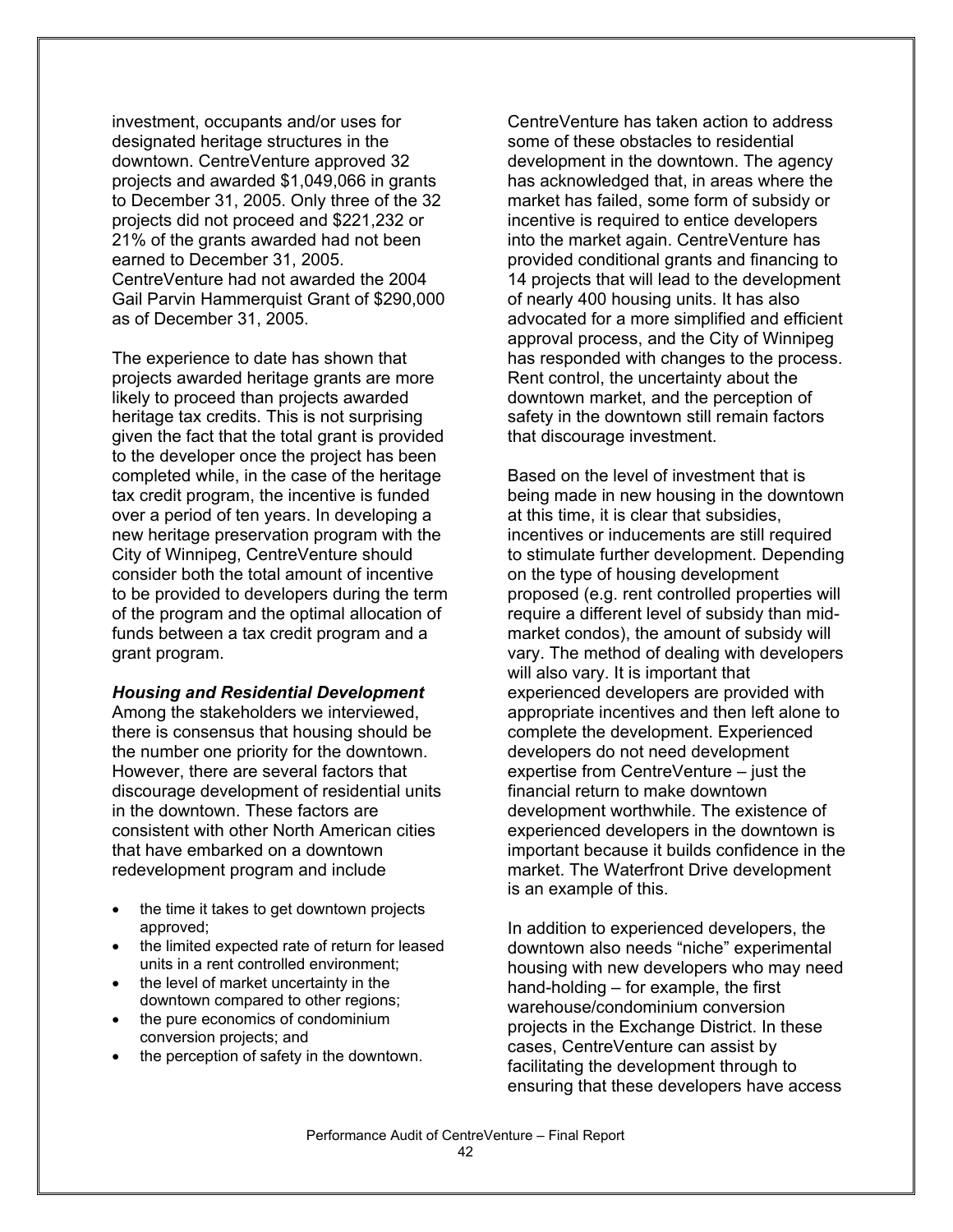investment, occupants and/or uses for designated heritage structures in the downtown. CentreVenture approved 32 projects and awarded $1,049,066 in grants to December 31, 2005. Only three of the 32 projects did not proceed and $221,232 or 21% of the grants awarded had not been earned to December 31, 2005. CentreVenture had not awarded the 2004 Gail Parvin Hammerquist Grant of $290,000 as of December 31, 2005.

The experience to date has shown that projects awarded heritage grants are more likely to proceed than projects awarded heritage tax credits. This is not surprising given the fact that the total grant is provided to the developer once the project has been completed while, in the case of the heritage tax credit program, the incentive is funded over a period of ten years. In developing a new heritage preservation program with the City of Winnipeg, CentreVenture should consider both the total amount of incentive to be provided to developers during the term of the program and the optimal allocation of funds between a tax credit program and a grant program.

***Housing and Residential Development***

Among the stakeholders we interviewed, there is consensus that housing should be the number one priority for the downtown. However, there are several factors that discourage development of residential units in the downtown. These factors are consistent with other North American cities that have embarked on a downtown redevelopment program and include

- the time it takes to get downtown projects approved;
- the limited expected rate of return for leased units in a rent controlled environment;
- the level of market uncertainty in the downtown compared to other regions;
- the pure economics of condominium conversion projects; and
- the perception of safety in the downtown.

CentreVenture has taken action to address some of these obstacles to residential development in the downtown. The agency has acknowledged that, in areas where the market has failed, some form of subsidy or incentive is required to entice developers into the market again. CentreVenture has provided conditional grants and financing to 14 projects that will lead to the development of nearly 400 housing units. It has also advocated for a more simplified and efficient approval process, and the City of Winnipeg has responded with changes to the process. Rent control, the uncertainty about the downtown market, and the perception of safety in the downtown still remain factors that discourage investment.

Based on the level of investment that is being made in new housing in the downtown at this time, it is clear that subsidies, incentives or inducements are still required to stimulate further development. Depending on the type of housing development proposed (e.g. rent controlled properties will require a different level of subsidy than mid-market condos), the amount of subsidy will vary. The method of dealing with developers will also vary. It is important that experienced developers are provided with appropriate incentives and then left alone to complete the development. Experienced developers do not need development expertise from CentreVenture – just the financial return to make downtown development worthwhile. The existence of experienced developers in the downtown is important because it builds confidence in the market. The Waterfront Drive development is an example of this.

In addition to experienced developers, the downtown also needs "niche" experimental housing with new developers who may need hand-holding – for example, the first warehouse/condominium conversion projects in the Exchange District. In these cases, CentreVenture can assist by facilitating the development through to ensuring that these developers have access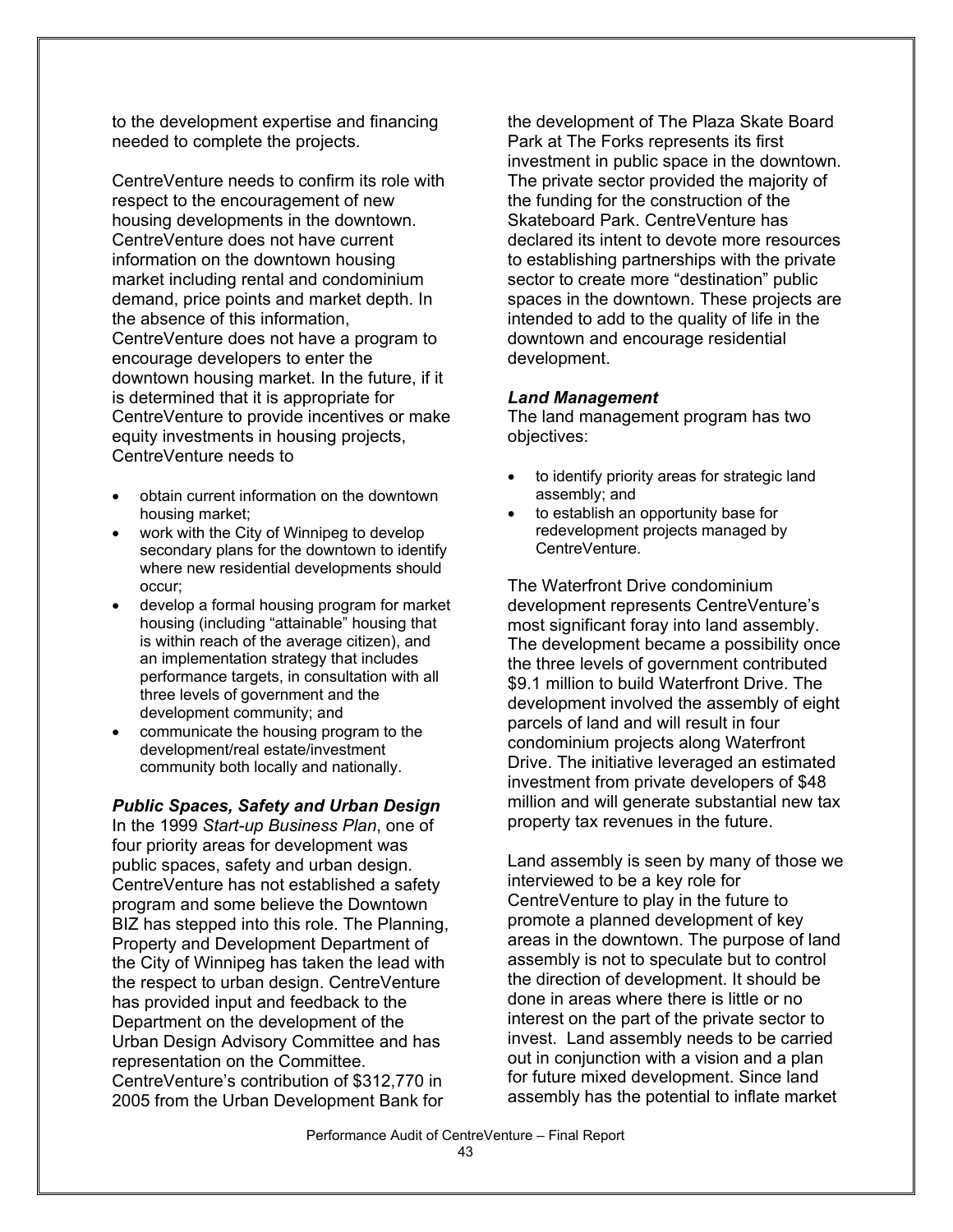to the development expertise and financing needed to complete the projects.

CentreVenture needs to confirm its role with respect to the encouragement of new housing developments in the downtown. CentreVenture does not have current information on the downtown housing market including rental and condominium demand, price points and market depth. In the absence of this information, CentreVenture does not have a program to encourage developers to enter the downtown housing market. In the future, if it is determined that it is appropriate for CentreVenture to provide incentives or make equity investments in housing projects, CentreVenture needs to

- obtain current information on the downtown housing market;
- work with the City of Winnipeg to develop secondary plans for the downtown to identify where new residential developments should occur;
- develop a formal housing program for market housing (including "attainable" housing that is within reach of the average citizen), and an implementation strategy that includes performance targets, in consultation with all three levels of government and the development community; and
- communicate the housing program to the development/real estate/investment community both locally and nationally.

***Public Spaces, Safety and Urban Design***

In the 1999 *Start-up Business Plan*, one of four priority areas for development was public spaces, safety and urban design. CentreVenture has not established a safety program and some believe the Downtown BIZ has stepped into this role. The Planning, Property and Development Department of the City of Winnipeg has taken the lead with the respect to urban design. CentreVenture has provided input and feedback to the Department on the development of the Urban Design Advisory Committee and has representation on the Committee. CentreVenture's contribution of $312,770 in 2005 from the Urban Development Bank for the development of The Plaza Skate Board Park at The Forks represents its first investment in public space in the downtown. The private sector provided the majority of the funding for the construction of the Skateboard Park. CentreVenture has declared its intent to devote more resources to establishing partnerships with the private sector to create more "destination" public spaces in the downtown. These projects are intended to add to the quality of life in the downtown and encourage residential development.

***Land Management***

The land management program has two objectives:

- to identify priority areas for strategic land assembly; and
- to establish an opportunity base for redevelopment projects managed by CentreVenture.

The Waterfront Drive condominium development represents CentreVenture's most significant foray into land assembly. The development became a possibility once the three levels of government contributed $9.1 million to build Waterfront Drive. The development involved the assembly of eight parcels of land and will result in four condominium projects along Waterfront Drive. The initiative leveraged an estimated investment from private developers of $48 million and will generate substantial new tax property tax revenues in the future.

Land assembly is seen by many of those we interviewed to be a key role for CentreVenture to play in the future to promote a planned development of key areas in the downtown. The purpose of land assembly is not to speculate but to control the direction of development. It should be done in areas where there is little or no interest on the part of the private sector to invest. Land assembly needs to be carried out in conjunction with a vision and a plan for future mixed development. Since land assembly has the potential to inflate market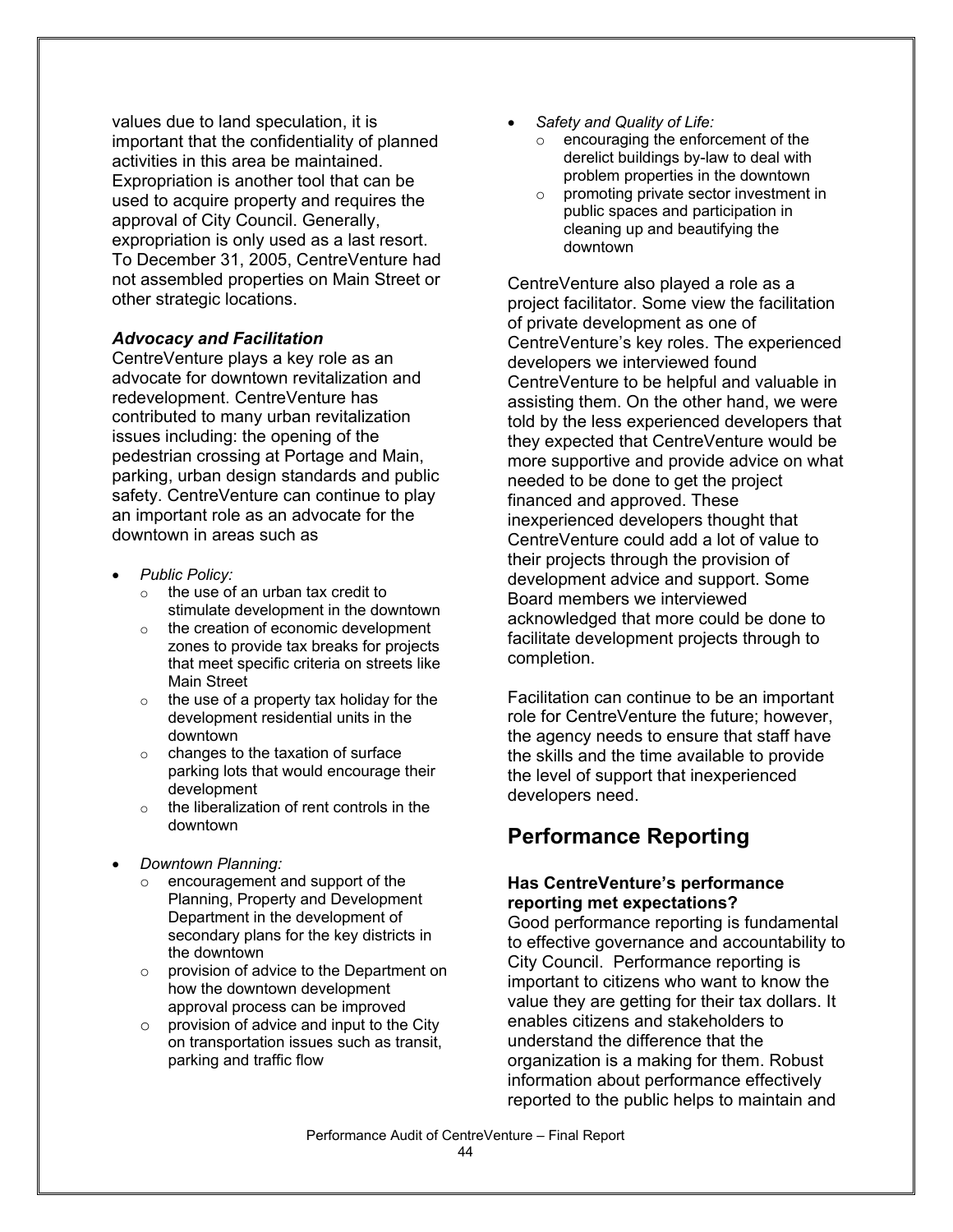values due to land speculation, it is important that the confidentiality of planned activities in this area be maintained. Expropriation is another tool that can be used to acquire property and requires the approval of City Council. Generally, expropriation is only used as a last resort. To December 31, 2005, CentreVenture had not assembled properties on Main Street or other strategic locations.

### *Advocacy and Facilitation*

CentreVenture plays a key role as an advocate for downtown revitalization and redevelopment. CentreVenture has contributed to many urban revitalization issues including: the opening of the pedestrian crossing at Portage and Main, parking, urban design standards and public safety. CentreVenture can continue to play an important role as an advocate for the downtown in areas such as

- *Public Policy:*
  - the use of an urban tax credit to stimulate development in the downtown
  - the creation of economic development zones to provide tax breaks for projects that meet specific criteria on streets like Main Street
  - the use of a property tax holiday for the development residential units in the downtown
  - changes to the taxation of surface parking lots that would encourage their development
  - the liberalization of rent controls in the downtown

- *Downtown Planning:*
  - encouragement and support of the Planning, Property and Development Department in the development of secondary plans for the key districts in the downtown
  - provision of advice to the Department on how the downtown development approval process can be improved
  - provision of advice and input to the City on transportation issues such as transit, parking and traffic flow

- *Safety and Quality of Life:*
  - encouraging the enforcement of the derelict buildings by-law to deal with problem properties in the downtown
  - promoting private sector investment in public spaces and participation in cleaning up and beautifying the downtown

CentreVenture also played a role as a project facilitator. Some view the facilitation of private development as one of CentreVenture's key roles. The experienced developers we interviewed found CentreVenture to be helpful and valuable in assisting them. On the other hand, we were told by the less experienced developers that they expected that CentreVenture would be more supportive and provide advice on what needed to be done to get the project financed and approved. These inexperienced developers thought that CentreVenture could add a lot of value to their projects through the provision of development advice and support. Some Board members we interviewed acknowledged that more could be done to facilitate development projects through to completion.

Facilitation can continue to be an important role for CentreVenture the future; however, the agency needs to ensure that staff have the skills and the time available to provide the level of support that inexperienced developers need.

## Performance Reporting

#### Has CentreVenture's performance reporting met expectations?

Good performance reporting is fundamental to effective governance and accountability to City Council. Performance reporting is important to citizens who want to know the value they are getting for their tax dollars. It enables citizens and stakeholders to understand the difference that the organization is a making for them. Robust information about performance effectively reported to the public helps to maintain and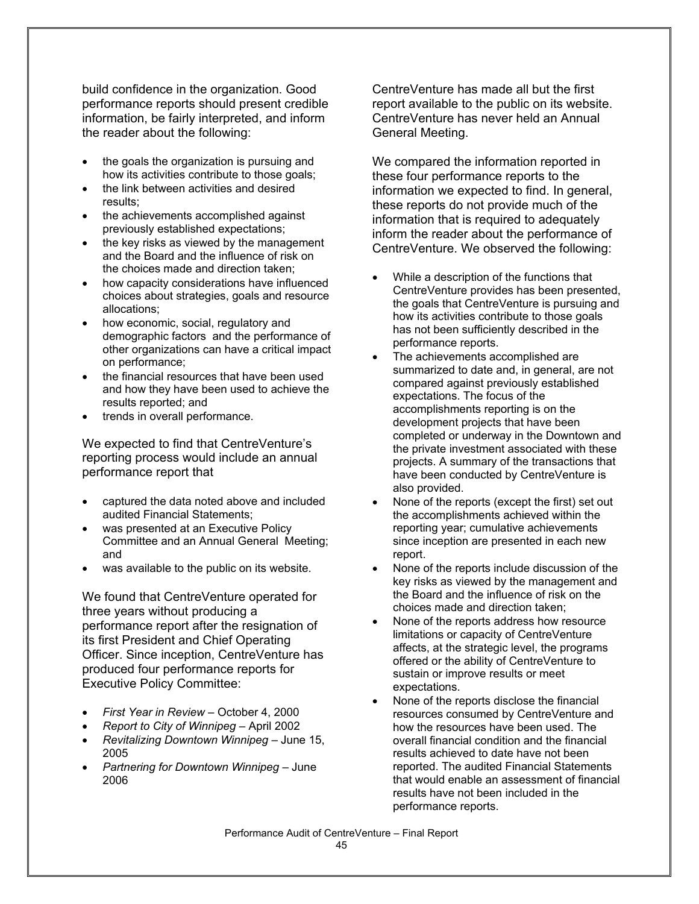build confidence in the organization. Good performance reports should present credible information, be fairly interpreted, and inform the reader about the following:

- the goals the organization is pursuing and how its activities contribute to those goals;
- the link between activities and desired results;
- the achievements accomplished against previously established expectations;
- the key risks as viewed by the management and the Board and the influence of risk on the choices made and direction taken;
- how capacity considerations have influenced choices about strategies, goals and resource allocations;
- how economic, social, regulatory and demographic factors and the performance of other organizations can have a critical impact on performance;
- the financial resources that have been used and how they have been used to achieve the results reported; and
- trends in overall performance.

We expected to find that CentreVenture's reporting process would include an annual performance report that

- captured the data noted above and included audited Financial Statements;
- was presented at an Executive Policy Committee and an Annual General Meeting; and
- was available to the public on its website.

We found that CentreVenture operated for three years without producing a performance report after the resignation of its first President and Chief Operating Officer. Since inception, CentreVenture has produced four performance reports for Executive Policy Committee:

- *First Year in Review* – October 4, 2000
- *Report to City of Winnipeg* – April 2002
- *Revitalizing Downtown Winnipeg* – June 15, 2005
- *Partnering for Downtown Winnipeg* – June 2006

CentreVenture has made all but the first report available to the public on its website. CentreVenture has never held an Annual General Meeting.

We compared the information reported in these four performance reports to the information we expected to find. In general, these reports do not provide much of the information that is required to adequately inform the reader about the performance of CentreVenture. We observed the following:

- While a description of the functions that CentreVenture provides has been presented, the goals that CentreVenture is pursuing and how its activities contribute to those goals has not been sufficiently described in the performance reports.
- The achievements accomplished are summarized to date and, in general, are not compared against previously established expectations. The focus of the accomplishments reporting is on the development projects that have been completed or underway in the Downtown and the private investment associated with these projects. A summary of the transactions that have been conducted by CentreVenture is also provided.
- None of the reports (except the first) set out the accomplishments achieved within the reporting year; cumulative achievements since inception are presented in each new report.
- None of the reports include discussion of the key risks as viewed by the management and the Board and the influence of risk on the choices made and direction taken;
- None of the reports address how resource limitations or capacity of CentreVenture affects, at the strategic level, the programs offered or the ability of CentreVenture to sustain or improve results or meet expectations.
- None of the reports disclose the financial resources consumed by CentreVenture and how the resources have been used. The overall financial condition and the financial results achieved to date have not been reported. The audited Financial Statements that would enable an assessment of financial results have not been included in the performance reports.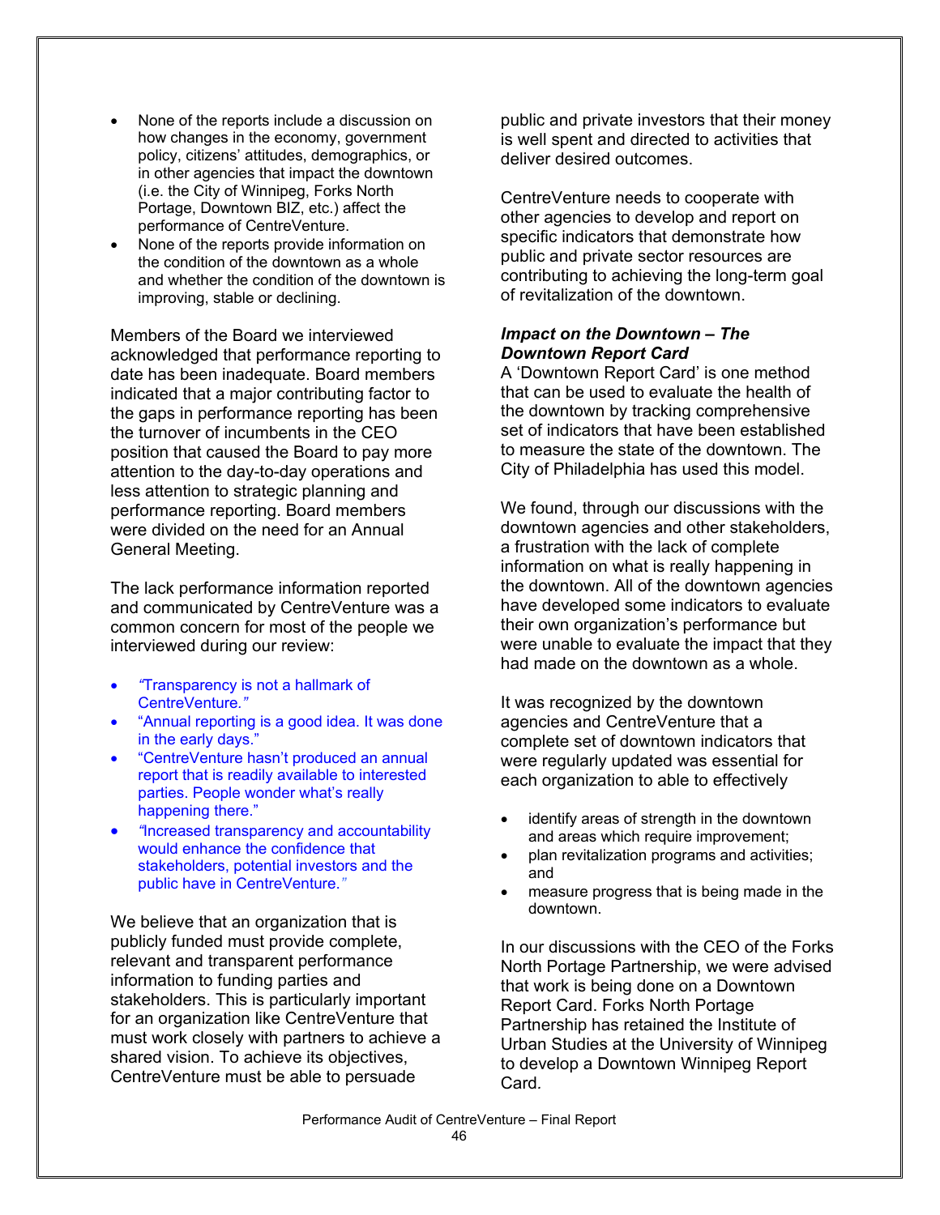- None of the reports include a discussion on how changes in the economy, government policy, citizens' attitudes, demographics, or in other agencies that impact the downtown (i.e. the City of Winnipeg, Forks North Portage, Downtown BIZ, etc.) affect the performance of CentreVenture.
- None of the reports provide information on the condition of the downtown as a whole and whether the condition of the downtown is improving, stable or declining.

Members of the Board we interviewed acknowledged that performance reporting to date has been inadequate. Board members indicated that a major contributing factor to the gaps in performance reporting has been the turnover of incumbents in the CEO position that caused the Board to pay more attention to the day-to-day operations and less attention to strategic planning and performance reporting. Board members were divided on the need for an Annual General Meeting.

The lack performance information reported and communicated by CentreVenture was a common concern for most of the people we interviewed during our review:

- *"Transparency is not a hallmark of CentreVenture."*
- "Annual reporting is a good idea. It was done in the early days."
- "CentreVenture hasn't produced an annual report that is readily available to interested parties. People wonder what's really happening there."
- *"Increased transparency and accountability would enhance the confidence that stakeholders, potential investors and the public have in CentreVenture."*

We believe that an organization that is publicly funded must provide complete, relevant and transparent performance information to funding parties and stakeholders. This is particularly important for an organization like CentreVenture that must work closely with partners to achieve a shared vision. To achieve its objectives, CentreVenture must be able to persuade public and private investors that their money is well spent and directed to activities that deliver desired outcomes.

CentreVenture needs to cooperate with other agencies to develop and report on specific indicators that demonstrate how public and private sector resources are contributing to achieving the long-term goal of revitalization of the downtown.

***Impact on the Downtown – The Downtown Report Card***

A 'Downtown Report Card' is one method that can be used to evaluate the health of the downtown by tracking comprehensive set of indicators that have been established to measure the state of the downtown. The City of Philadelphia has used this model.

We found, through our discussions with the downtown agencies and other stakeholders, a frustration with the lack of complete information on what is really happening in the downtown. All of the downtown agencies have developed some indicators to evaluate their own organization's performance but were unable to evaluate the impact that they had made on the downtown as a whole.

It was recognized by the downtown agencies and CentreVenture that a complete set of downtown indicators that were regularly updated was essential for each organization to able to effectively

- identify areas of strength in the downtown and areas which require improvement;
- plan revitalization programs and activities; and
- measure progress that is being made in the downtown.

In our discussions with the CEO of the Forks North Portage Partnership, we were advised that work is being done on a Downtown Report Card. Forks North Portage Partnership has retained the Institute of Urban Studies at the University of Winnipeg to develop a Downtown Winnipeg Report Card.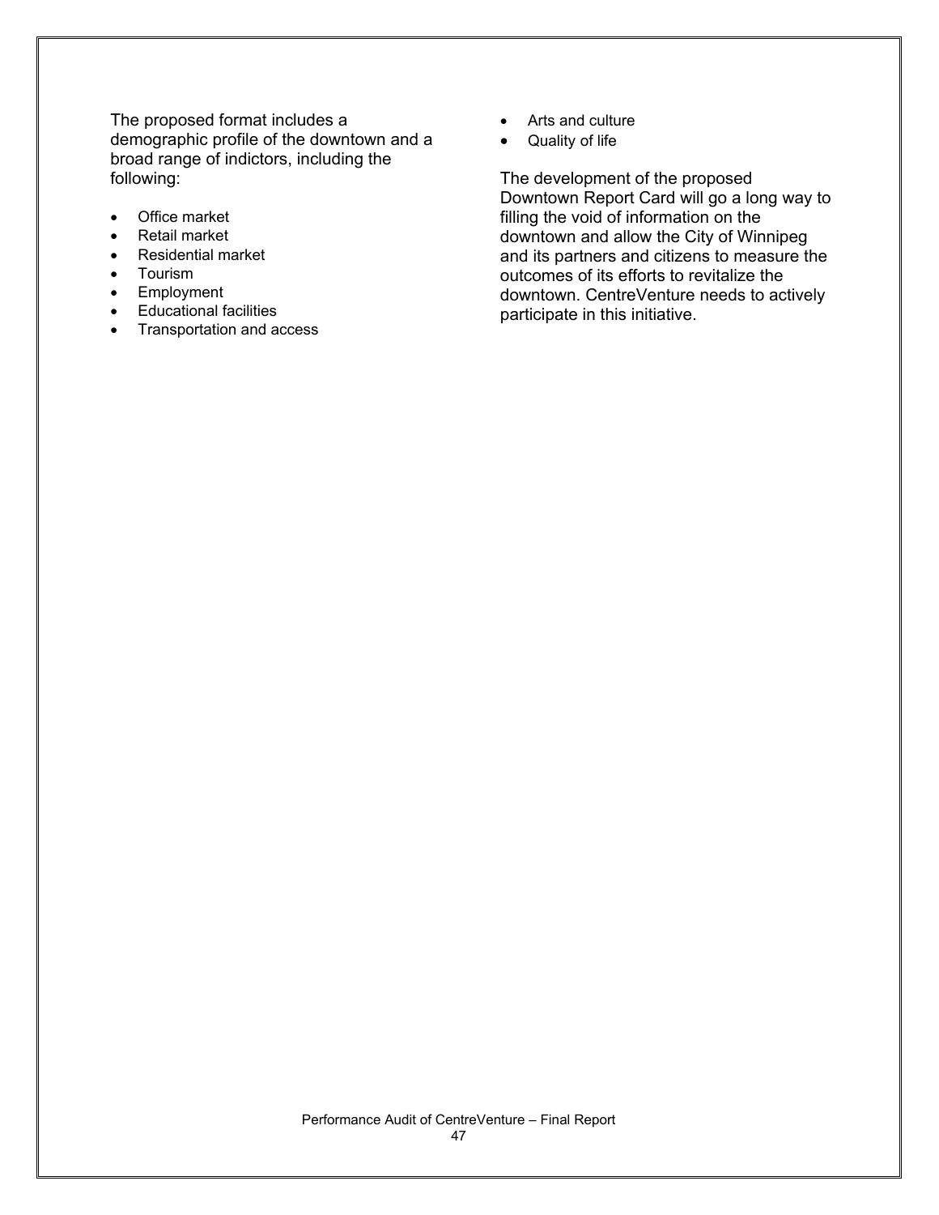The proposed format includes a demographic profile of the downtown and a broad range of indictors, including the following:

- Office market
- Retail market
- Residential market
- Tourism
- Employment
- Educational facilities
- Transportation and access
- Arts and culture
- Quality of life

The development of the proposed Downtown Report Card will go a long way to filling the void of information on the downtown and allow the City of Winnipeg and its partners and citizens to measure the outcomes of its efforts to revitalize the downtown. CentreVenture needs to actively participate in this initiative.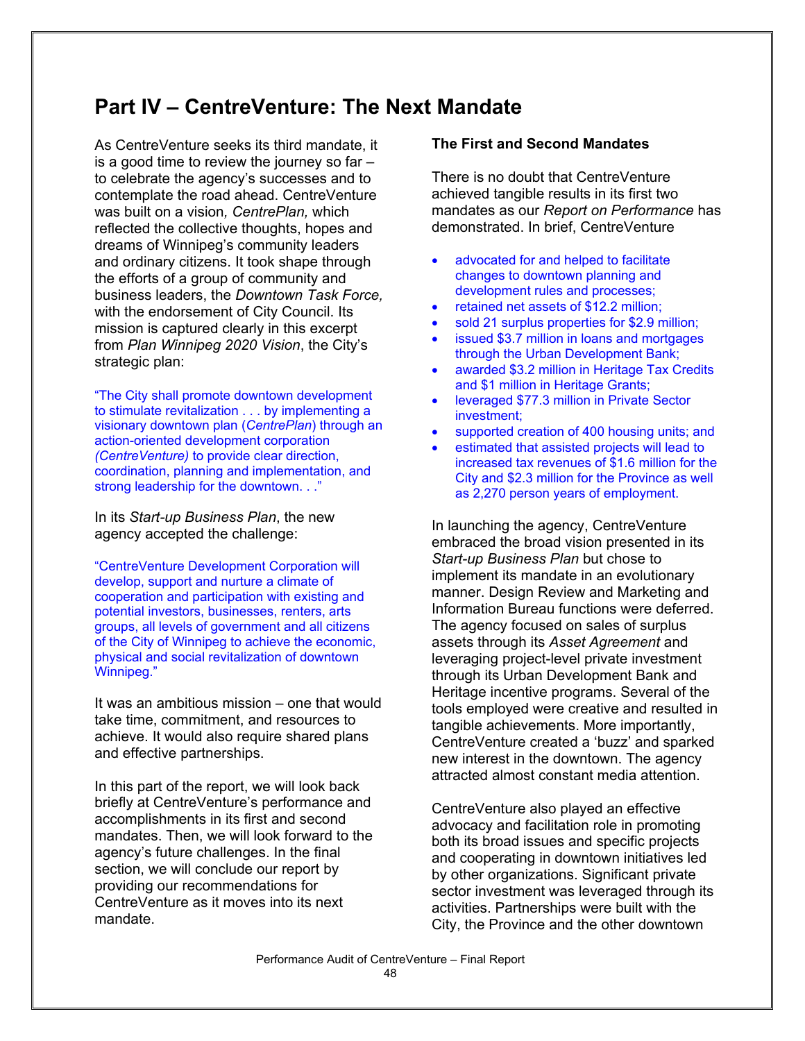# Part IV – CentreVenture: The Next Mandate

As CentreVenture seeks its third mandate, it is a good time to review the journey so far – to celebrate the agency's successes and to contemplate the road ahead. CentreVenture was built on a vision*, CentrePlan,* which reflected the collective thoughts, hopes and dreams of Winnipeg's community leaders and ordinary citizens. It took shape through the efforts of a group of community and business leaders, the *Downtown Task Force,* with the endorsement of City Council. Its mission is captured clearly in this excerpt from *Plan Winnipeg 2020 Vision*, the City's strategic plan:

"The City shall promote downtown development to stimulate revitalization . . . by implementing a visionary downtown plan (*CentrePlan*) through an action-oriented development corporation *(CentreVenture)* to provide clear direction, coordination, planning and implementation, and strong leadership for the downtown. . ."

In its *Start-up Business Plan*, the new agency accepted the challenge:

"CentreVenture Development Corporation will develop, support and nurture a climate of cooperation and participation with existing and potential investors, businesses, renters, arts groups, all levels of government and all citizens of the City of Winnipeg to achieve the economic, physical and social revitalization of downtown Winnipeg."

It was an ambitious mission – one that would take time, commitment, and resources to achieve. It would also require shared plans and effective partnerships.

In this part of the report, we will look back briefly at CentreVenture's performance and accomplishments in its first and second mandates. Then, we will look forward to the agency's future challenges. In the final section, we will conclude our report by providing our recommendations for CentreVenture as it moves into its next mandate.

**The First and Second Mandates**

There is no doubt that CentreVenture achieved tangible results in its first two mandates as our *Report on Performance* has demonstrated. In brief, CentreVenture

- advocated for and helped to facilitate changes to downtown planning and development rules and processes;
- retained net assets of $12.2 million;
- sold 21 surplus properties for $2.9 million;
- issued $3.7 million in loans and mortgages through the Urban Development Bank;
- awarded $3.2 million in Heritage Tax Credits and $1 million in Heritage Grants;
- leveraged $77.3 million in Private Sector investment;
- supported creation of 400 housing units; and
- estimated that assisted projects will lead to increased tax revenues of $1.6 million for the City and $2.3 million for the Province as well as 2,270 person years of employment.

In launching the agency, CentreVenture embraced the broad vision presented in its *Start-up Business Plan* but chose to implement its mandate in an evolutionary manner. Design Review and Marketing and Information Bureau functions were deferred. The agency focused on sales of surplus assets through its *Asset Agreement* and leveraging project-level private investment through its Urban Development Bank and Heritage incentive programs. Several of the tools employed were creative and resulted in tangible achievements. More importantly, CentreVenture created a 'buzz' and sparked new interest in the downtown. The agency attracted almost constant media attention.

CentreVenture also played an effective advocacy and facilitation role in promoting both its broad issues and specific projects and cooperating in downtown initiatives led by other organizations. Significant private sector investment was leveraged through its activities. Partnerships were built with the City, the Province and the other downtown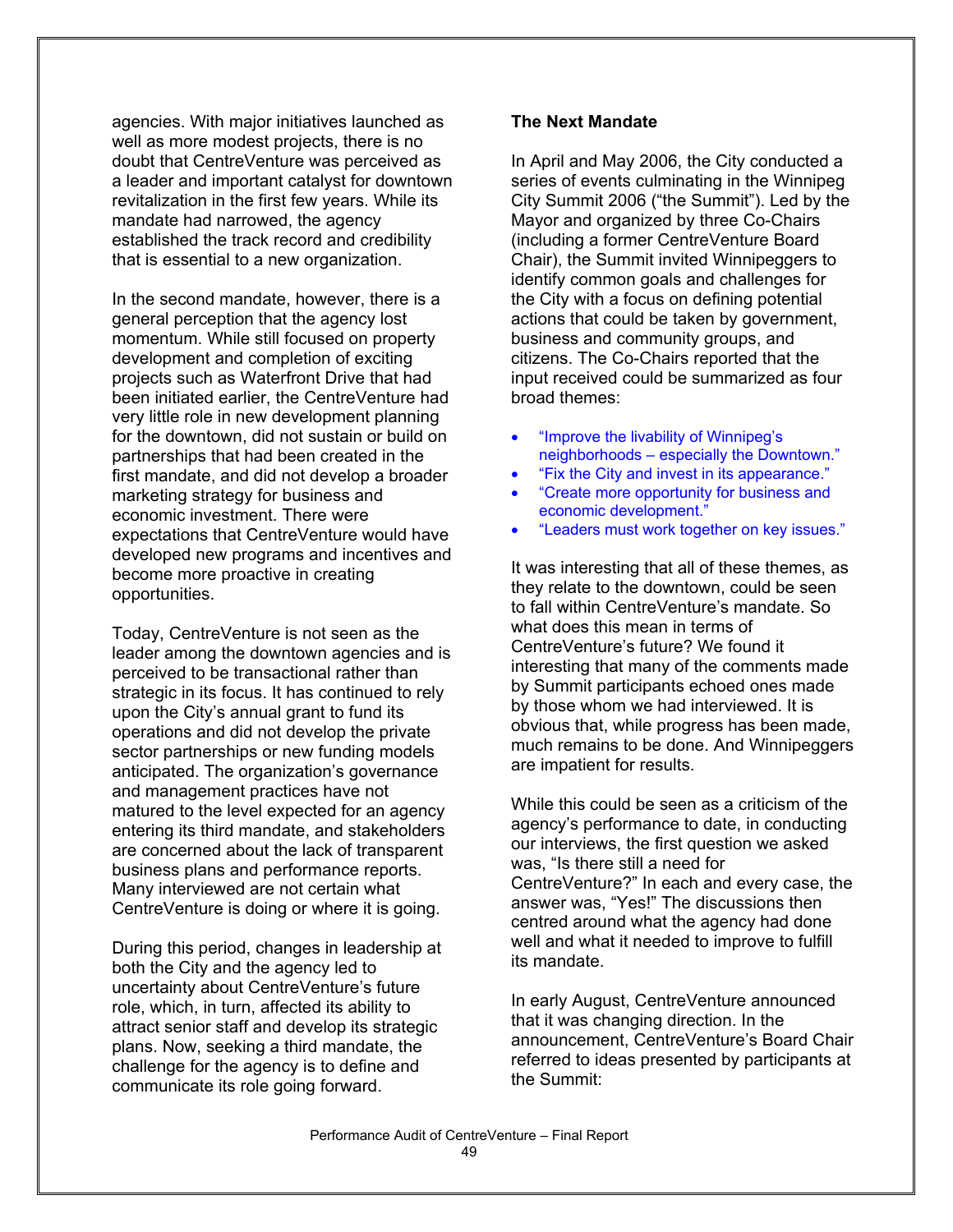agencies. With major initiatives launched as well as more modest projects, there is no doubt that CentreVenture was perceived as a leader and important catalyst for downtown revitalization in the first few years. While its mandate had narrowed, the agency established the track record and credibility that is essential to a new organization.

In the second mandate, however, there is a general perception that the agency lost momentum. While still focused on property development and completion of exciting projects such as Waterfront Drive that had been initiated earlier, the CentreVenture had very little role in new development planning for the downtown, did not sustain or build on partnerships that had been created in the first mandate, and did not develop a broader marketing strategy for business and economic investment. There were expectations that CentreVenture would have developed new programs and incentives and become more proactive in creating opportunities.

Today, CentreVenture is not seen as the leader among the downtown agencies and is perceived to be transactional rather than strategic in its focus. It has continued to rely upon the City's annual grant to fund its operations and did not develop the private sector partnerships or new funding models anticipated. The organization's governance and management practices have not matured to the level expected for an agency entering its third mandate, and stakeholders are concerned about the lack of transparent business plans and performance reports. Many interviewed are not certain what CentreVenture is doing or where it is going.

During this period, changes in leadership at both the City and the agency led to uncertainty about CentreVenture's future role, which, in turn, affected its ability to attract senior staff and develop its strategic plans. Now, seeking a third mandate, the challenge for the agency is to define and communicate its role going forward.

**The Next Mandate**

In April and May 2006, the City conducted a series of events culminating in the Winnipeg City Summit 2006 ("the Summit"). Led by the Mayor and organized by three Co-Chairs (including a former CentreVenture Board Chair), the Summit invited Winnipeggers to identify common goals and challenges for the City with a focus on defining potential actions that could be taken by government, business and community groups, and citizens. The Co-Chairs reported that the input received could be summarized as four broad themes:

- "Improve the livability of Winnipeg's neighborhoods – especially the Downtown."
- "Fix the City and invest in its appearance."
- "Create more opportunity for business and economic development."
- "Leaders must work together on key issues."

It was interesting that all of these themes, as they relate to the downtown, could be seen to fall within CentreVenture's mandate. So what does this mean in terms of CentreVenture's future? We found it interesting that many of the comments made by Summit participants echoed ones made by those whom we had interviewed. It is obvious that, while progress has been made, much remains to be done. And Winnipeggers are impatient for results.

While this could be seen as a criticism of the agency's performance to date, in conducting our interviews, the first question we asked was, "Is there still a need for CentreVenture?" In each and every case, the answer was, "Yes!" The discussions then centred around what the agency had done well and what it needed to improve to fulfill its mandate.

In early August, CentreVenture announced that it was changing direction. In the announcement, CentreVenture's Board Chair referred to ideas presented by participants at the Summit: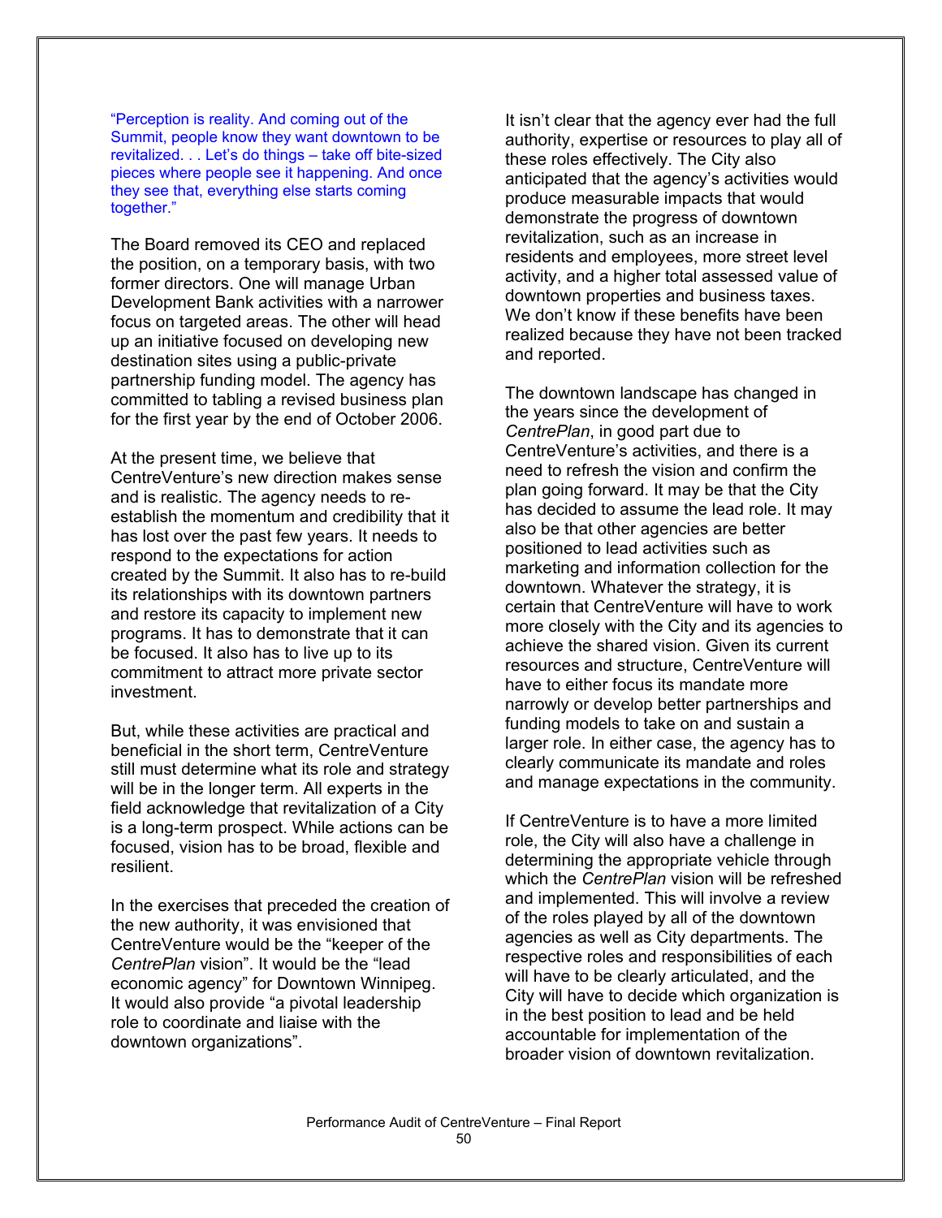"Perception is reality. And coming out of the Summit, people know they want downtown to be revitalized. . . Let's do things – take off bite-sized pieces where people see it happening. And once they see that, everything else starts coming together."

The Board removed its CEO and replaced the position, on a temporary basis, with two former directors. One will manage Urban Development Bank activities with a narrower focus on targeted areas. The other will head up an initiative focused on developing new destination sites using a public-private partnership funding model. The agency has committed to tabling a revised business plan for the first year by the end of October 2006.

At the present time, we believe that CentreVenture's new direction makes sense and is realistic. The agency needs to re-establish the momentum and credibility that it has lost over the past few years. It needs to respond to the expectations for action created by the Summit. It also has to re-build its relationships with its downtown partners and restore its capacity to implement new programs. It has to demonstrate that it can be focused. It also has to live up to its commitment to attract more private sector investment.

But, while these activities are practical and beneficial in the short term, CentreVenture still must determine what its role and strategy will be in the longer term. All experts in the field acknowledge that revitalization of a City is a long-term prospect. While actions can be focused, vision has to be broad, flexible and resilient.

In the exercises that preceded the creation of the new authority, it was envisioned that CentreVenture would be the "keeper of the *CentrePlan* vision". It would be the "lead economic agency" for Downtown Winnipeg. It would also provide "a pivotal leadership role to coordinate and liaise with the downtown organizations".

It isn't clear that the agency ever had the full authority, expertise or resources to play all of these roles effectively. The City also anticipated that the agency's activities would produce measurable impacts that would demonstrate the progress of downtown revitalization, such as an increase in residents and employees, more street level activity, and a higher total assessed value of downtown properties and business taxes. We don't know if these benefits have been realized because they have not been tracked and reported.

The downtown landscape has changed in the years since the development of *CentrePlan*, in good part due to CentreVenture's activities, and there is a need to refresh the vision and confirm the plan going forward. It may be that the City has decided to assume the lead role. It may also be that other agencies are better positioned to lead activities such as marketing and information collection for the downtown. Whatever the strategy, it is certain that CentreVenture will have to work more closely with the City and its agencies to achieve the shared vision. Given its current resources and structure, CentreVenture will have to either focus its mandate more narrowly or develop better partnerships and funding models to take on and sustain a larger role. In either case, the agency has to clearly communicate its mandate and roles and manage expectations in the community.

If CentreVenture is to have a more limited role, the City will also have a challenge in determining the appropriate vehicle through which the *CentrePlan* vision will be refreshed and implemented. This will involve a review of the roles played by all of the downtown agencies as well as City departments. The respective roles and responsibilities of each will have to be clearly articulated, and the City will have to decide which organization is in the best position to lead and be held accountable for implementation of the broader vision of downtown revitalization.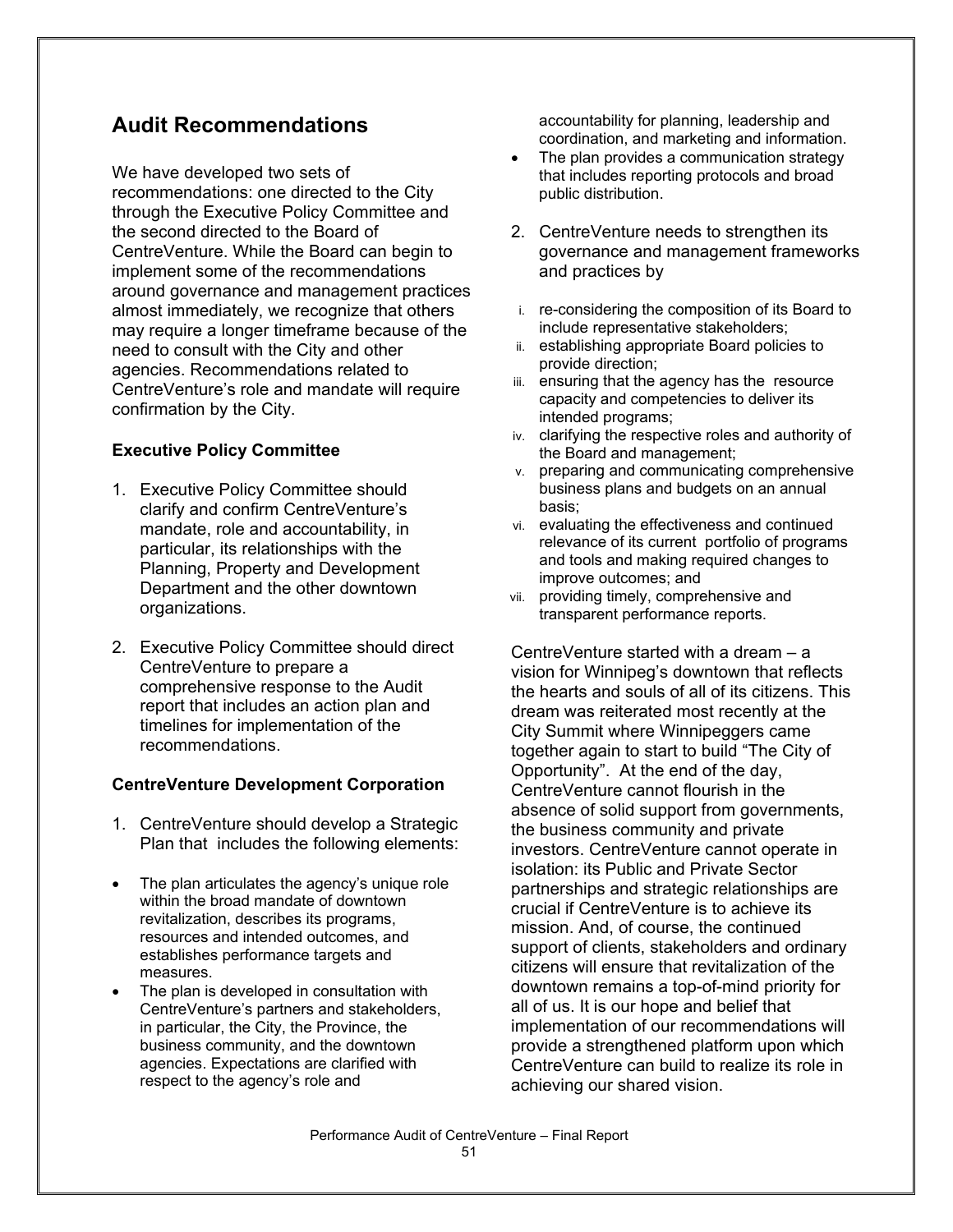## Audit Recommendations

We have developed two sets of recommendations: one directed to the City through the Executive Policy Committee and the second directed to the Board of CentreVenture. While the Board can begin to implement some of the recommendations around governance and management practices almost immediately, we recognize that others may require a longer timeframe because of the need to consult with the City and other agencies. Recommendations related to CentreVenture's role and mandate will require confirmation by the City.

### Executive Policy Committee

1. Executive Policy Committee should clarify and confirm CentreVenture's mandate, role and accountability, in particular, its relationships with the Planning, Property and Development Department and the other downtown organizations.

2. Executive Policy Committee should direct CentreVenture to prepare a comprehensive response to the Audit report that includes an action plan and timelines for implementation of the recommendations.

### CentreVenture Development Corporation

1. CentreVenture should develop a Strategic Plan that includes the following elements:

- The plan articulates the agency's unique role within the broad mandate of downtown revitalization, describes its programs, resources and intended outcomes, and establishes performance targets and measures.
- The plan is developed in consultation with CentreVenture's partners and stakeholders, in particular, the City, the Province, the business community, and the downtown agencies. Expectations are clarified with respect to the agency's role and accountability for planning, leadership and coordination, and marketing and information.
- The plan provides a communication strategy that includes reporting protocols and broad public distribution.

2. CentreVenture needs to strengthen its governance and management frameworks and practices by

   i. re-considering the composition of its Board to include representative stakeholders;
   ii. establishing appropriate Board policies to provide direction;
   iii. ensuring that the agency has the resource capacity and competencies to deliver its intended programs;
   iv. clarifying the respective roles and authority of the Board and management;
   v. preparing and communicating comprehensive business plans and budgets on an annual basis;
   vi. evaluating the effectiveness and continued relevance of its current portfolio of programs and tools and making required changes to improve outcomes; and
   vii. providing timely, comprehensive and transparent performance reports.

CentreVenture started with a dream – a vision for Winnipeg's downtown that reflects the hearts and souls of all of its citizens. This dream was reiterated most recently at the City Summit where Winnipeggers came together again to start to build "The City of Opportunity". At the end of the day, CentreVenture cannot flourish in the absence of solid support from governments, the business community and private investors. CentreVenture cannot operate in isolation: its Public and Private Sector partnerships and strategic relationships are crucial if CentreVenture is to achieve its mission. And, of course, the continued support of clients, stakeholders and ordinary citizens will ensure that revitalization of the downtown remains a top-of-mind priority for all of us. It is our hope and belief that implementation of our recommendations will provide a strengthened platform upon which CentreVenture can build to realize its role in achieving our shared vision.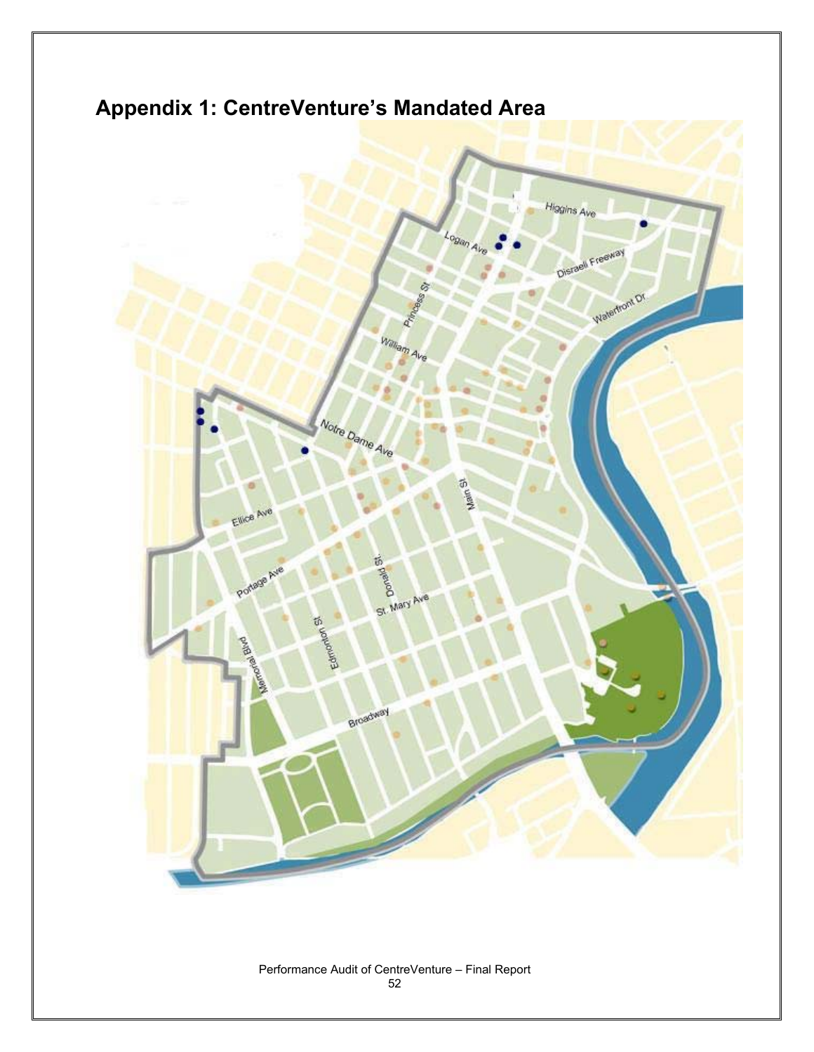# Appendix 1: CentreVenture's Mandated Area

Higgins Ave
Logan Ave
Disraeli Freeway
Waterfront Dr
Princess St
William Ave
Notre Dame Ave
Main St
Ellice Ave
Portage Ave
Donald St.
St. Mary Ave
Edmonton St
Memorial Blvd
Broadway